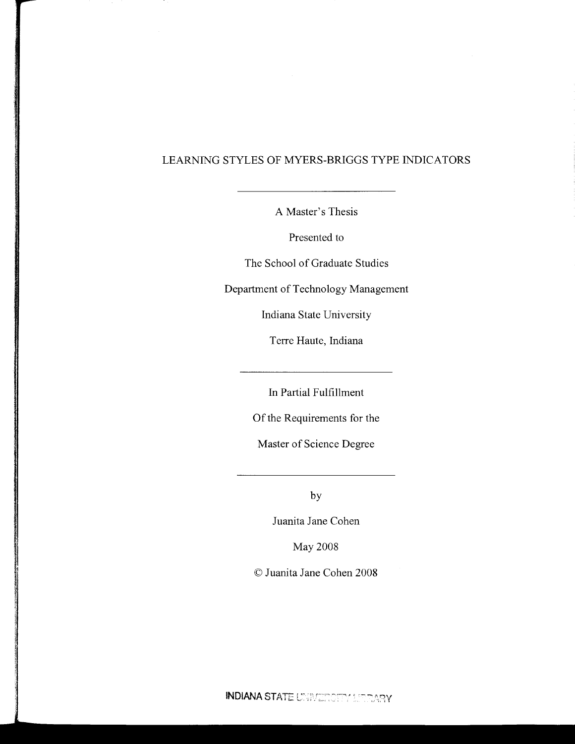# LEARNING STYLES OF MYERS-BRIGGS TYPE INDICATORS

---

A Master's Thesis

Presented to

The School of Graduate Studies

Department of Technology Management

Indiana State University

Terre Haute, Indiana

---

In Partial Fulfillment

Of the Requirements for the

Master of Science Degree

---

by

Juanita Jane Cohen

May 2008

© Juanita Jane Cohen 2008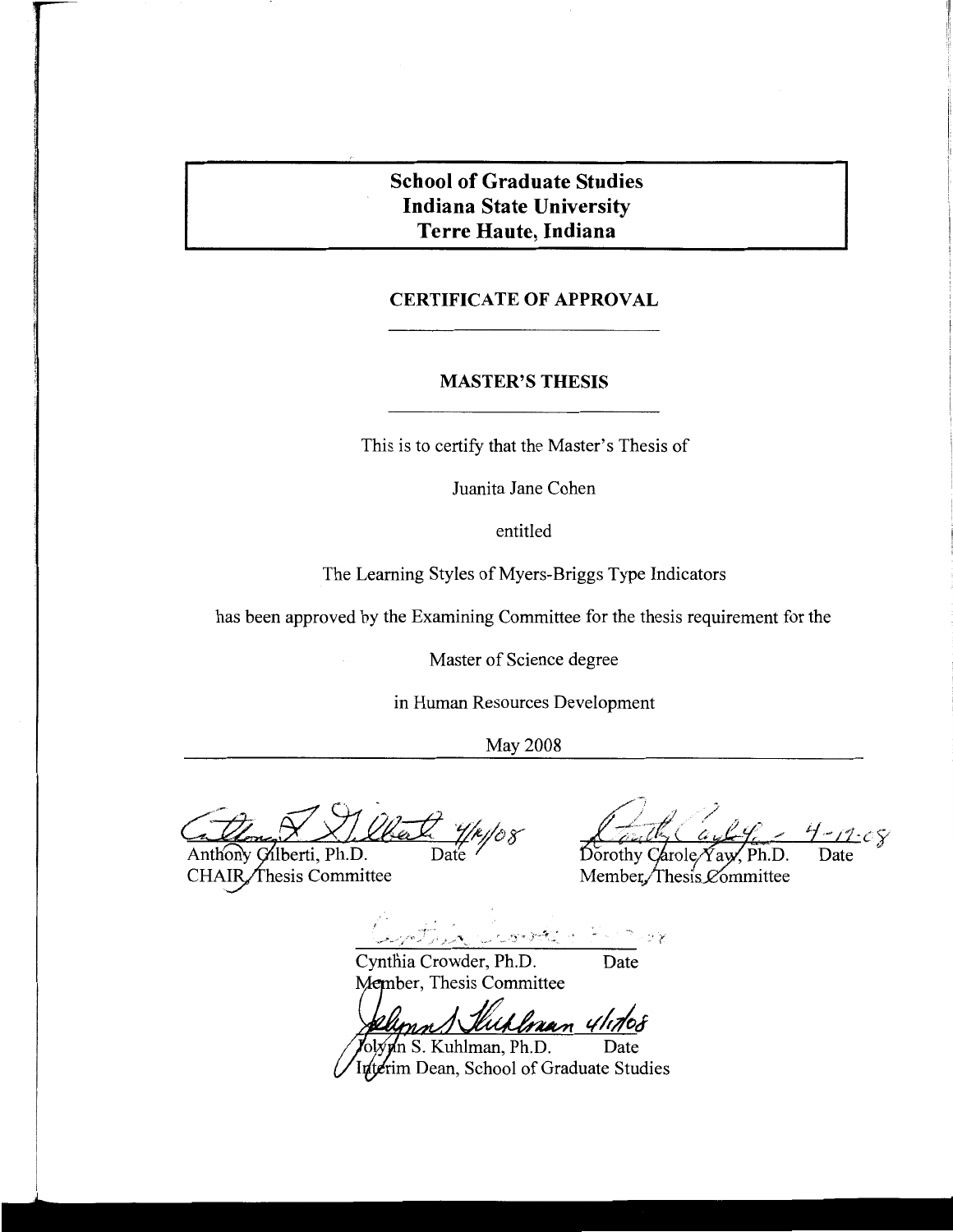**School of Graduate Studies**
**Indiana State University**
**Terre Haute, Indiana**

**CERTIFICATE OF APPROVAL**

**MASTER'S THESIS**

This is to certify that the Master's Thesis of

Juanita Jane Cohen

entitled

The Learning Styles of Myers-Briggs Type Indicators

has been approved by the Examining Committee for the thesis requirement for the

Master of Science degree

in Human Resources Development

May 2008

Anthony Gilberti, Ph.D. 4/14/08
Date
CHAIR, Thesis Committee

Dorothy Carole Yaw, Ph.D. 4-17-08
Date
Member, Thesis Committee

Cynthia Crowder, Ph.D.
Date
Member, Thesis Committee

Jolynn S. Kuhlman, Ph.D. 4/17/08
Date
Interim Dean, School of Graduate Studies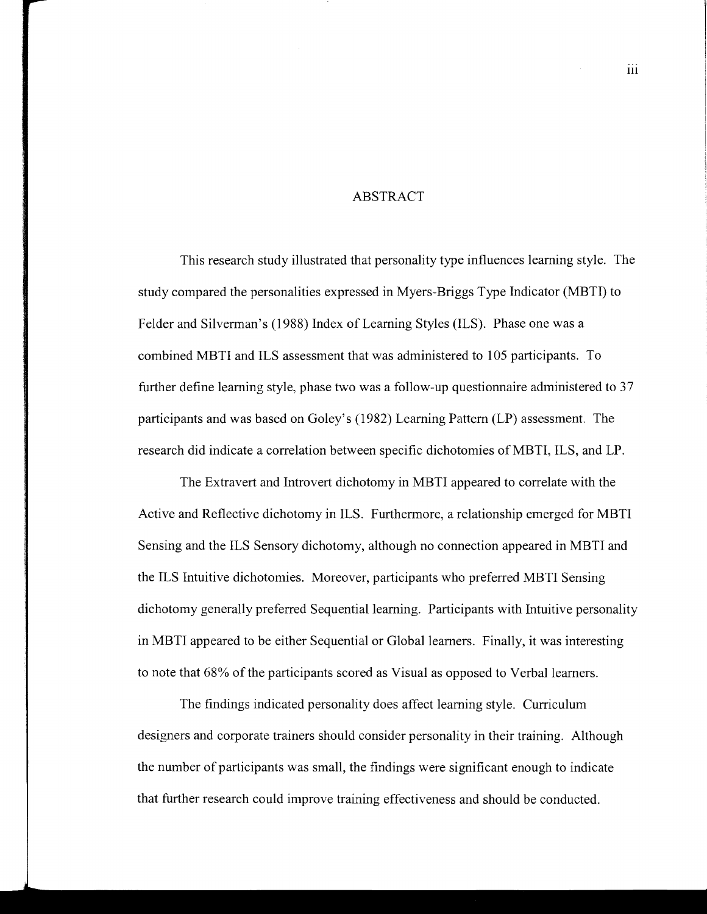# ABSTRACT

This research study illustrated that personality type influences learning style. The study compared the personalities expressed in Myers-Briggs Type Indicator (MBTI) to Felder and Silverman's (1988) Index of Learning Styles (ILS). Phase one was a combined MBTI and ILS assessment that was administered to 105 participants. To further define learning style, phase two was a follow-up questionnaire administered to 37 participants and was based on Goley's (1982) Learning Pattern (LP) assessment. The research did indicate a correlation between specific dichotomies of MBTI, ILS, and LP.

The Extravert and Introvert dichotomy in MBTI appeared to correlate with the Active and Reflective dichotomy in ILS. Furthermore, a relationship emerged for MBTI Sensing and the ILS Sensory dichotomy, although no connection appeared in MBTI and the ILS Intuitive dichotomies. Moreover, participants who preferred MBTI Sensing dichotomy generally preferred Sequential learning. Participants with Intuitive personality in MBTI appeared to be either Sequential or Global learners. Finally, it was interesting to note that 68% of the participants scored as Visual as opposed to Verbal learners.

The findings indicated personality does affect learning style. Curriculum designers and corporate trainers should consider personality in their training. Although the number of participants was small, the findings were significant enough to indicate that further research could improve training effectiveness and should be conducted.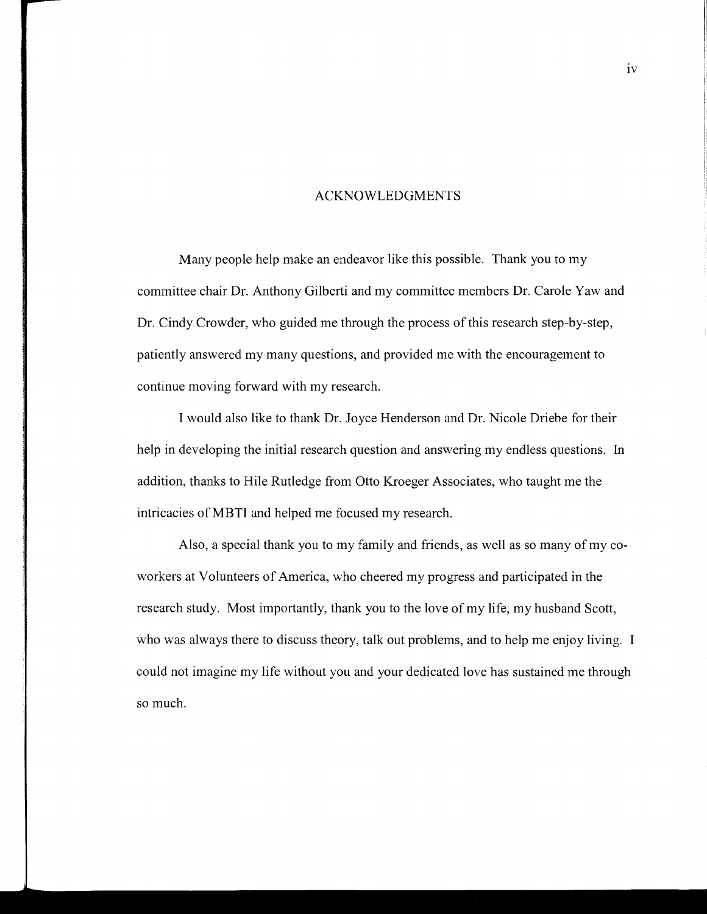# ACKNOWLEDGMENTS

Many people help make an endeavor like this possible. Thank you to my committee chair Dr. Anthony Gilberti and my committee members Dr. Carole Yaw and Dr. Cindy Crowder, who guided me through the process of this research step-by-step, patiently answered my many questions, and provided me with the encouragement to continue moving forward with my research.

I would also like to thank Dr. Joyce Henderson and Dr. Nicole Driebe for their help in developing the initial research question and answering my endless questions. In addition, thanks to Hile Rutledge from Otto Kroeger Associates, who taught me the intricacies of MBTI and helped me focused my research.

Also, a special thank you to my family and friends, as well as so many of my co-workers at Volunteers of America, who cheered my progress and participated in the research study. Most importantly, thank you to the love of my life, my husband Scott, who was always there to discuss theory, talk out problems, and to help me enjoy living. I could not imagine my life without you and your dedicated love has sustained me through so much.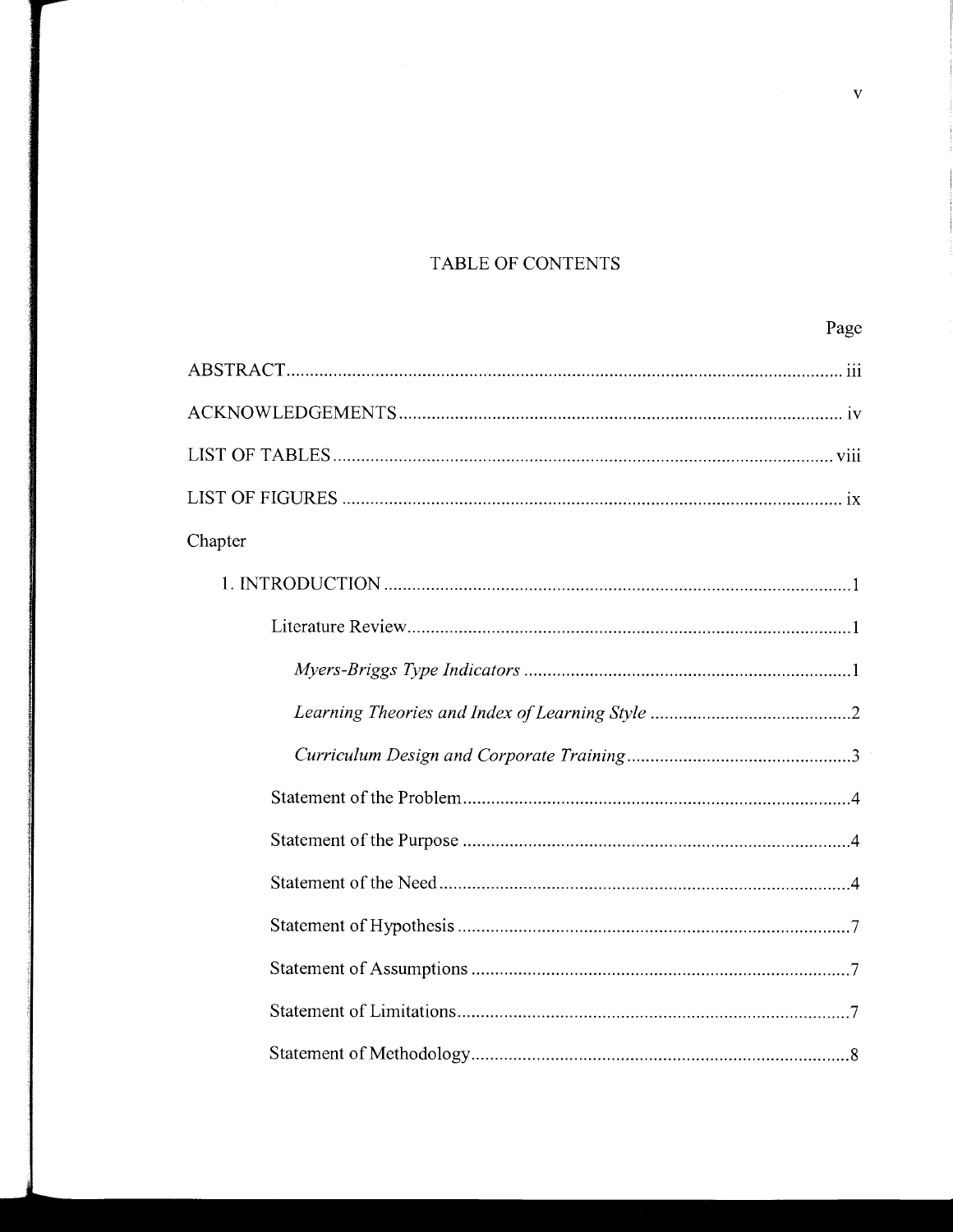# TABLE OF CONTENTS

| | Page |
|---|---|
| ABSTRACT | iii |
| ACKNOWLEDGEMENTS | iv |
| LIST OF TABLES | viii |
| LIST OF FIGURES | ix |
| Chapter | |
| 1. INTRODUCTION | 1 |
| Literature Review | 1 |
| *Myers-Briggs Type Indicators* | 1 |
| *Learning Theories and Index of Learning Style* | 2 |
| *Curriculum Design and Corporate Training* | 3 |
| Statement of the Problem | 4 |
| Statement of the Purpose | 4 |
| Statement of the Need | 4 |
| Statement of Hypothesis | 7 |
| Statement of Assumptions | 7 |
| Statement of Limitations | 7 |
| Statement of Methodology | 8 |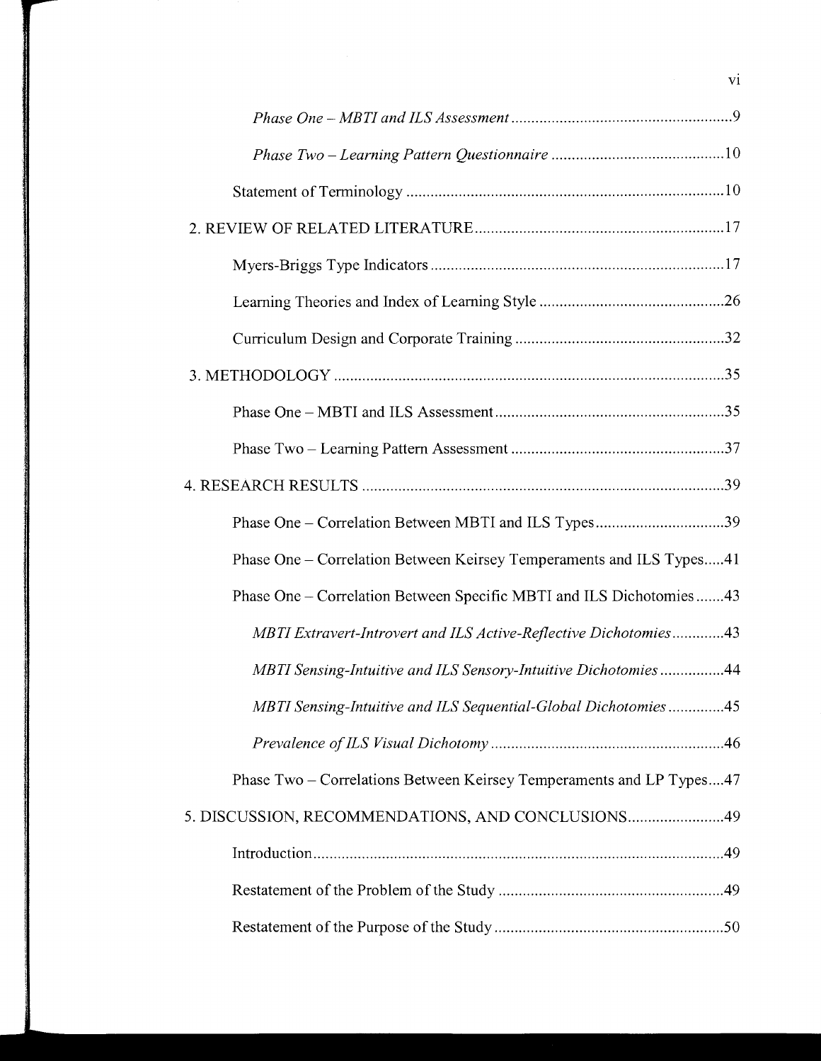*Phase One – MBTI and ILS Assessment* ........................................................9

*Phase Two – Learning Pattern Questionnaire* ............................................10

Statement of Terminology ...............................................................................10

2. REVIEW OF RELATED LITERATURE.............................................................17

Myers-Briggs Type Indicators .........................................................................17

Learning Theories and Index of Learning Style ..............................................26

Curriculum Design and Corporate Training ....................................................32

3. METHODOLOGY ..................................................................................................35

Phase One – MBTI and ILS Assessment..........................................................35

Phase Two – Learning Pattern Assessment ......................................................37

4. RESEARCH RESULTS ..........................................................................................39

Phase One – Correlation Between MBTI and ILS Types.................................39

Phase One – Correlation Between Keirsey Temperaments and ILS Types.....41

Phase One – Correlation Between Specific MBTI and ILS Dichotomies.......43

*MBTI Extravert-Introvert and ILS Active-Reflective Dichotomies*.............43

*MBTI Sensing-Intuitive and ILS Sensory-Intuitive Dichotomies*................44

*MBTI Sensing-Intuitive and ILS Sequential-Global Dichotomies*..............45

*Prevalence of ILS Visual Dichotomy*..........................................................46

Phase Two – Correlations Between Keirsey Temperaments and LP Types....47

5. DISCUSSION, RECOMMENDATIONS, AND CONCLUSIONS........................49

Introduction.......................................................................................................49

Restatement of the Problem of the Study .........................................................49

Restatement of the Purpose of the Study ..........................................................50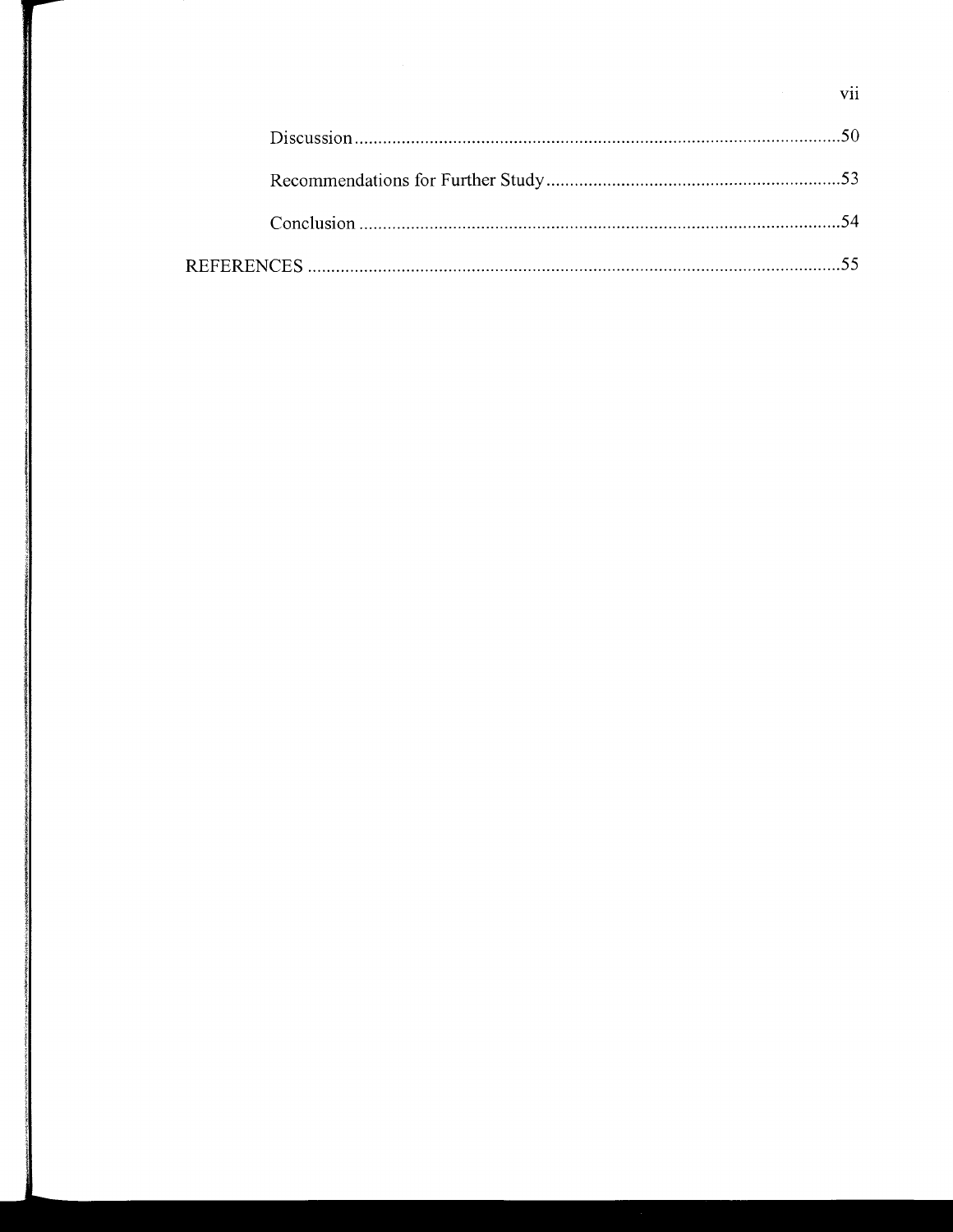Discussion....................................................................................................50

Recommendations for Further Study...............................................................53

Conclusion ....................................................................................................54

REFERENCES ...................................................................................................55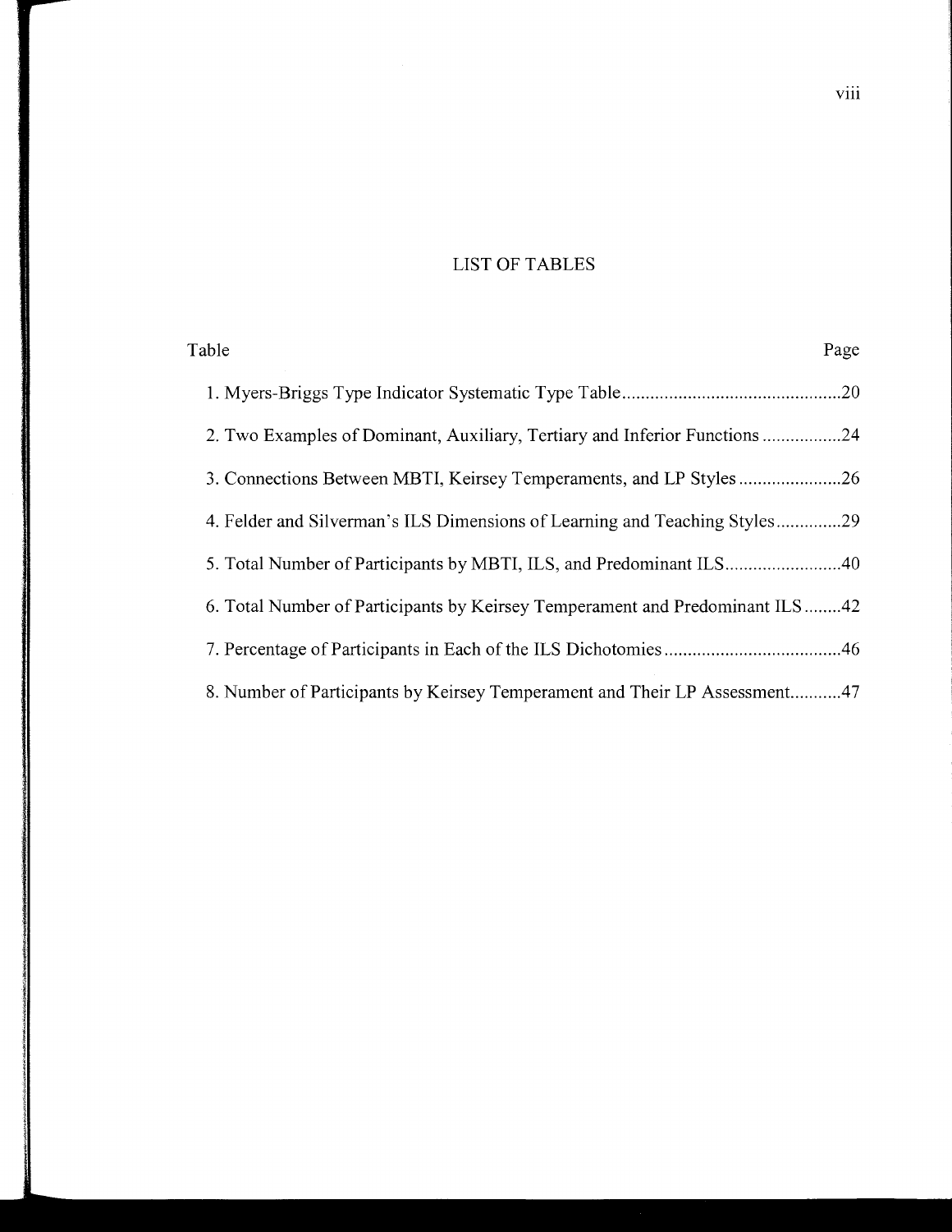# LIST OF TABLES

| Table | Page |
|---|---|
| 1. Myers-Briggs Type Indicator Systematic Type Table | 20 |
| 2. Two Examples of Dominant, Auxiliary, Tertiary and Inferior Functions | 24 |
| 3. Connections Between MBTI, Keirsey Temperaments, and LP Styles | 26 |
| 4. Felder and Silverman's ILS Dimensions of Learning and Teaching Styles | 29 |
| 5. Total Number of Participants by MBTI, ILS, and Predominant ILS | 40 |
| 6. Total Number of Participants by Keirsey Temperament and Predominant ILS | 42 |
| 7. Percentage of Participants in Each of the ILS Dichotomies | 46 |
| 8. Number of Participants by Keirsey Temperament and Their LP Assessment | 47 |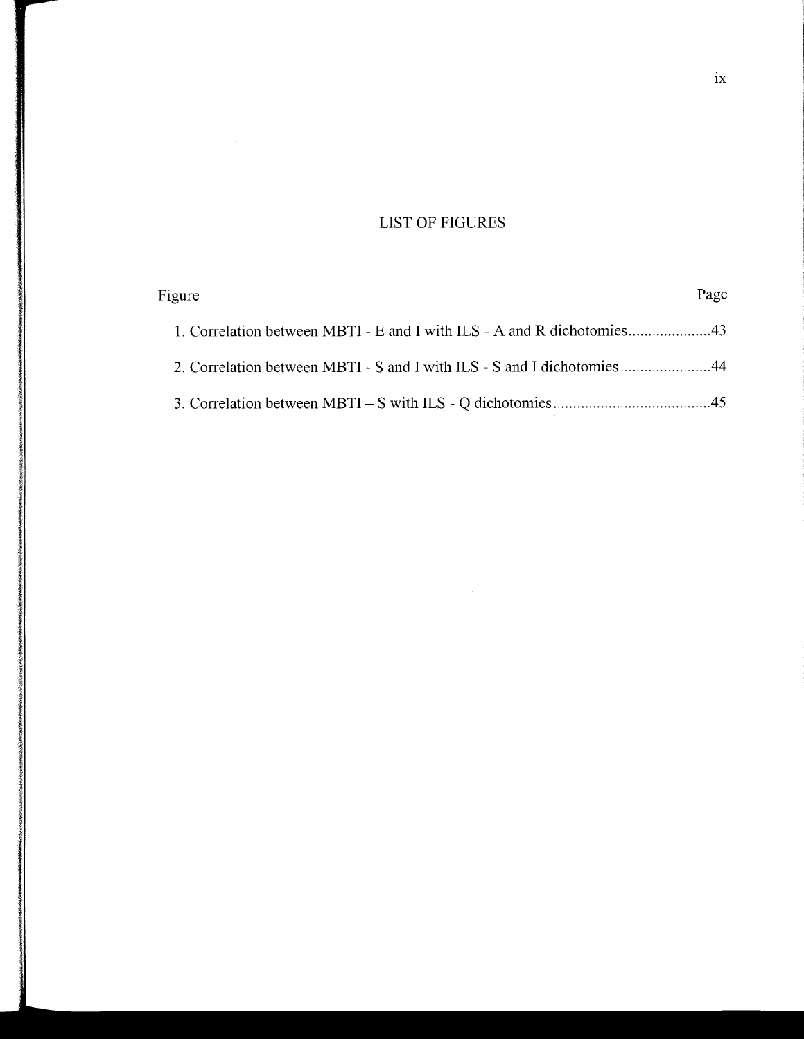# LIST OF FIGURES

Figure                                                                                                                                      Page

1. Correlation between MBTI - E and I with ILS - A and R dichotomies.....................43
2. Correlation between MBTI - S and I with ILS - S and I dichotomies.......................44
3. Correlation between MBTI – S with ILS - Q dichotomies........................................45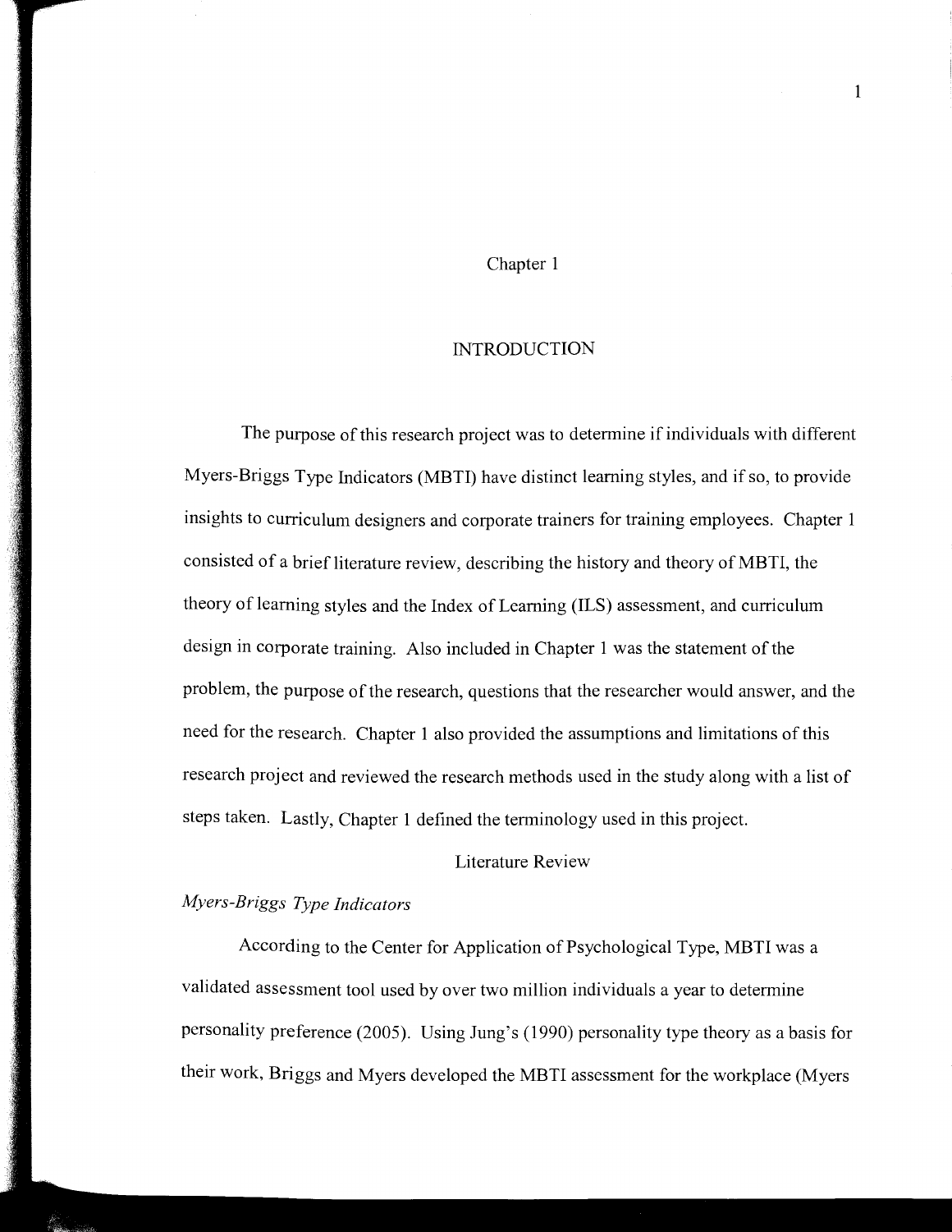# Chapter 1

## INTRODUCTION

The purpose of this research project was to determine if individuals with different Myers-Briggs Type Indicators (MBTI) have distinct learning styles, and if so, to provide insights to curriculum designers and corporate trainers for training employees. Chapter 1 consisted of a brief literature review, describing the history and theory of MBTI, the theory of learning styles and the Index of Learning (ILS) assessment, and curriculum design in corporate training. Also included in Chapter 1 was the statement of the problem, the purpose of the research, questions that the researcher would answer, and the need for the research. Chapter 1 also provided the assumptions and limitations of this research project and reviewed the research methods used in the study along with a list of steps taken. Lastly, Chapter 1 defined the terminology used in this project.

### Literature Review

#### *Myers-Briggs Type Indicators*

According to the Center for Application of Psychological Type, MBTI was a validated assessment tool used by over two million individuals a year to determine personality preference (2005). Using Jung's (1990) personality type theory as a basis for their work, Briggs and Myers developed the MBTI assessment for the workplace (Myers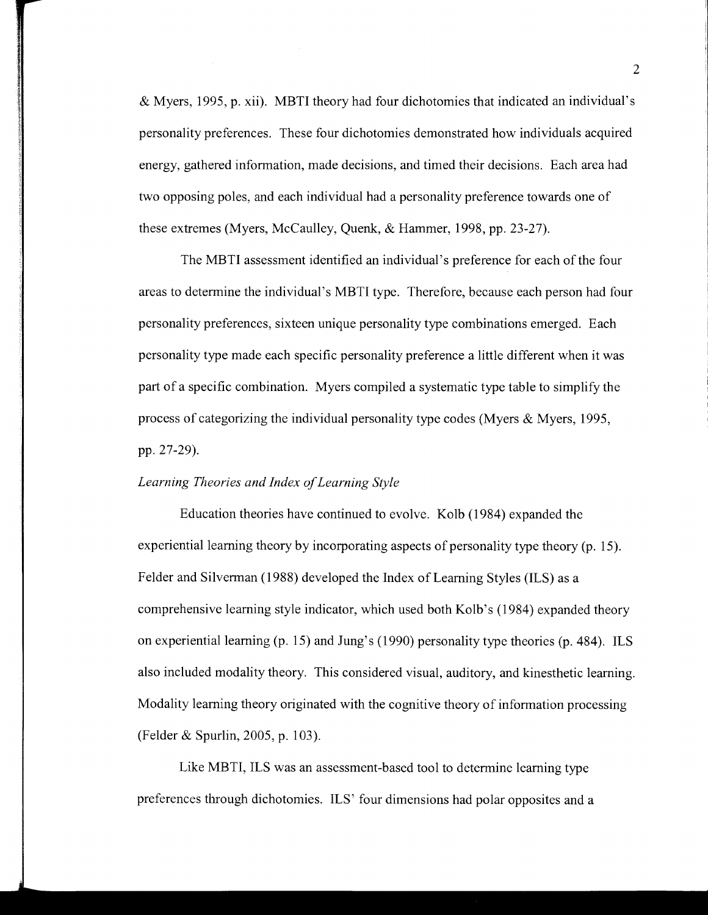& Myers, 1995, p. xii). MBTI theory had four dichotomies that indicated an individual's personality preferences. These four dichotomies demonstrated how individuals acquired energy, gathered information, made decisions, and timed their decisions. Each area had two opposing poles, and each individual had a personality preference towards one of these extremes (Myers, McCaulley, Quenk, & Hammer, 1998, pp. 23-27).

The MBTI assessment identified an individual's preference for each of the four areas to determine the individual's MBTI type. Therefore, because each person had four personality preferences, sixteen unique personality type combinations emerged. Each personality type made each specific personality preference a little different when it was part of a specific combination. Myers compiled a systematic type table to simplify the process of categorizing the individual personality type codes (Myers & Myers, 1995, pp. 27-29).

*Learning Theories and Index of Learning Style*

Education theories have continued to evolve. Kolb (1984) expanded the experiential learning theory by incorporating aspects of personality type theory (p. 15). Felder and Silverman (1988) developed the Index of Learning Styles (ILS) as a comprehensive learning style indicator, which used both Kolb's (1984) expanded theory on experiential learning (p. 15) and Jung's (1990) personality type theories (p. 484). ILS also included modality theory. This considered visual, auditory, and kinesthetic learning. Modality learning theory originated with the cognitive theory of information processing (Felder & Spurlin, 2005, p. 103).

Like MBTI, ILS was an assessment-based tool to determine learning type preferences through dichotomies. ILS' four dimensions had polar opposites and a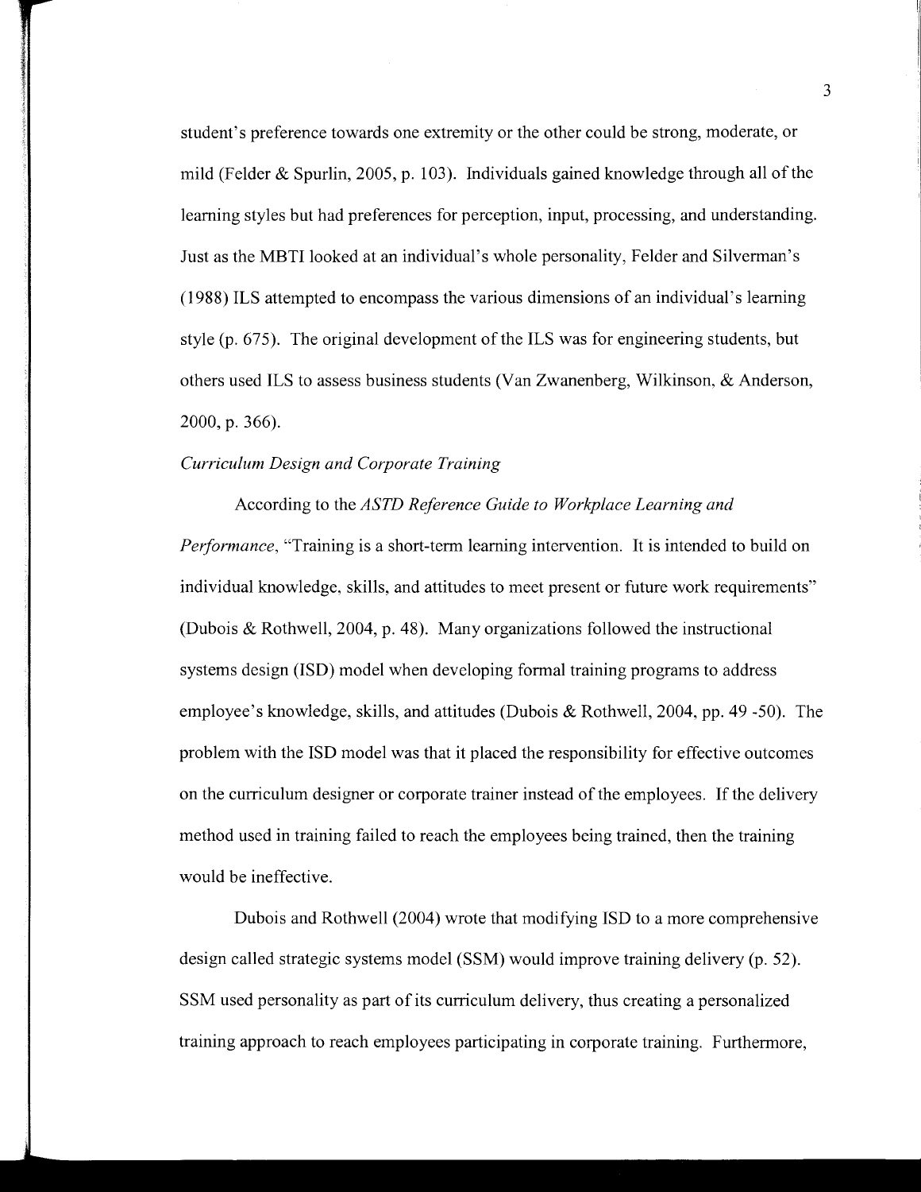student's preference towards one extremity or the other could be strong, moderate, or mild (Felder & Spurlin, 2005, p. 103). Individuals gained knowledge through all of the learning styles but had preferences for perception, input, processing, and understanding. Just as the MBTI looked at an individual's whole personality, Felder and Silverman's (1988) ILS attempted to encompass the various dimensions of an individual's learning style (p. 675). The original development of the ILS was for engineering students, but others used ILS to assess business students (Van Zwanenberg, Wilkinson, & Anderson, 2000, p. 366).

*Curriculum Design and Corporate Training*

According to the *ASTD Reference Guide to Workplace Learning and Performance*, "Training is a short-term learning intervention. It is intended to build on individual knowledge, skills, and attitudes to meet present or future work requirements" (Dubois & Rothwell, 2004, p. 48). Many organizations followed the instructional systems design (ISD) model when developing formal training programs to address employee's knowledge, skills, and attitudes (Dubois & Rothwell, 2004, pp. 49 -50). The problem with the ISD model was that it placed the responsibility for effective outcomes on the curriculum designer or corporate trainer instead of the employees. If the delivery method used in training failed to reach the employees being trained, then the training would be ineffective.

Dubois and Rothwell (2004) wrote that modifying ISD to a more comprehensive design called strategic systems model (SSM) would improve training delivery (p. 52). SSM used personality as part of its curriculum delivery, thus creating a personalized training approach to reach employees participating in corporate training. Furthermore,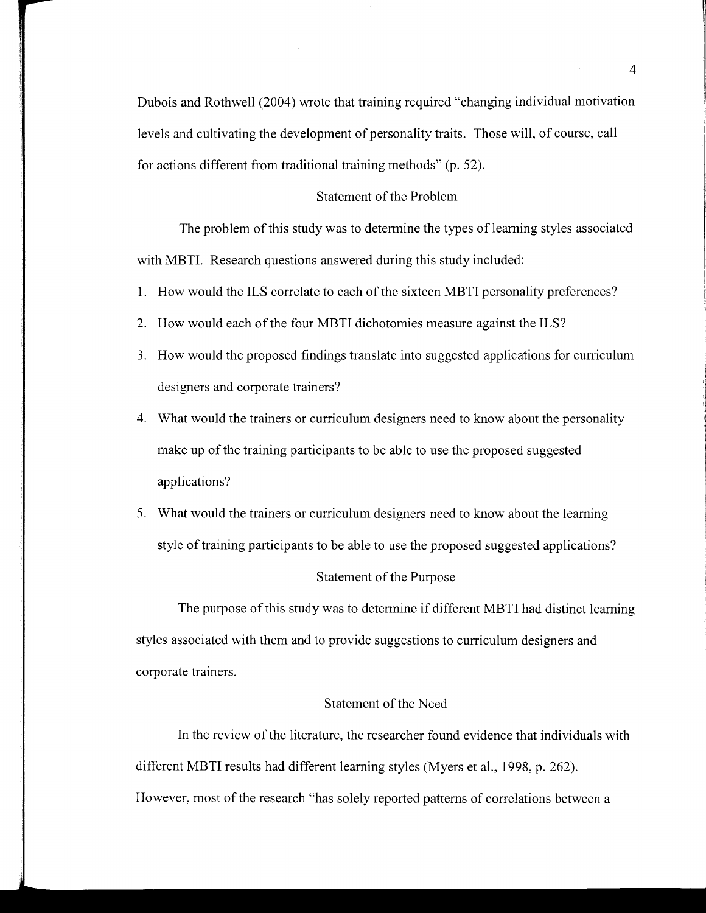Dubois and Rothwell (2004) wrote that training required "changing individual motivation levels and cultivating the development of personality traits. Those will, of course, call for actions different from traditional training methods" (p. 52).

## Statement of the Problem

The problem of this study was to determine the types of learning styles associated with MBTI. Research questions answered during this study included:

1. How would the ILS correlate to each of the sixteen MBTI personality preferences?
2. How would each of the four MBTI dichotomies measure against the ILS?
3. How would the proposed findings translate into suggested applications for curriculum designers and corporate trainers?
4. What would the trainers or curriculum designers need to know about the personality make up of the training participants to be able to use the proposed suggested applications?
5. What would the trainers or curriculum designers need to know about the learning style of training participants to be able to use the proposed suggested applications?

## Statement of the Purpose

The purpose of this study was to determine if different MBTI had distinct learning styles associated with them and to provide suggestions to curriculum designers and corporate trainers.

## Statement of the Need

In the review of the literature, the researcher found evidence that individuals with different MBTI results had different learning styles (Myers et al., 1998, p. 262). However, most of the research "has solely reported patterns of correlations between a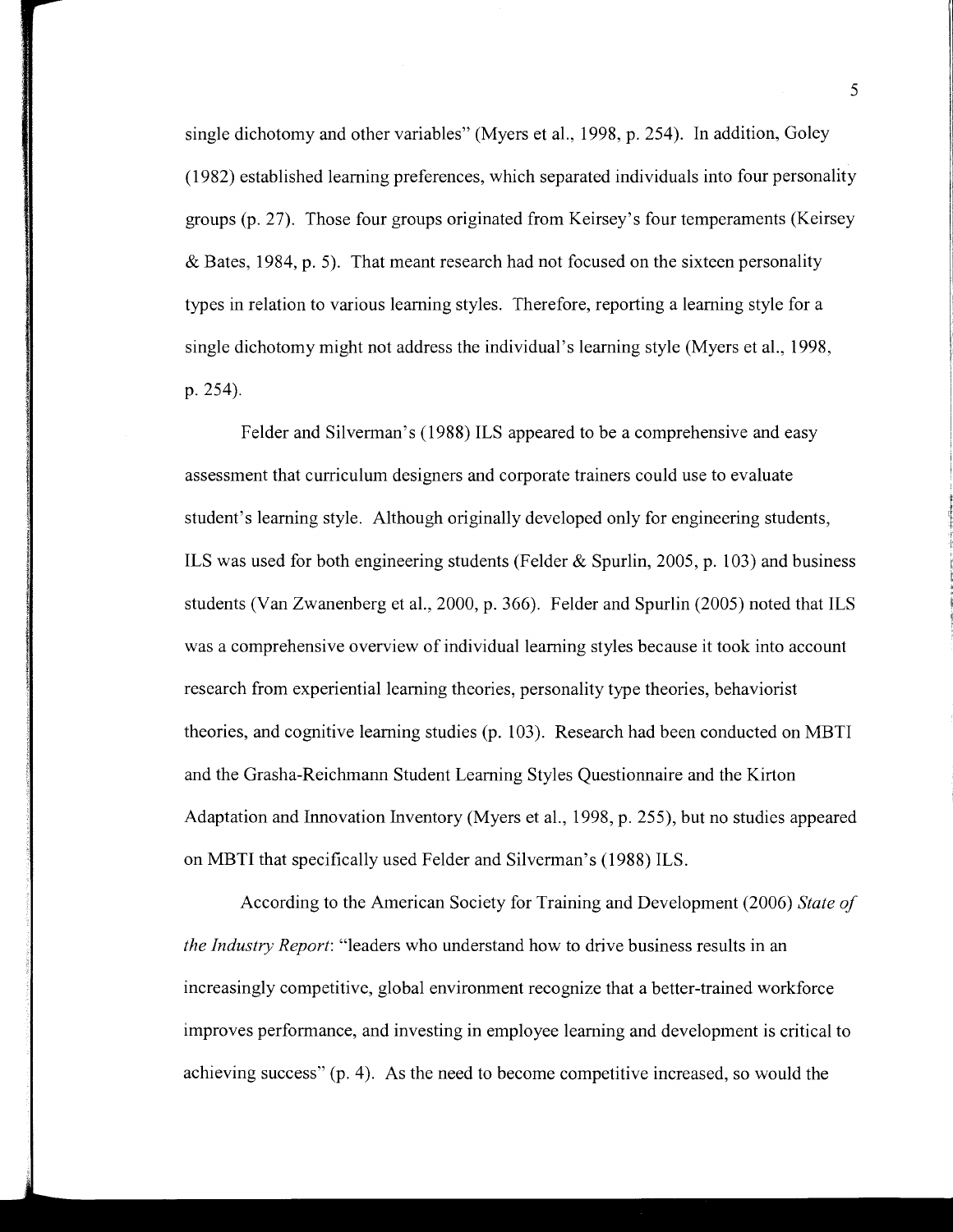single dichotomy and other variables" (Myers et al., 1998, p. 254). In addition, Goley (1982) established learning preferences, which separated individuals into four personality groups (p. 27). Those four groups originated from Keirsey's four temperaments (Keirsey & Bates, 1984, p. 5). That meant research had not focused on the sixteen personality types in relation to various learning styles. Therefore, reporting a learning style for a single dichotomy might not address the individual's learning style (Myers et al., 1998, p. 254).

Felder and Silverman's (1988) ILS appeared to be a comprehensive and easy assessment that curriculum designers and corporate trainers could use to evaluate student's learning style. Although originally developed only for engineering students, ILS was used for both engineering students (Felder & Spurlin, 2005, p. 103) and business students (Van Zwanenberg et al., 2000, p. 366). Felder and Spurlin (2005) noted that ILS was a comprehensive overview of individual learning styles because it took into account research from experiential learning theories, personality type theories, behaviorist theories, and cognitive learning studies (p. 103). Research had been conducted on MBTI and the Grasha-Reichmann Student Learning Styles Questionnaire and the Kirton Adaptation and Innovation Inventory (Myers et al., 1998, p. 255), but no studies appeared on MBTI that specifically used Felder and Silverman's (1988) ILS.

According to the American Society for Training and Development (2006) *State of the Industry Report*: "leaders who understand how to drive business results in an increasingly competitive, global environment recognize that a better-trained workforce improves performance, and investing in employee learning and development is critical to achieving success" (p. 4). As the need to become competitive increased, so would the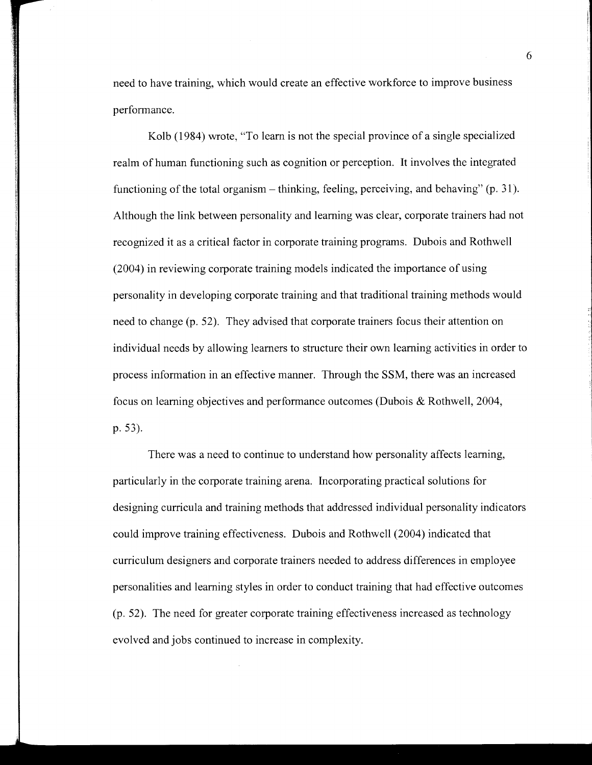need to have training, which would create an effective workforce to improve business performance.

Kolb (1984) wrote, "To learn is not the special province of a single specialized realm of human functioning such as cognition or perception. It involves the integrated functioning of the total organism – thinking, feeling, perceiving, and behaving" (p. 31). Although the link between personality and learning was clear, corporate trainers had not recognized it as a critical factor in corporate training programs. Dubois and Rothwell (2004) in reviewing corporate training models indicated the importance of using personality in developing corporate training and that traditional training methods would need to change (p. 52). They advised that corporate trainers focus their attention on individual needs by allowing learners to structure their own learning activities in order to process information in an effective manner. Through the SSM, there was an increased focus on learning objectives and performance outcomes (Dubois & Rothwell, 2004, p. 53).

There was a need to continue to understand how personality affects learning, particularly in the corporate training arena. Incorporating practical solutions for designing curricula and training methods that addressed individual personality indicators could improve training effectiveness. Dubois and Rothwell (2004) indicated that curriculum designers and corporate trainers needed to address differences in employee personalities and learning styles in order to conduct training that had effective outcomes (p. 52). The need for greater corporate training effectiveness increased as technology evolved and jobs continued to increase in complexity.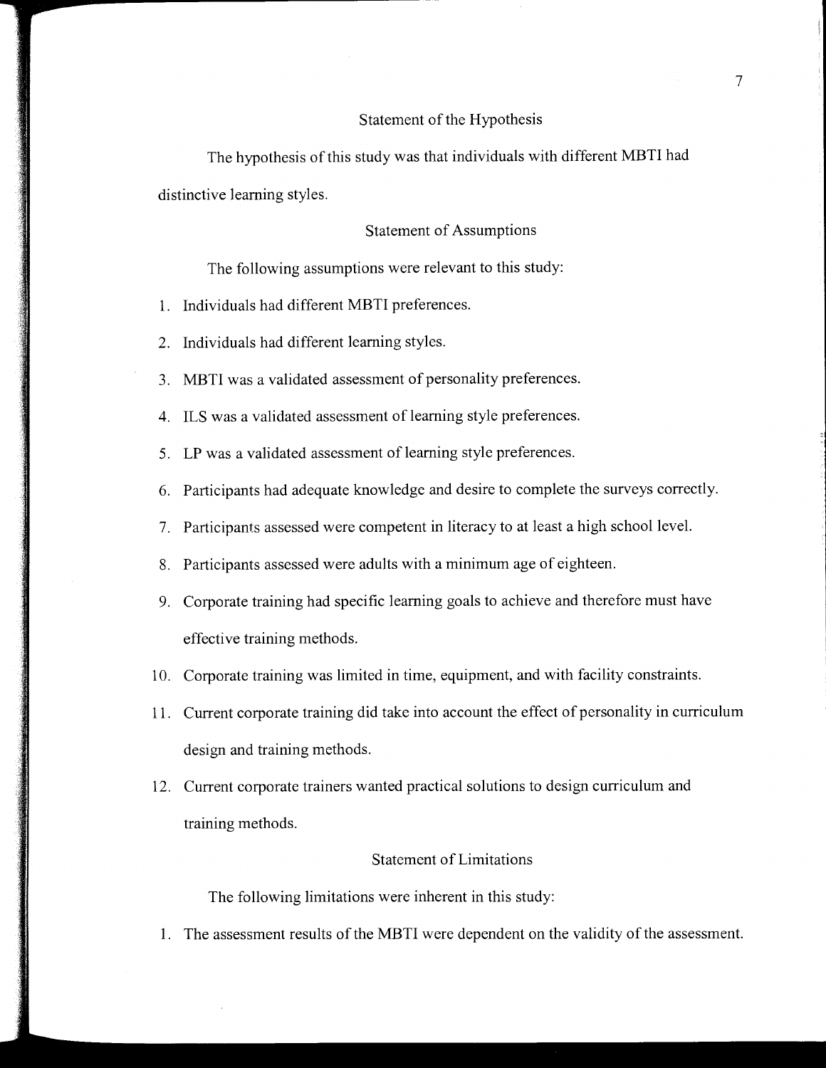## Statement of the Hypothesis

The hypothesis of this study was that individuals with different MBTI had distinctive learning styles.

## Statement of Assumptions

The following assumptions were relevant to this study:

1. Individuals had different MBTI preferences.
2. Individuals had different learning styles.
3. MBTI was a validated assessment of personality preferences.
4. ILS was a validated assessment of learning style preferences.
5. LP was a validated assessment of learning style preferences.
6. Participants had adequate knowledge and desire to complete the surveys correctly.
7. Participants assessed were competent in literacy to at least a high school level.
8. Participants assessed were adults with a minimum age of eighteen.
9. Corporate training had specific learning goals to achieve and therefore must have effective training methods.
10. Corporate training was limited in time, equipment, and with facility constraints.
11. Current corporate training did take into account the effect of personality in curriculum design and training methods.
12. Current corporate trainers wanted practical solutions to design curriculum and training methods.

## Statement of Limitations

The following limitations were inherent in this study:

1. The assessment results of the MBTI were dependent on the validity of the assessment.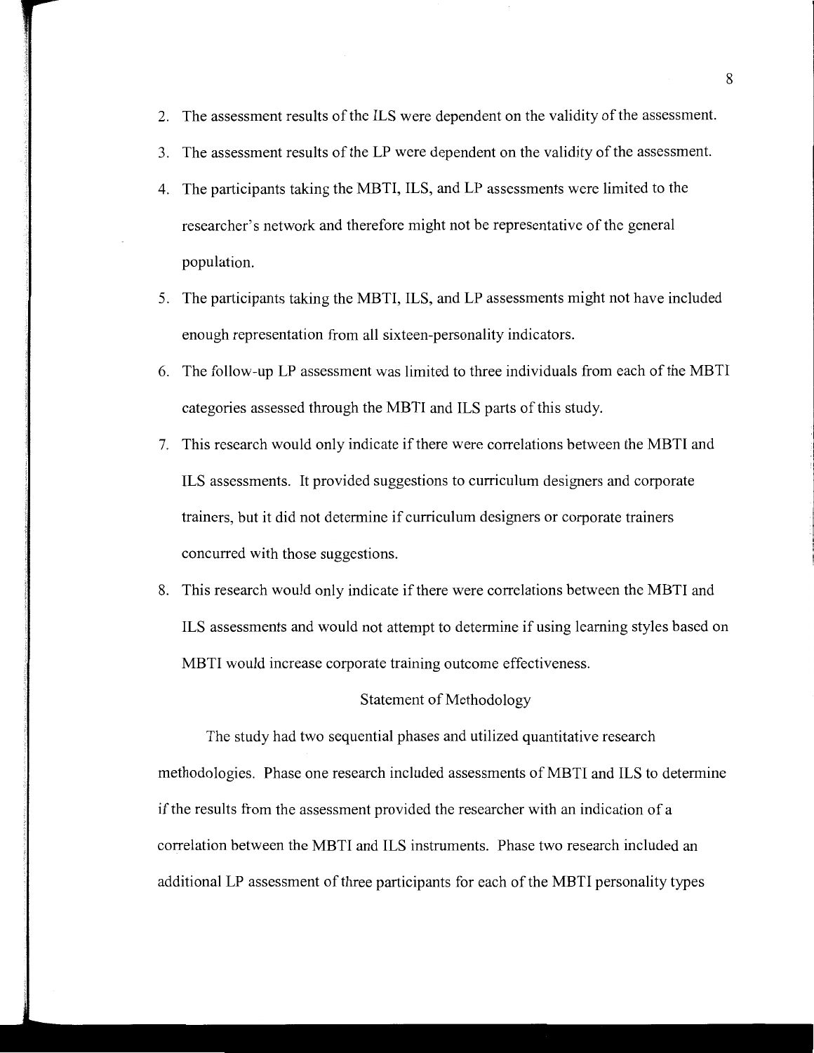2. The assessment results of the ILS were dependent on the validity of the assessment.
3. The assessment results of the LP were dependent on the validity of the assessment.
4. The participants taking the MBTI, ILS, and LP assessments were limited to the researcher's network and therefore might not be representative of the general population.
5. The participants taking the MBTI, ILS, and LP assessments might not have included enough representation from all sixteen-personality indicators.
6. The follow-up LP assessment was limited to three individuals from each of the MBTI categories assessed through the MBTI and ILS parts of this study.
7. This research would only indicate if there were correlations between the MBTI and ILS assessments. It provided suggestions to curriculum designers and corporate trainers, but it did not determine if curriculum designers or corporate trainers concurred with those suggestions.
8. This research would only indicate if there were correlations between the MBTI and ILS assessments and would not attempt to determine if using learning styles based on MBTI would increase corporate training outcome effectiveness.

## Statement of Methodology

The study had two sequential phases and utilized quantitative research methodologies. Phase one research included assessments of MBTI and ILS to determine if the results from the assessment provided the researcher with an indication of a correlation between the MBTI and ILS instruments. Phase two research included an additional LP assessment of three participants for each of the MBTI personality types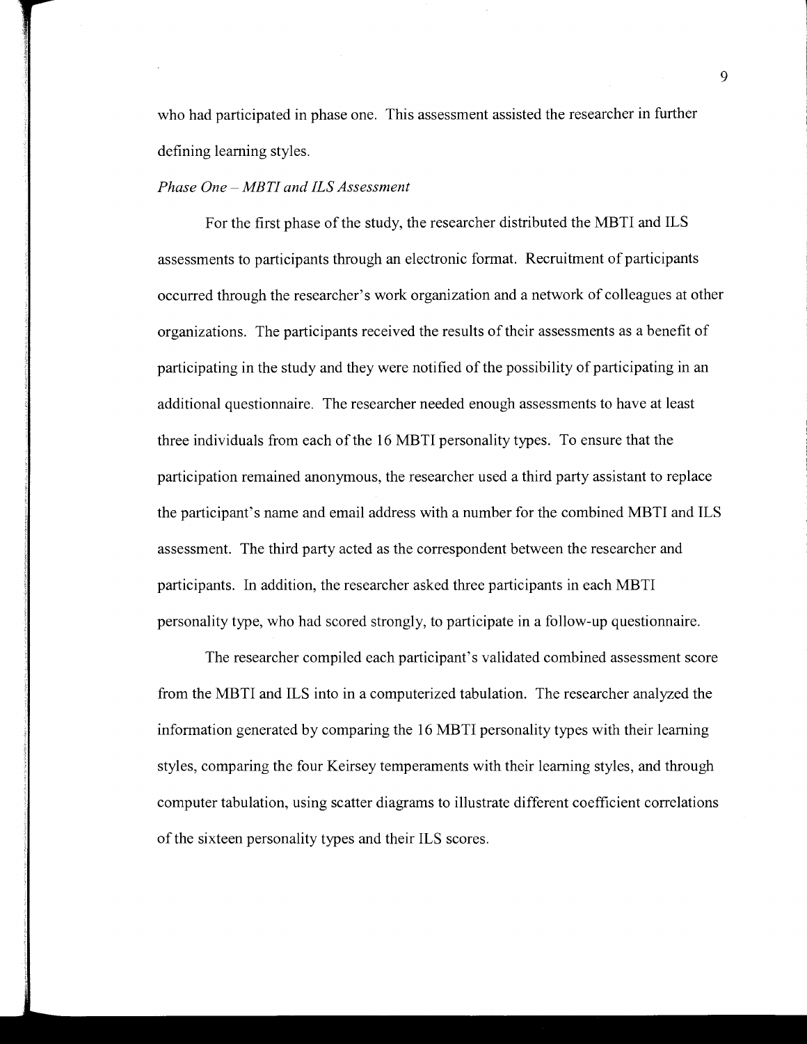who had participated in phase one. This assessment assisted the researcher in further defining learning styles.

*Phase One – MBTI and ILS Assessment*

For the first phase of the study, the researcher distributed the MBTI and ILS assessments to participants through an electronic format. Recruitment of participants occurred through the researcher's work organization and a network of colleagues at other organizations. The participants received the results of their assessments as a benefit of participating in the study and they were notified of the possibility of participating in an additional questionnaire. The researcher needed enough assessments to have at least three individuals from each of the 16 MBTI personality types. To ensure that the participation remained anonymous, the researcher used a third party assistant to replace the participant's name and email address with a number for the combined MBTI and ILS assessment. The third party acted as the correspondent between the researcher and participants. In addition, the researcher asked three participants in each MBTI personality type, who had scored strongly, to participate in a follow-up questionnaire.

The researcher compiled each participant's validated combined assessment score from the MBTI and ILS into in a computerized tabulation. The researcher analyzed the information generated by comparing the 16 MBTI personality types with their learning styles, comparing the four Keirsey temperaments with their learning styles, and through computer tabulation, using scatter diagrams to illustrate different coefficient correlations of the sixteen personality types and their ILS scores.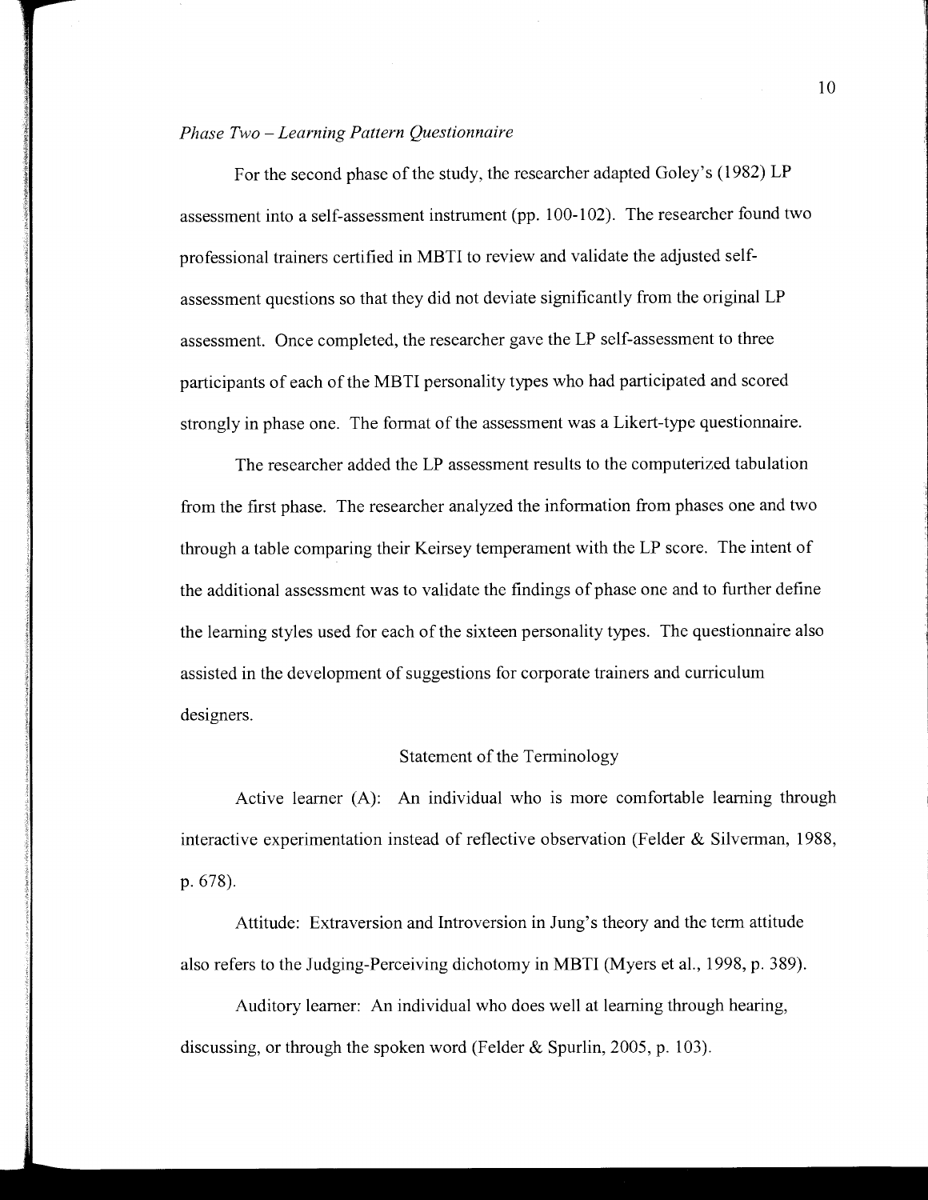*Phase Two – Learning Pattern Questionnaire*

For the second phase of the study, the researcher adapted Goley's (1982) LP assessment into a self-assessment instrument (pp. 100-102). The researcher found two professional trainers certified in MBTI to review and validate the adjusted self-assessment questions so that they did not deviate significantly from the original LP assessment. Once completed, the researcher gave the LP self-assessment to three participants of each of the MBTI personality types who had participated and scored strongly in phase one. The format of the assessment was a Likert-type questionnaire.

The researcher added the LP assessment results to the computerized tabulation from the first phase. The researcher analyzed the information from phases one and two through a table comparing their Keirsey temperament with the LP score. The intent of the additional assessment was to validate the findings of phase one and to further define the learning styles used for each of the sixteen personality types. The questionnaire also assisted in the development of suggestions for corporate trainers and curriculum designers.

## Statement of the Terminology

Active learner (A): An individual who is more comfortable learning through interactive experimentation instead of reflective observation (Felder & Silverman, 1988, p. 678).

Attitude: Extraversion and Introversion in Jung's theory and the term attitude also refers to the Judging-Perceiving dichotomy in MBTI (Myers et al., 1998, p. 389).

Auditory learner: An individual who does well at learning through hearing, discussing, or through the spoken word (Felder & Spurlin, 2005, p. 103).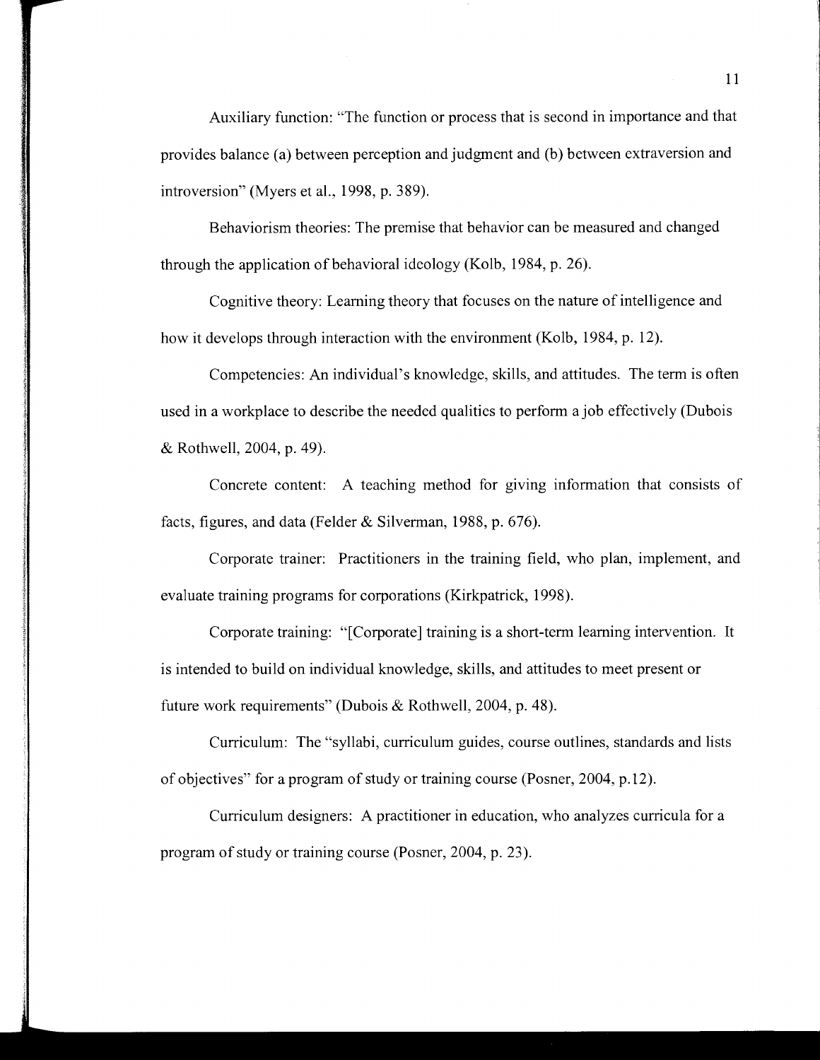Auxiliary function: "The function or process that is second in importance and that provides balance (a) between perception and judgment and (b) between extraversion and introversion" (Myers et al., 1998, p. 389).

Behaviorism theories: The premise that behavior can be measured and changed through the application of behavioral ideology (Kolb, 1984, p. 26).

Cognitive theory: Learning theory that focuses on the nature of intelligence and how it develops through interaction with the environment (Kolb, 1984, p. 12).

Competencies: An individual's knowledge, skills, and attitudes. The term is often used in a workplace to describe the needed qualities to perform a job effectively (Dubois & Rothwell, 2004, p. 49).

Concrete content: A teaching method for giving information that consists of facts, figures, and data (Felder & Silverman, 1988, p. 676).

Corporate trainer: Practitioners in the training field, who plan, implement, and evaluate training programs for corporations (Kirkpatrick, 1998).

Corporate training: "[Corporate] training is a short-term learning intervention. It is intended to build on individual knowledge, skills, and attitudes to meet present or future work requirements" (Dubois & Rothwell, 2004, p. 48).

Curriculum: The "syllabi, curriculum guides, course outlines, standards and lists of objectives" for a program of study or training course (Posner, 2004, p.12).

Curriculum designers: A practitioner in education, who analyzes curricula for a program of study or training course (Posner, 2004, p. 23).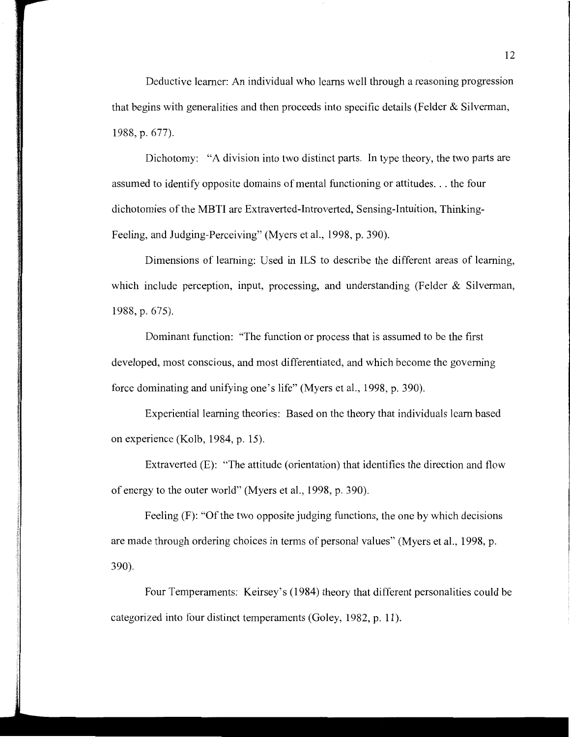Deductive learner: An individual who learns well through a reasoning progression that begins with generalities and then proceeds into specific details (Felder & Silverman, 1988, p. 677).

Dichotomy: "A division into two distinct parts. In type theory, the two parts are assumed to identify opposite domains of mental functioning or attitudes. . . the four dichotomies of the MBTI are Extraverted-Introverted, Sensing-Intuition, Thinking-Feeling, and Judging-Perceiving" (Myers et al., 1998, p. 390).

Dimensions of learning: Used in ILS to describe the different areas of learning, which include perception, input, processing, and understanding (Felder & Silverman, 1988, p. 675).

Dominant function: "The function or process that is assumed to be the first developed, most conscious, and most differentiated, and which become the governing force dominating and unifying one's life" (Myers et al., 1998, p. 390).

Experiential learning theories: Based on the theory that individuals learn based on experience (Kolb, 1984, p. 15).

Extraverted (E): "The attitude (orientation) that identifies the direction and flow of energy to the outer world" (Myers et al., 1998, p. 390).

Feeling (F): "Of the two opposite judging functions, the one by which decisions are made through ordering choices in terms of personal values" (Myers et al., 1998, p. 390).

Four Temperaments: Keirsey's (1984) theory that different personalities could be categorized into four distinct temperaments (Goley, 1982, p. 11).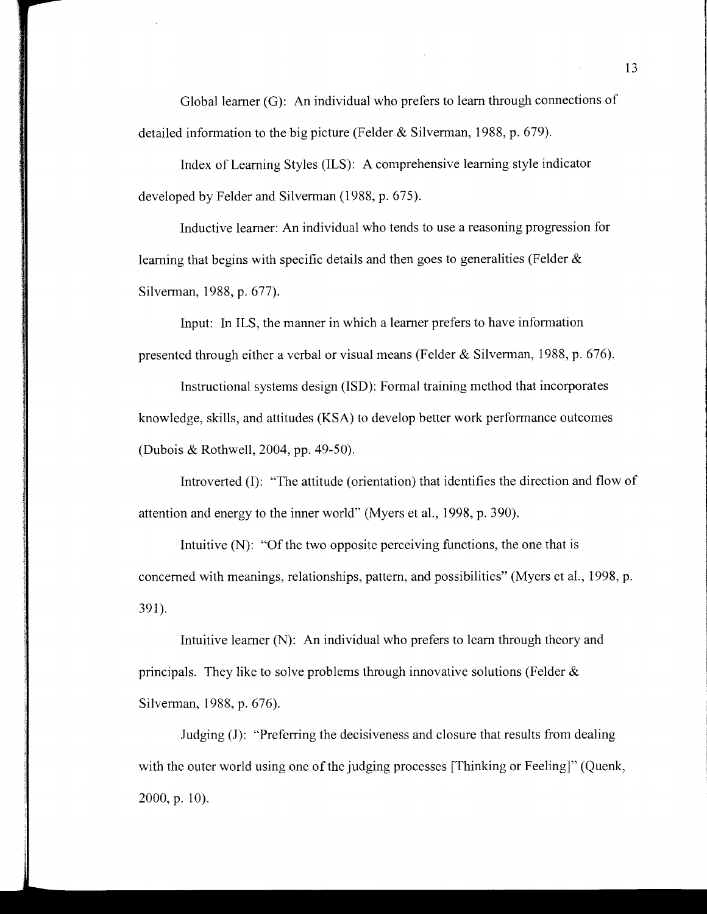Global learner (G): An individual who prefers to learn through connections of detailed information to the big picture (Felder & Silverman, 1988, p. 679).

Index of Learning Styles (ILS): A comprehensive learning style indicator developed by Felder and Silverman (1988, p. 675).

Inductive learner: An individual who tends to use a reasoning progression for learning that begins with specific details and then goes to generalities (Felder & Silverman, 1988, p. 677).

Input: In ILS, the manner in which a learner prefers to have information presented through either a verbal or visual means (Felder & Silverman, 1988, p. 676).

Instructional systems design (ISD): Formal training method that incorporates knowledge, skills, and attitudes (KSA) to develop better work performance outcomes (Dubois & Rothwell, 2004, pp. 49-50).

Introverted (I): "The attitude (orientation) that identifies the direction and flow of attention and energy to the inner world" (Myers et al., 1998, p. 390).

Intuitive (N): "Of the two opposite perceiving functions, the one that is concerned with meanings, relationships, pattern, and possibilities" (Myers et al., 1998, p. 391).

Intuitive learner (N): An individual who prefers to learn through theory and principals. They like to solve problems through innovative solutions (Felder & Silverman, 1988, p. 676).

Judging (J): "Preferring the decisiveness and closure that results from dealing with the outer world using one of the judging processes [Thinking or Feeling]" (Quenk, 2000, p. 10).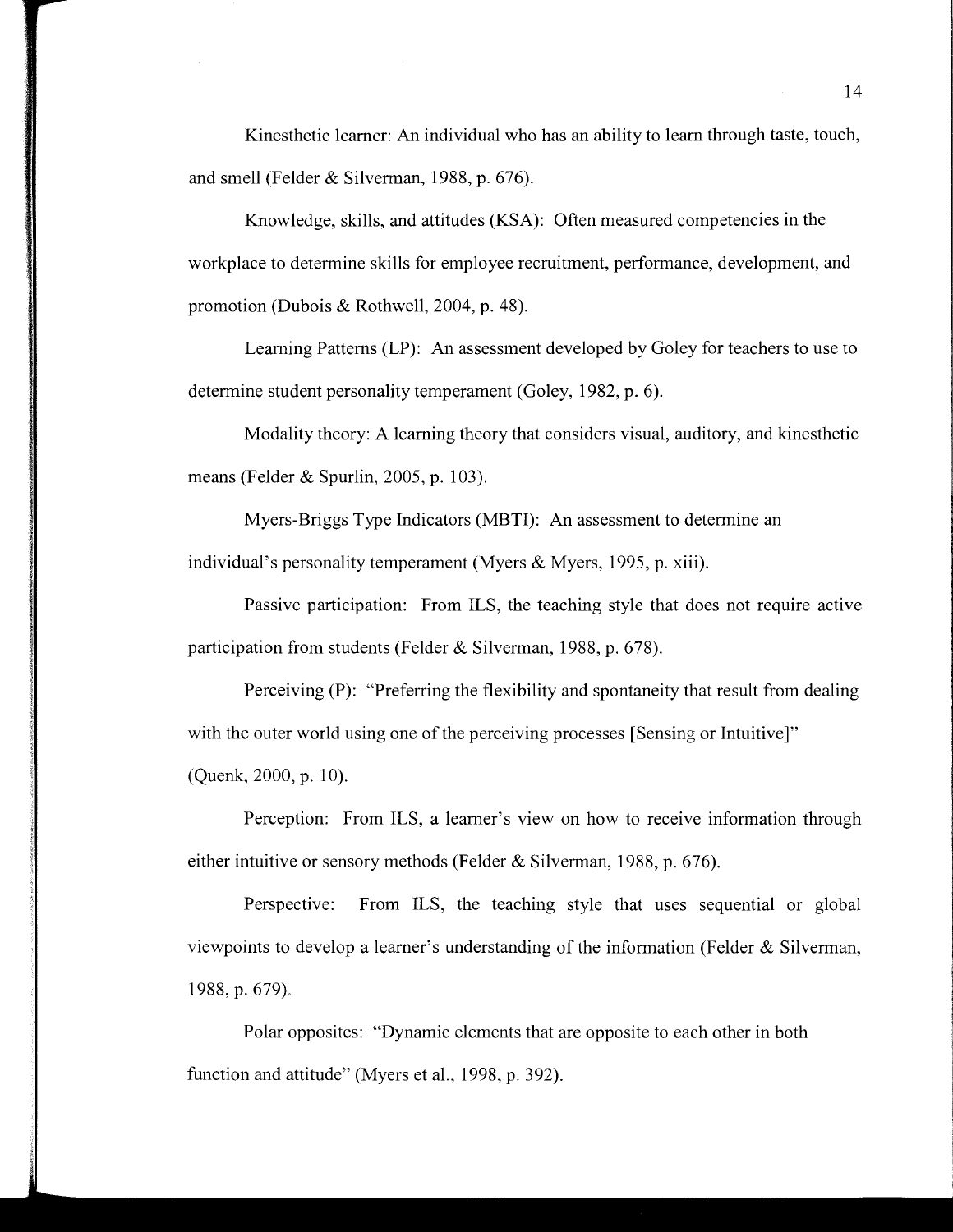Kinesthetic learner: An individual who has an ability to learn through taste, touch, and smell (Felder & Silverman, 1988, p. 676).

Knowledge, skills, and attitudes (KSA): Often measured competencies in the workplace to determine skills for employee recruitment, performance, development, and promotion (Dubois & Rothwell, 2004, p. 48).

Learning Patterns (LP): An assessment developed by Goley for teachers to use to determine student personality temperament (Goley, 1982, p. 6).

Modality theory: A learning theory that considers visual, auditory, and kinesthetic means (Felder & Spurlin, 2005, p. 103).

Myers-Briggs Type Indicators (MBTI): An assessment to determine an individual's personality temperament (Myers & Myers, 1995, p. xiii).

Passive participation: From ILS, the teaching style that does not require active participation from students (Felder & Silverman, 1988, p. 678).

Perceiving (P): "Preferring the flexibility and spontaneity that result from dealing with the outer world using one of the perceiving processes [Sensing or Intuitive]" (Quenk, 2000, p. 10).

Perception: From ILS, a learner's view on how to receive information through either intuitive or sensory methods (Felder & Silverman, 1988, p. 676).

Perspective: From ILS, the teaching style that uses sequential or global viewpoints to develop a learner's understanding of the information (Felder & Silverman, 1988, p. 679).

Polar opposites: "Dynamic elements that are opposite to each other in both function and attitude" (Myers et al., 1998, p. 392).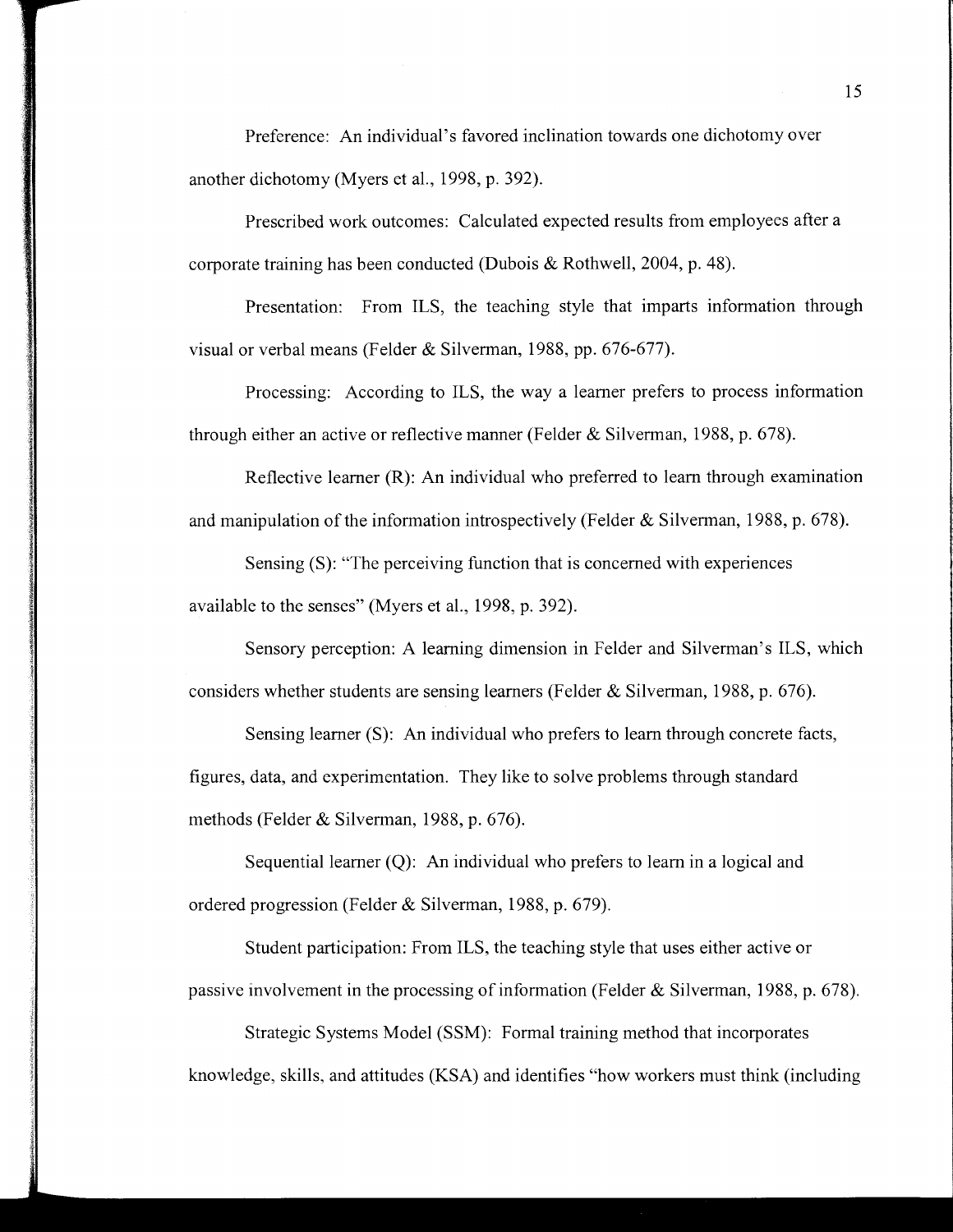Preference: An individual's favored inclination towards one dichotomy over another dichotomy (Myers et al., 1998, p. 392).

Prescribed work outcomes: Calculated expected results from employees after a corporate training has been conducted (Dubois & Rothwell, 2004, p. 48).

Presentation: From ILS, the teaching style that imparts information through visual or verbal means (Felder & Silverman, 1988, pp. 676-677).

Processing: According to ILS, the way a learner prefers to process information through either an active or reflective manner (Felder & Silverman, 1988, p. 678).

Reflective learner (R): An individual who preferred to learn through examination and manipulation of the information introspectively (Felder & Silverman, 1988, p. 678).

Sensing (S): "The perceiving function that is concerned with experiences available to the senses" (Myers et al., 1998, p. 392).

Sensory perception: A learning dimension in Felder and Silverman's ILS, which considers whether students are sensing learners (Felder & Silverman, 1988, p. 676).

Sensing learner (S): An individual who prefers to learn through concrete facts, figures, data, and experimentation. They like to solve problems through standard methods (Felder & Silverman, 1988, p. 676).

Sequential learner (Q): An individual who prefers to learn in a logical and ordered progression (Felder & Silverman, 1988, p. 679).

Student participation: From ILS, the teaching style that uses either active or passive involvement in the processing of information (Felder & Silverman, 1988, p. 678).

Strategic Systems Model (SSM): Formal training method that incorporates knowledge, skills, and attitudes (KSA) and identifies "how workers must think (including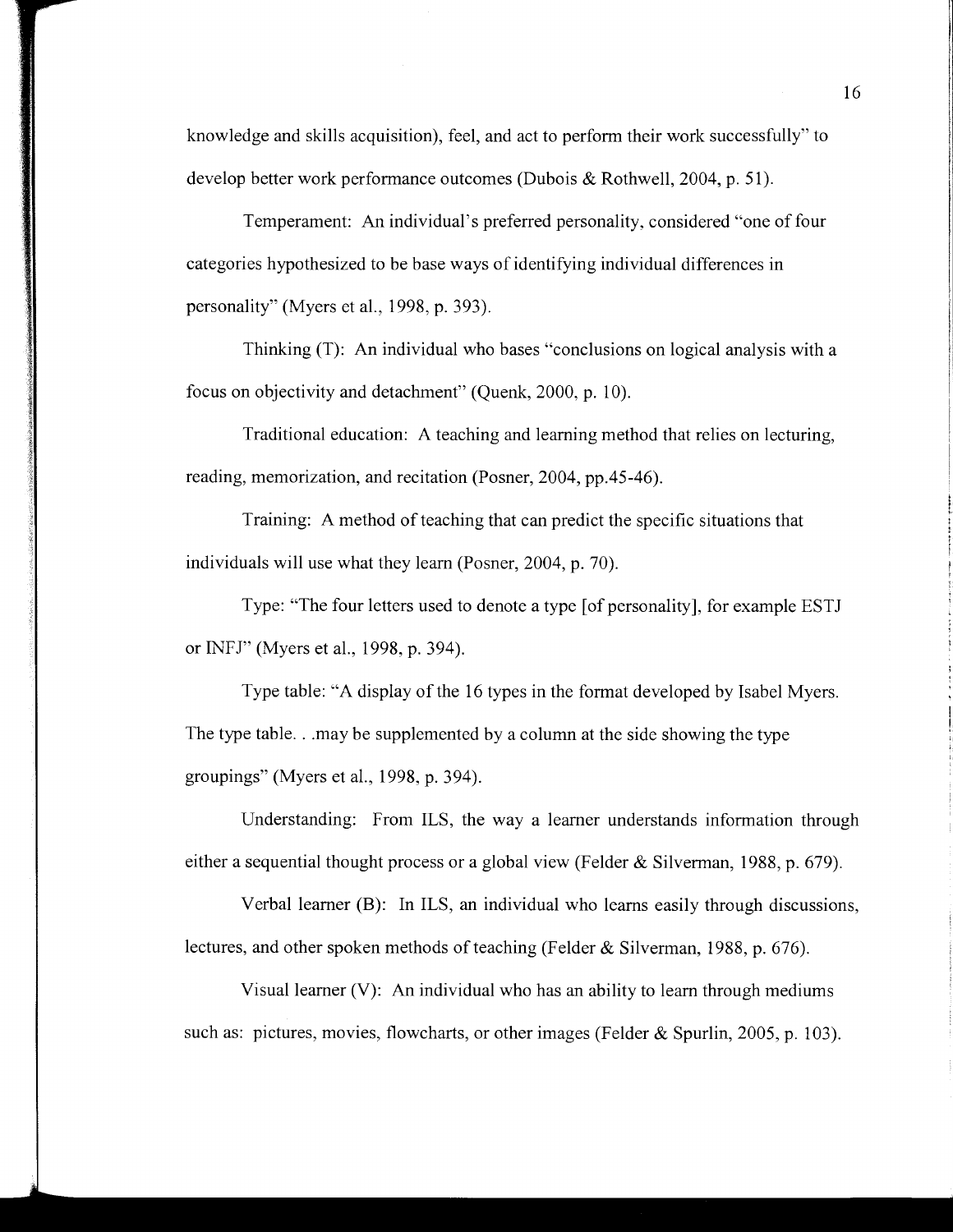knowledge and skills acquisition), feel, and act to perform their work successfully" to develop better work performance outcomes (Dubois & Rothwell, 2004, p. 51).

Temperament: An individual's preferred personality, considered "one of four categories hypothesized to be base ways of identifying individual differences in personality" (Myers et al., 1998, p. 393).

Thinking (T): An individual who bases "conclusions on logical analysis with a focus on objectivity and detachment" (Quenk, 2000, p. 10).

Traditional education: A teaching and learning method that relies on lecturing, reading, memorization, and recitation (Posner, 2004, pp.45-46).

Training: A method of teaching that can predict the specific situations that individuals will use what they learn (Posner, 2004, p. 70).

Type: "The four letters used to denote a type [of personality], for example ESTJ or INFJ" (Myers et al., 1998, p. 394).

Type table: "A display of the 16 types in the format developed by Isabel Myers. The type table. . .may be supplemented by a column at the side showing the type groupings" (Myers et al., 1998, p. 394).

Understanding: From ILS, the way a learner understands information through either a sequential thought process or a global view (Felder & Silverman, 1988, p. 679).

Verbal learner (B): In ILS, an individual who learns easily through discussions, lectures, and other spoken methods of teaching (Felder & Silverman, 1988, p. 676).

Visual learner (V): An individual who has an ability to learn through mediums such as: pictures, movies, flowcharts, or other images (Felder & Spurlin, 2005, p. 103).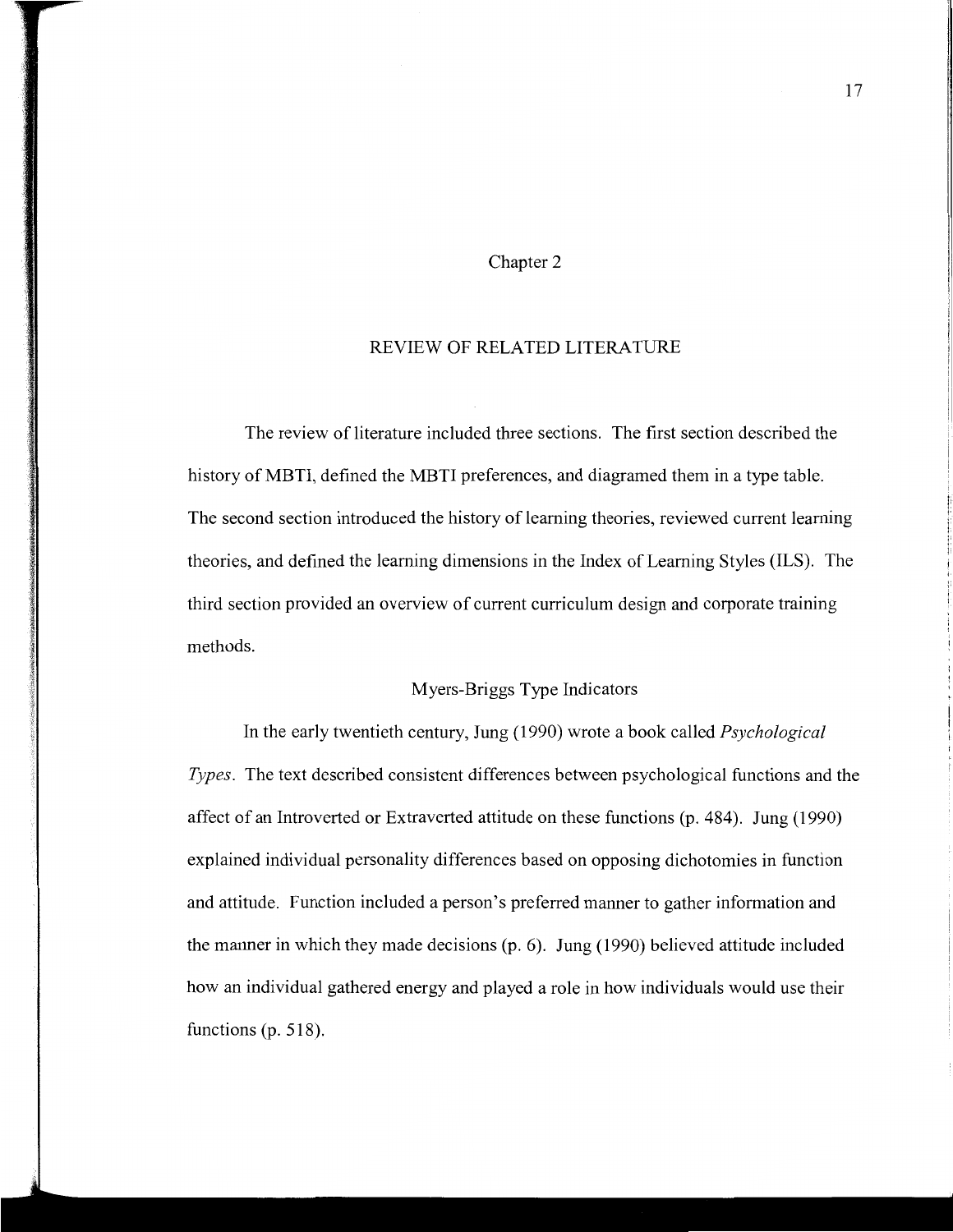# Chapter 2

## REVIEW OF RELATED LITERATURE

The review of literature included three sections. The first section described the history of MBTI, defined the MBTI preferences, and diagramed them in a type table. The second section introduced the history of learning theories, reviewed current learning theories, and defined the learning dimensions in the Index of Learning Styles (ILS). The third section provided an overview of current curriculum design and corporate training methods.

### Myers-Briggs Type Indicators

In the early twentieth century, Jung (1990) wrote a book called *Psychological Types*. The text described consistent differences between psychological functions and the affect of an Introverted or Extraverted attitude on these functions (p. 484). Jung (1990) explained individual personality differences based on opposing dichotomies in function and attitude. Function included a person's preferred manner to gather information and the manner in which they made decisions (p. 6). Jung (1990) believed attitude included how an individual gathered energy and played a role in how individuals would use their functions (p. 518).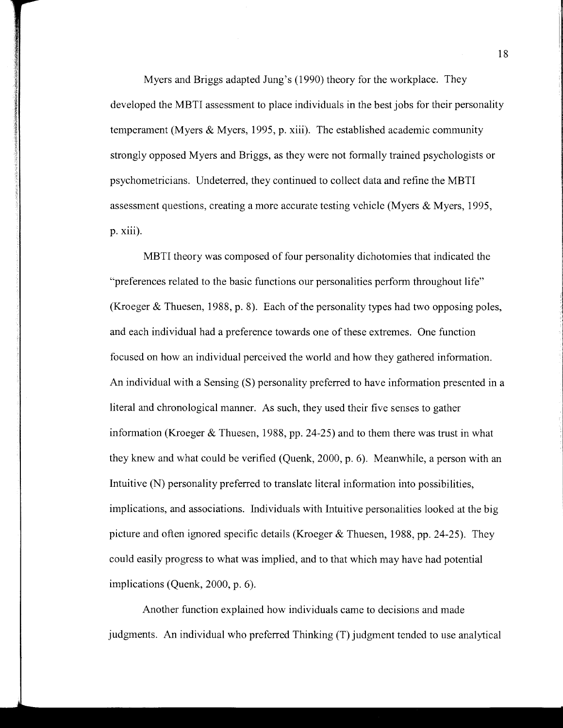Myers and Briggs adapted Jung's (1990) theory for the workplace. They developed the MBTI assessment to place individuals in the best jobs for their personality temperament (Myers & Myers, 1995, p. xiii). The established academic community strongly opposed Myers and Briggs, as they were not formally trained psychologists or psychometricians. Undeterred, they continued to collect data and refine the MBTI assessment questions, creating a more accurate testing vehicle (Myers & Myers, 1995, p. xiii).

MBTI theory was composed of four personality dichotomies that indicated the "preferences related to the basic functions our personalities perform throughout life" (Kroeger & Thuesen, 1988, p. 8). Each of the personality types had two opposing poles, and each individual had a preference towards one of these extremes. One function focused on how an individual perceived the world and how they gathered information. An individual with a Sensing (S) personality preferred to have information presented in a literal and chronological manner. As such, they used their five senses to gather information (Kroeger & Thuesen, 1988, pp. 24-25) and to them there was trust in what they knew and what could be verified (Quenk, 2000, p. 6). Meanwhile, a person with an Intuitive (N) personality preferred to translate literal information into possibilities, implications, and associations. Individuals with Intuitive personalities looked at the big picture and often ignored specific details (Kroeger & Thuesen, 1988, pp. 24-25). They could easily progress to what was implied, and to that which may have had potential implications (Quenk, 2000, p. 6).

Another function explained how individuals came to decisions and made judgments. An individual who preferred Thinking (T) judgment tended to use analytical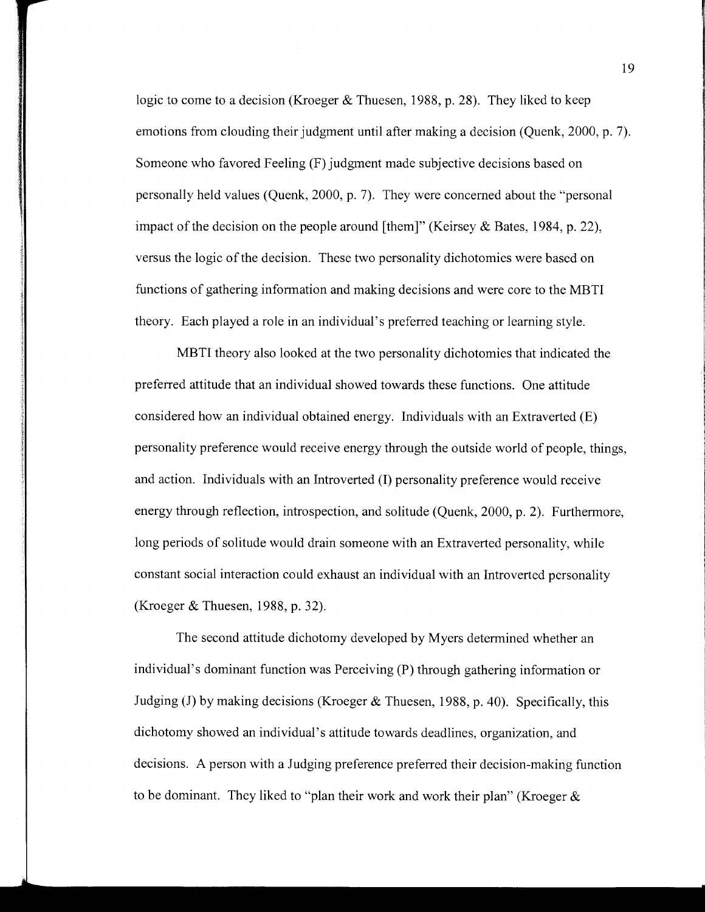logic to come to a decision (Kroeger & Thuesen, 1988, p. 28). They liked to keep emotions from clouding their judgment until after making a decision (Quenk, 2000, p. 7). Someone who favored Feeling (F) judgment made subjective decisions based on personally held values (Quenk, 2000, p. 7). They were concerned about the "personal impact of the decision on the people around [them]" (Keirsey & Bates, 1984, p. 22), versus the logic of the decision. These two personality dichotomies were based on functions of gathering information and making decisions and were core to the MBTI theory. Each played a role in an individual's preferred teaching or learning style.

MBTI theory also looked at the two personality dichotomies that indicated the preferred attitude that an individual showed towards these functions. One attitude considered how an individual obtained energy. Individuals with an Extraverted (E) personality preference would receive energy through the outside world of people, things, and action. Individuals with an Introverted (I) personality preference would receive energy through reflection, introspection, and solitude (Quenk, 2000, p. 2). Furthermore, long periods of solitude would drain someone with an Extraverted personality, while constant social interaction could exhaust an individual with an Introverted personality (Kroeger & Thuesen, 1988, p. 32).

The second attitude dichotomy developed by Myers determined whether an individual's dominant function was Perceiving (P) through gathering information or Judging (J) by making decisions (Kroeger & Thuesen, 1988, p. 40). Specifically, this dichotomy showed an individual's attitude towards deadlines, organization, and decisions. A person with a Judging preference preferred their decision-making function to be dominant. They liked to "plan their work and work their plan" (Kroeger &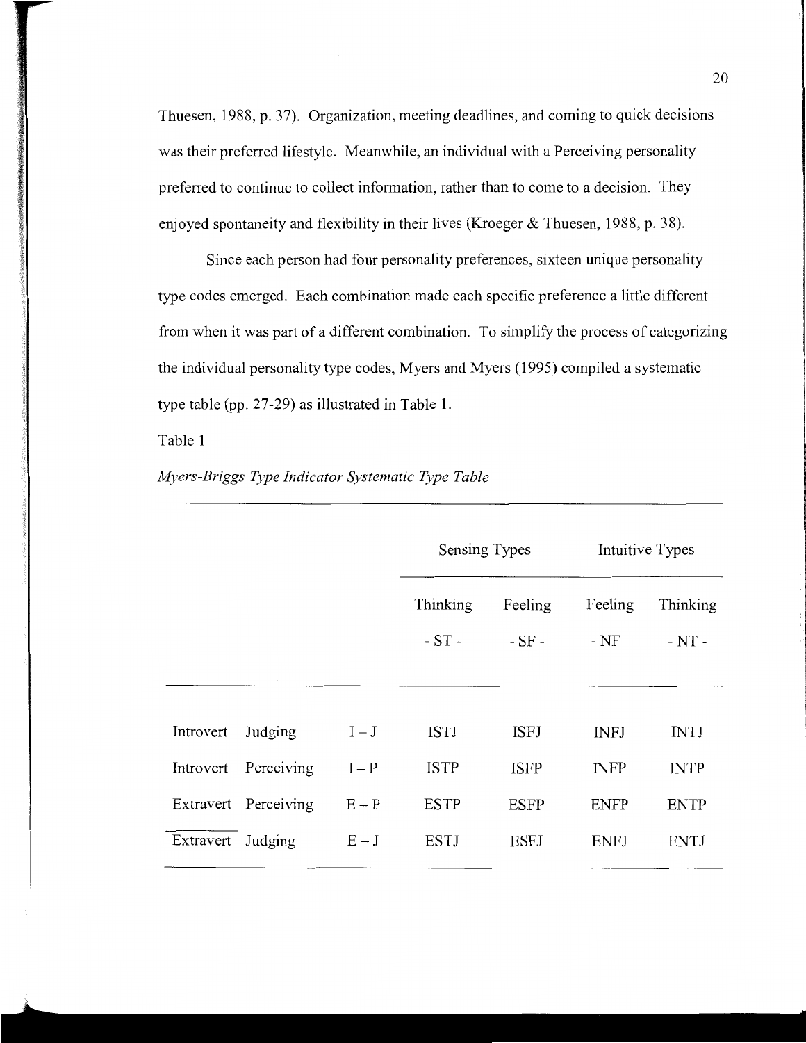Thuesen, 1988, p. 37). Organization, meeting deadlines, and coming to quick decisions was their preferred lifestyle. Meanwhile, an individual with a Perceiving personality preferred to continue to collect information, rather than to come to a decision. They enjoyed spontaneity and flexibility in their lives (Kroeger & Thuesen, 1988, p. 38).

Since each person had four personality preferences, sixteen unique personality type codes emerged. Each combination made each specific preference a little different from when it was part of a different combination. To simplify the process of categorizing the individual personality type codes, Myers and Myers (1995) compiled a systematic type table (pp. 27-29) as illustrated in Table 1.

Table 1

*Myers-Briggs Type Indicator Systematic Type Table*

| | | | Sensing Types | | Intuitive Types | |
|---|---|---|---|---|---|---|
| | | | Thinking - ST - | Feeling - SF - | Feeling - NF - | Thinking - NT - |
| Introvert | Judging | I – J | ISTJ | ISFJ | INFJ | INTJ |
| Introvert | Perceiving | I – P | ISTP | ISFP | INFP | INTP |
| Extravert | Perceiving | E – P | ESTP | ESFP | ENFP | ENTP |
| Extravert | Judging | E – J | ESTJ | ESFJ | ENFJ | ENTJ |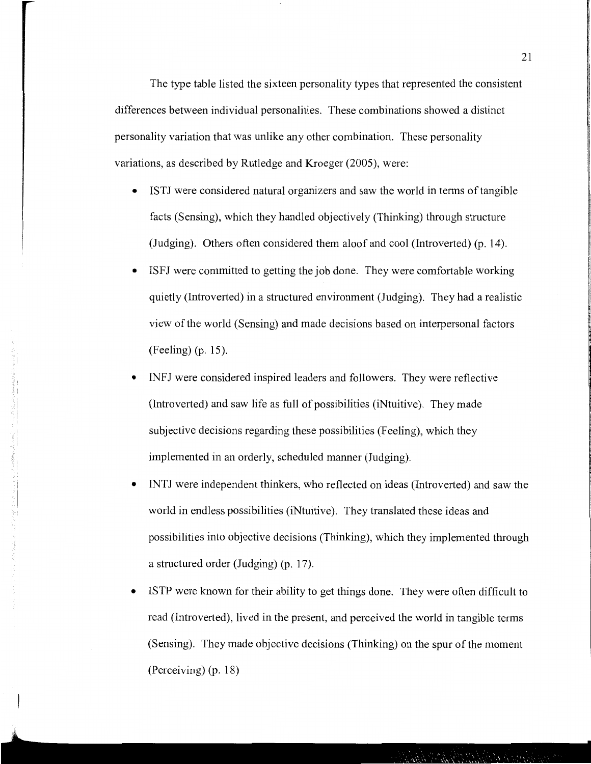The type table listed the sixteen personality types that represented the consistent differences between individual personalities. These combinations showed a distinct personality variation that was unlike any other combination. These personality variations, as described by Rutledge and Kroeger (2005), were:

- ISTJ were considered natural organizers and saw the world in terms of tangible facts (Sensing), which they handled objectively (Thinking) through structure (Judging). Others often considered them aloof and cool (Introverted) (p. 14).
- ISFJ were committed to getting the job done. They were comfortable working quietly (Introverted) in a structured environment (Judging). They had a realistic view of the world (Sensing) and made decisions based on interpersonal factors (Feeling) (p. 15).
- INFJ were considered inspired leaders and followers. They were reflective (Introverted) and saw life as full of possibilities (iNtuitive). They made subjective decisions regarding these possibilities (Feeling), which they implemented in an orderly, scheduled manner (Judging).
- INTJ were independent thinkers, who reflected on ideas (Introverted) and saw the world in endless possibilities (iNtuitive). They translated these ideas and possibilities into objective decisions (Thinking), which they implemented through a structured order (Judging) (p. 17).
- ISTP were known for their ability to get things done. They were often difficult to read (Introverted), lived in the present, and perceived the world in tangible terms (Sensing). They made objective decisions (Thinking) on the spur of the moment (Perceiving) (p. 18)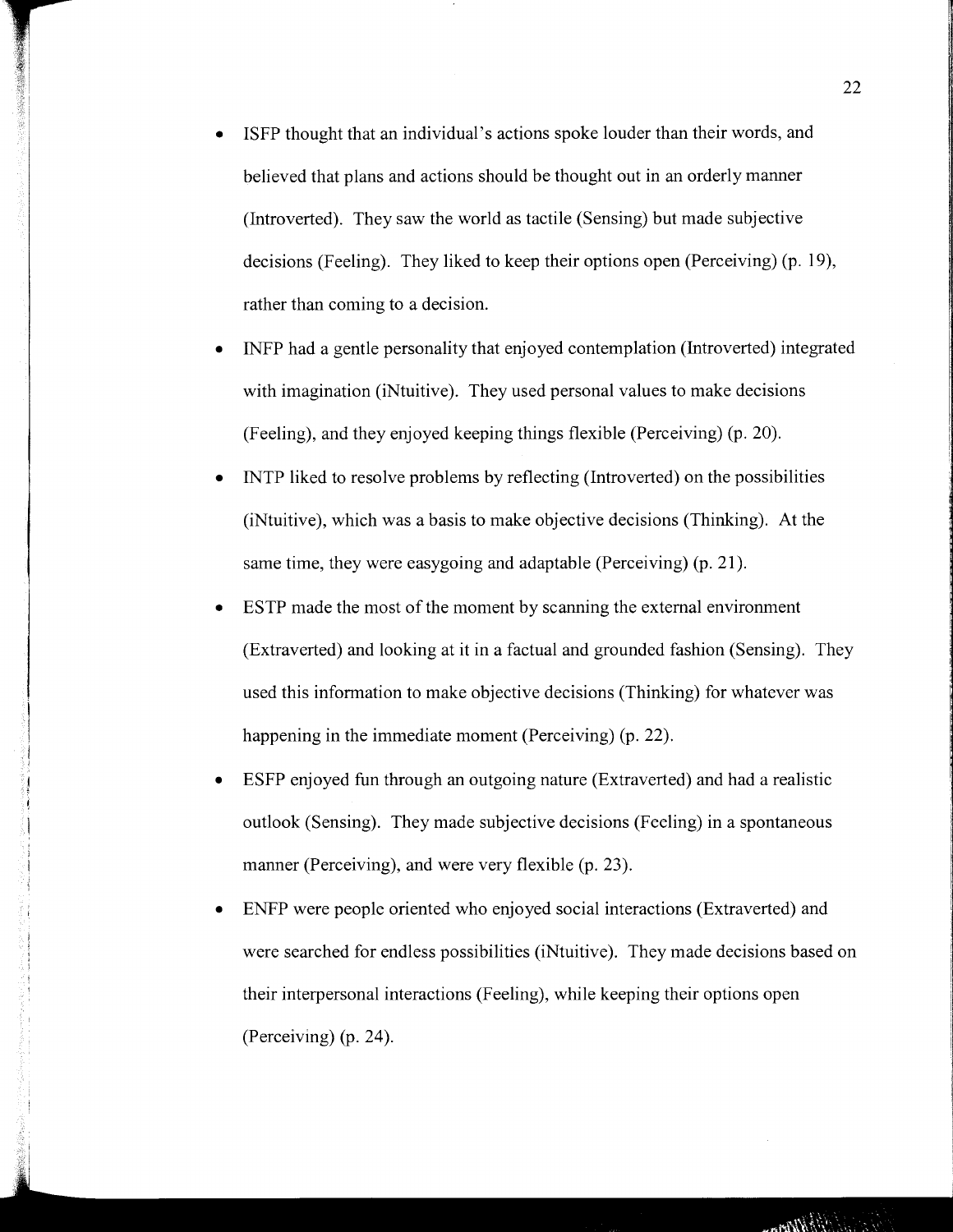- ISFP thought that an individual's actions spoke louder than their words, and believed that plans and actions should be thought out in an orderly manner (Introverted). They saw the world as tactile (Sensing) but made subjective decisions (Feeling). They liked to keep their options open (Perceiving) (p. 19), rather than coming to a decision.
- INFP had a gentle personality that enjoyed contemplation (Introverted) integrated with imagination (iNtuitive). They used personal values to make decisions (Feeling), and they enjoyed keeping things flexible (Perceiving) (p. 20).
- INTP liked to resolve problems by reflecting (Introverted) on the possibilities (iNtuitive), which was a basis to make objective decisions (Thinking). At the same time, they were easygoing and adaptable (Perceiving) (p. 21).
- ESTP made the most of the moment by scanning the external environment (Extraverted) and looking at it in a factual and grounded fashion (Sensing). They used this information to make objective decisions (Thinking) for whatever was happening in the immediate moment (Perceiving) (p. 22).
- ESFP enjoyed fun through an outgoing nature (Extraverted) and had a realistic outlook (Sensing). They made subjective decisions (Feeling) in a spontaneous manner (Perceiving), and were very flexible (p. 23).
- ENFP were people oriented who enjoyed social interactions (Extraverted) and were searched for endless possibilities (iNtuitive). They made decisions based on their interpersonal interactions (Feeling), while keeping their options open (Perceiving) (p. 24).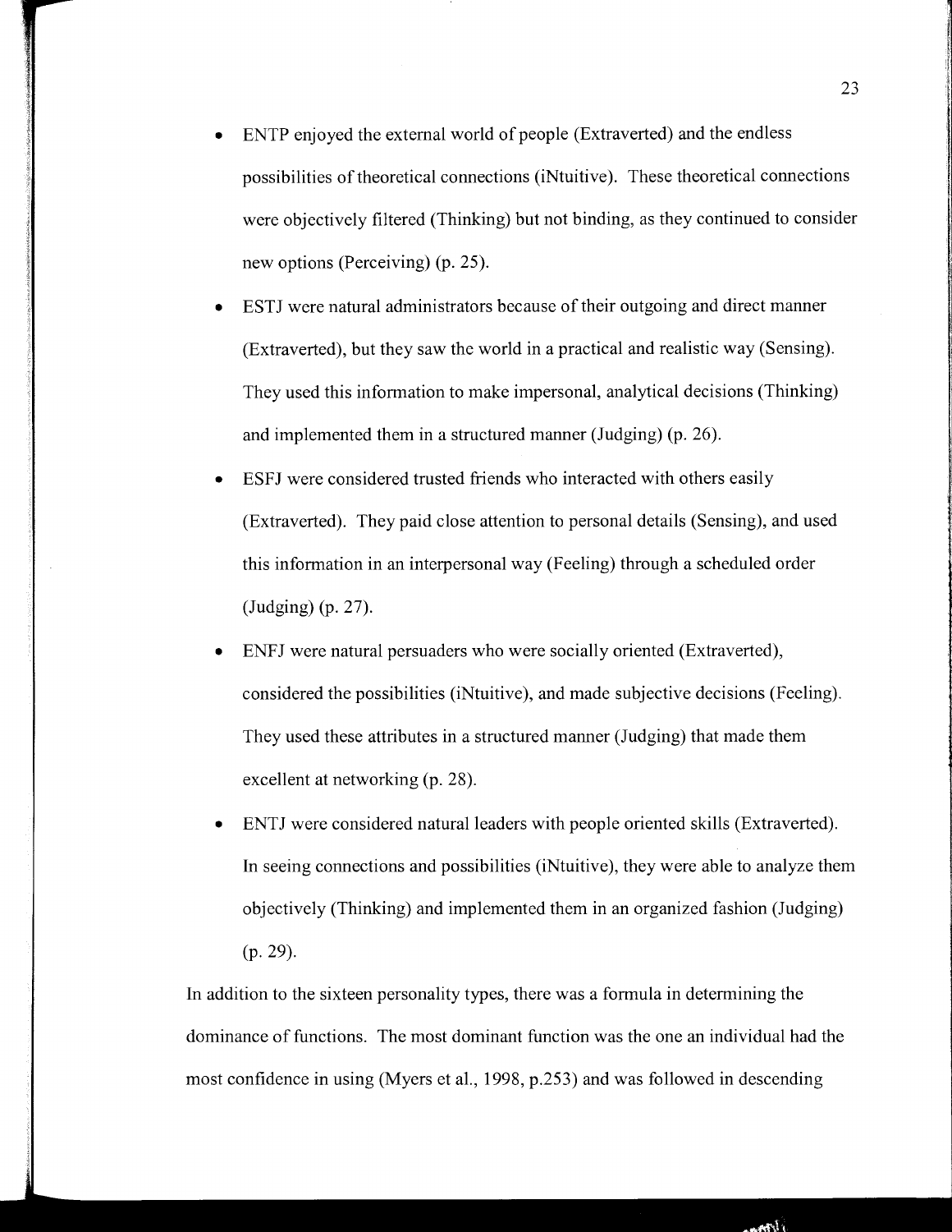- ENTP enjoyed the external world of people (Extraverted) and the endless possibilities of theoretical connections (iNtuitive). These theoretical connections were objectively filtered (Thinking) but not binding, as they continued to consider new options (Perceiving) (p. 25).
- ESTJ were natural administrators because of their outgoing and direct manner (Extraverted), but they saw the world in a practical and realistic way (Sensing). They used this information to make impersonal, analytical decisions (Thinking) and implemented them in a structured manner (Judging) (p. 26).
- ESFJ were considered trusted friends who interacted with others easily (Extraverted). They paid close attention to personal details (Sensing), and used this information in an interpersonal way (Feeling) through a scheduled order (Judging) (p. 27).
- ENFJ were natural persuaders who were socially oriented (Extraverted), considered the possibilities (iNtuitive), and made subjective decisions (Feeling). They used these attributes in a structured manner (Judging) that made them excellent at networking (p. 28).
- ENTJ were considered natural leaders with people oriented skills (Extraverted). In seeing connections and possibilities (iNtuitive), they were able to analyze them objectively (Thinking) and implemented them in an organized fashion (Judging) (p. 29).

In addition to the sixteen personality types, there was a formula in determining the dominance of functions. The most dominant function was the one an individual had the most confidence in using (Myers et al., 1998, p.253) and was followed in descending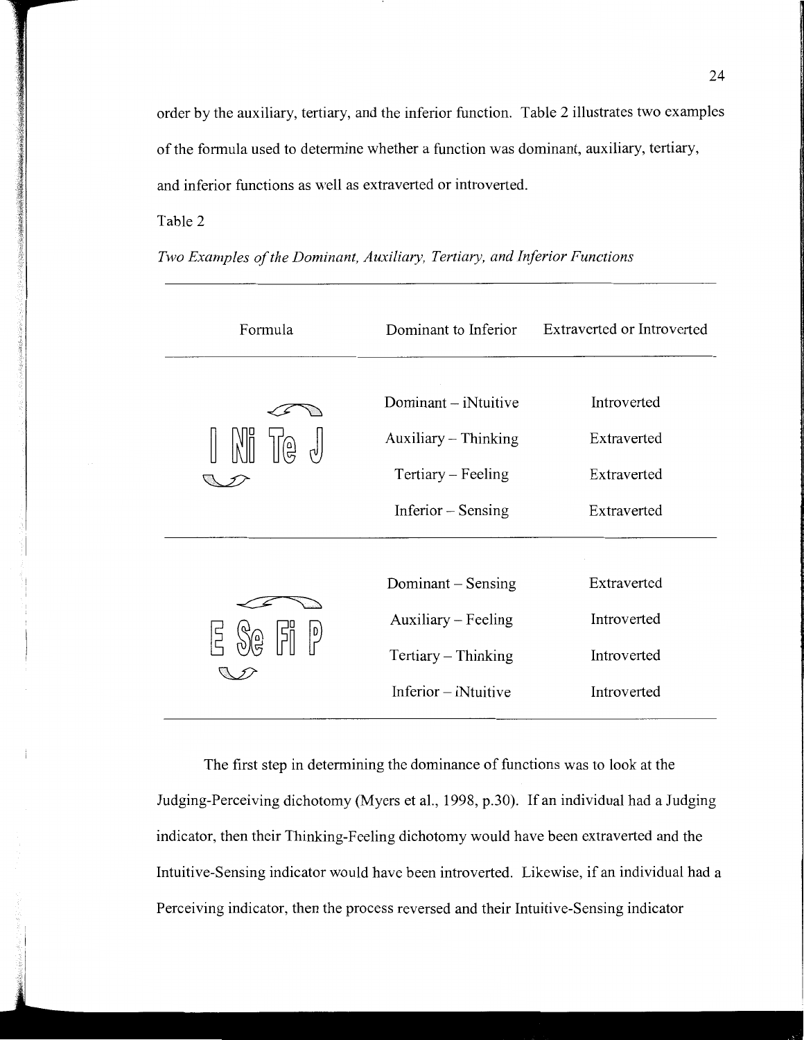order by the auxiliary, tertiary, and the inferior function. Table 2 illustrates two examples of the formula used to determine whether a function was dominant, auxiliary, tertiary, and inferior functions as well as extraverted or introverted.

Table 2

*Two Examples of the Dominant, Auxiliary, Tertiary, and Inferior Functions*

| Formula | Dominant to Inferior | Extraverted or Introverted |
|---|---|---|
| I Ni Te J | Dominant – iNtuitive | Introverted |
| | Auxiliary – Thinking | Extraverted |
| | Tertiary – Feeling | Extraverted |
| | Inferior – Sensing | Extraverted |
| E Se Fi P | Dominant – Sensing | Extraverted |
| | Auxiliary – Feeling | Introverted |
| | Tertiary – Thinking | Introverted |
| | Inferior – iNtuitive | Introverted |

The first step in determining the dominance of functions was to look at the Judging-Perceiving dichotomy (Myers et al., 1998, p.30). If an individual had a Judging indicator, then their Thinking-Feeling dichotomy would have been extraverted and the Intuitive-Sensing indicator would have been introverted. Likewise, if an individual had a Perceiving indicator, then the process reversed and their Intuitive-Sensing indicator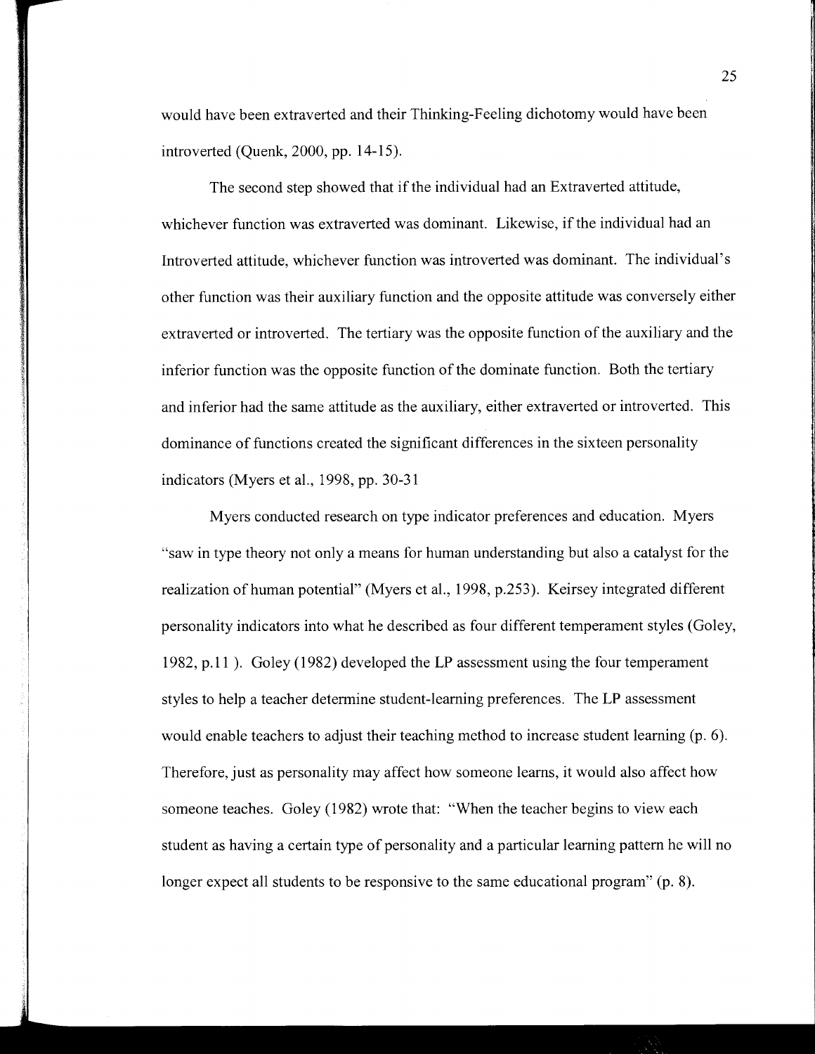would have been extraverted and their Thinking-Feeling dichotomy would have been introverted (Quenk, 2000, pp. 14-15).

The second step showed that if the individual had an Extraverted attitude, whichever function was extraverted was dominant. Likewise, if the individual had an Introverted attitude, whichever function was introverted was dominant. The individual's other function was their auxiliary function and the opposite attitude was conversely either extraverted or introverted. The tertiary was the opposite function of the auxiliary and the inferior function was the opposite function of the dominate function. Both the tertiary and inferior had the same attitude as the auxiliary, either extraverted or introverted. This dominance of functions created the significant differences in the sixteen personality indicators (Myers et al., 1998, pp. 30-31

Myers conducted research on type indicator preferences and education. Myers "saw in type theory not only a means for human understanding but also a catalyst for the realization of human potential" (Myers et al., 1998, p.253). Keirsey integrated different personality indicators into what he described as four different temperament styles (Goley, 1982, p.11 ). Goley (1982) developed the LP assessment using the four temperament styles to help a teacher determine student-learning preferences. The LP assessment would enable teachers to adjust their teaching method to increase student learning (p. 6). Therefore, just as personality may affect how someone learns, it would also affect how someone teaches. Goley (1982) wrote that: "When the teacher begins to view each student as having a certain type of personality and a particular learning pattern he will no longer expect all students to be responsive to the same educational program" (p. 8).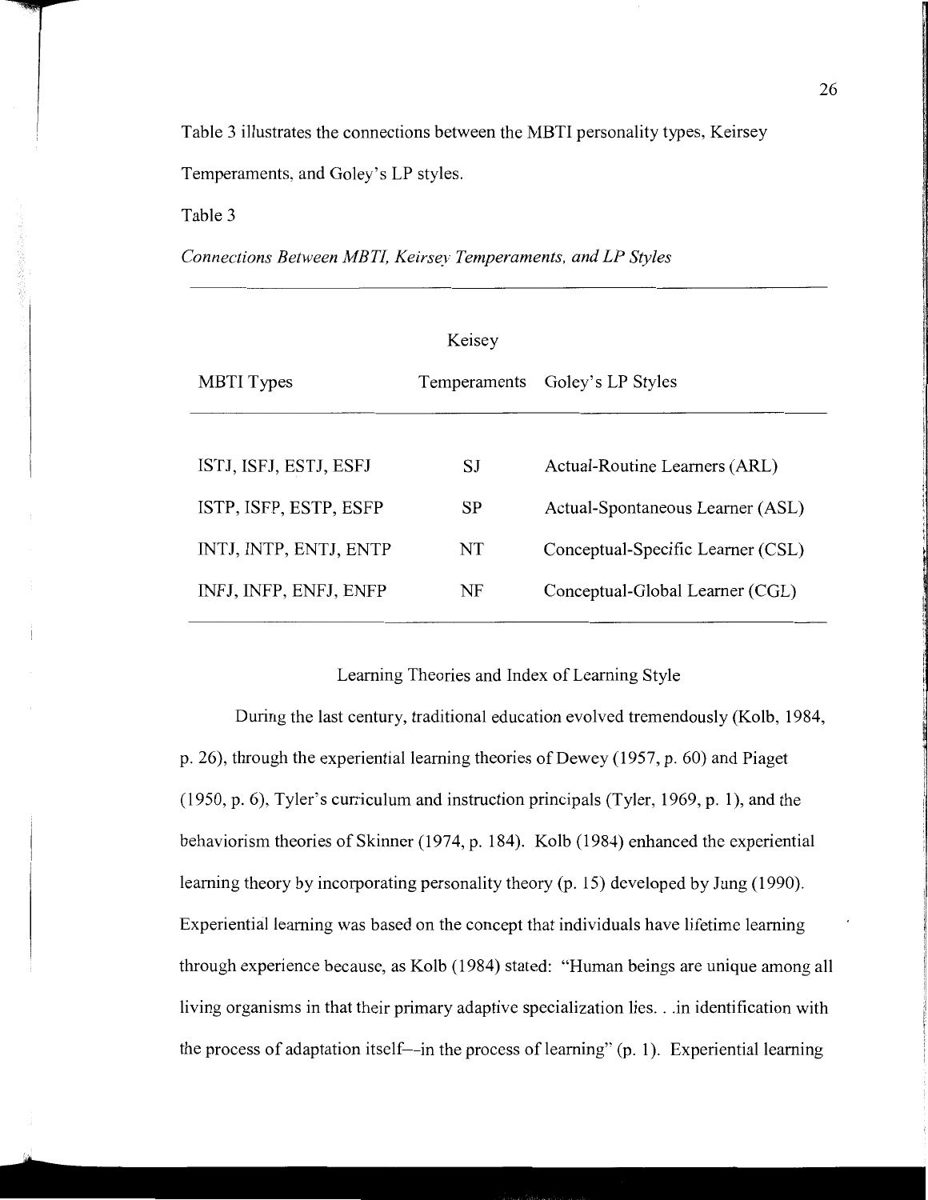Table 3 illustrates the connections between the MBTI personality types, Keirsey Temperaments, and Goley's LP styles.

Table 3

*Connections Between MBTI, Keirsey Temperaments, and LP Styles*

| MBTI Types | Keisey Temperaments | Goley's LP Styles |
|---|---|---|
| ISTJ, ISFJ, ESTJ, ESFJ | SJ | Actual-Routine Learners (ARL) |
| ISTP, ISFP, ESTP, ESFP | SP | Actual-Spontaneous Learner (ASL) |
| INTJ, INTP, ENTJ, ENTP | NT | Conceptual-Specific Learner (CSL) |
| INFJ, INFP, ENFJ, ENFP | NF | Conceptual-Global Learner (CGL) |

## Learning Theories and Index of Learning Style

During the last century, traditional education evolved tremendously (Kolb, 1984, p. 26), through the experiential learning theories of Dewey (1957, p. 60) and Piaget (1950, p. 6), Tyler's curriculum and instruction principals (Tyler, 1969, p. 1), and the behaviorism theories of Skinner (1974, p. 184). Kolb (1984) enhanced the experiential learning theory by incorporating personality theory (p. 15) developed by Jung (1990). Experiential learning was based on the concept that individuals have lifetime learning through experience because, as Kolb (1984) stated: "Human beings are unique among all living organisms in that their primary adaptive specialization lies. . .in identification with the process of adaptation itself—in the process of learning" (p. 1). Experiential learning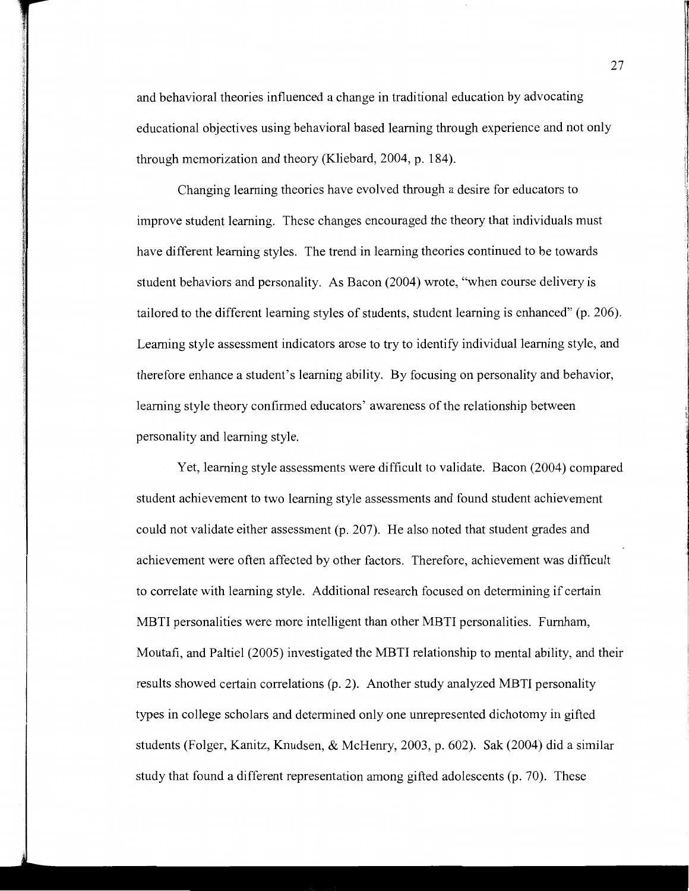and behavioral theories influenced a change in traditional education by advocating educational objectives using behavioral based learning through experience and not only through memorization and theory (Kliebard, 2004, p. 184).

Changing learning theories have evolved through a desire for educators to improve student learning. These changes encouraged the theory that individuals must have different learning styles. The trend in learning theories continued to be towards student behaviors and personality. As Bacon (2004) wrote, "when course delivery is tailored to the different learning styles of students, student learning is enhanced" (p. 206). Learning style assessment indicators arose to try to identify individual learning style, and therefore enhance a student's learning ability. By focusing on personality and behavior, learning style theory confirmed educators' awareness of the relationship between personality and learning style.

Yet, learning style assessments were difficult to validate. Bacon (2004) compared student achievement to two learning style assessments and found student achievement could not validate either assessment (p. 207). He also noted that student grades and achievement were often affected by other factors. Therefore, achievement was difficult to correlate with learning style. Additional research focused on determining if certain MBTI personalities were more intelligent than other MBTI personalities. Furnham, Moutafi, and Paltiel (2005) investigated the MBTI relationship to mental ability, and their results showed certain correlations (p. 2). Another study analyzed MBTI personality types in college scholars and determined only one unrepresented dichotomy in gifted students (Folger, Kanitz, Knudsen, & McHenry, 2003, p. 602). Sak (2004) did a similar study that found a different representation among gifted adolescents (p. 70). These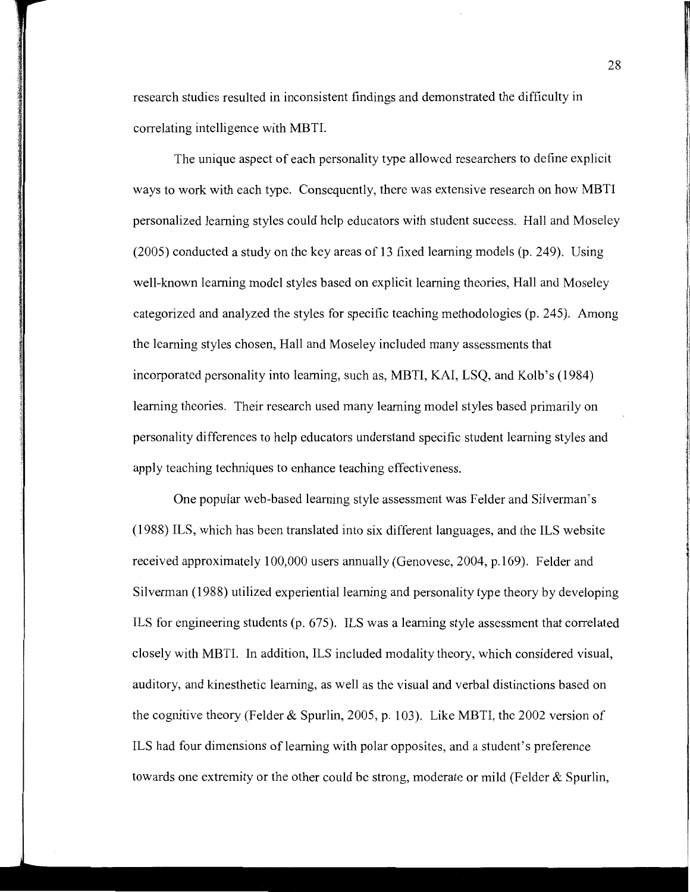research studies resulted in inconsistent findings and demonstrated the difficulty in correlating intelligence with MBTI.

The unique aspect of each personality type allowed researchers to define explicit ways to work with each type. Consequently, there was extensive research on how MBTI personalized learning styles could help educators with student success. Hall and Moseley (2005) conducted a study on the key areas of 13 fixed learning models (p. 249). Using well-known learning model styles based on explicit learning theories, Hall and Moseley categorized and analyzed the styles for specific teaching methodologies (p. 245). Among the learning styles chosen, Hall and Moseley included many assessments that incorporated personality into learning, such as, MBTI, KAI, LSQ, and Kolb's (1984) learning theories. Their research used many learning model styles based primarily on personality differences to help educators understand specific student learning styles and apply teaching techniques to enhance teaching effectiveness.

One popular web-based learning style assessment was Felder and Silverman's (1988) ILS, which has been translated into six different languages, and the ILS website received approximately 100,000 users annually (Genovese, 2004, p.169). Felder and Silverman (1988) utilized experiential learning and personality type theory by developing ILS for engineering students (p. 675). ILS was a learning style assessment that correlated closely with MBTI. In addition, ILS included modality theory, which considered visual, auditory, and kinesthetic learning, as well as the visual and verbal distinctions based on the cognitive theory (Felder & Spurlin, 2005, p. 103). Like MBTI, the 2002 version of ILS had four dimensions of learning with polar opposites, and a student's preference towards one extremity or the other could be strong, moderate or mild (Felder & Spurlin,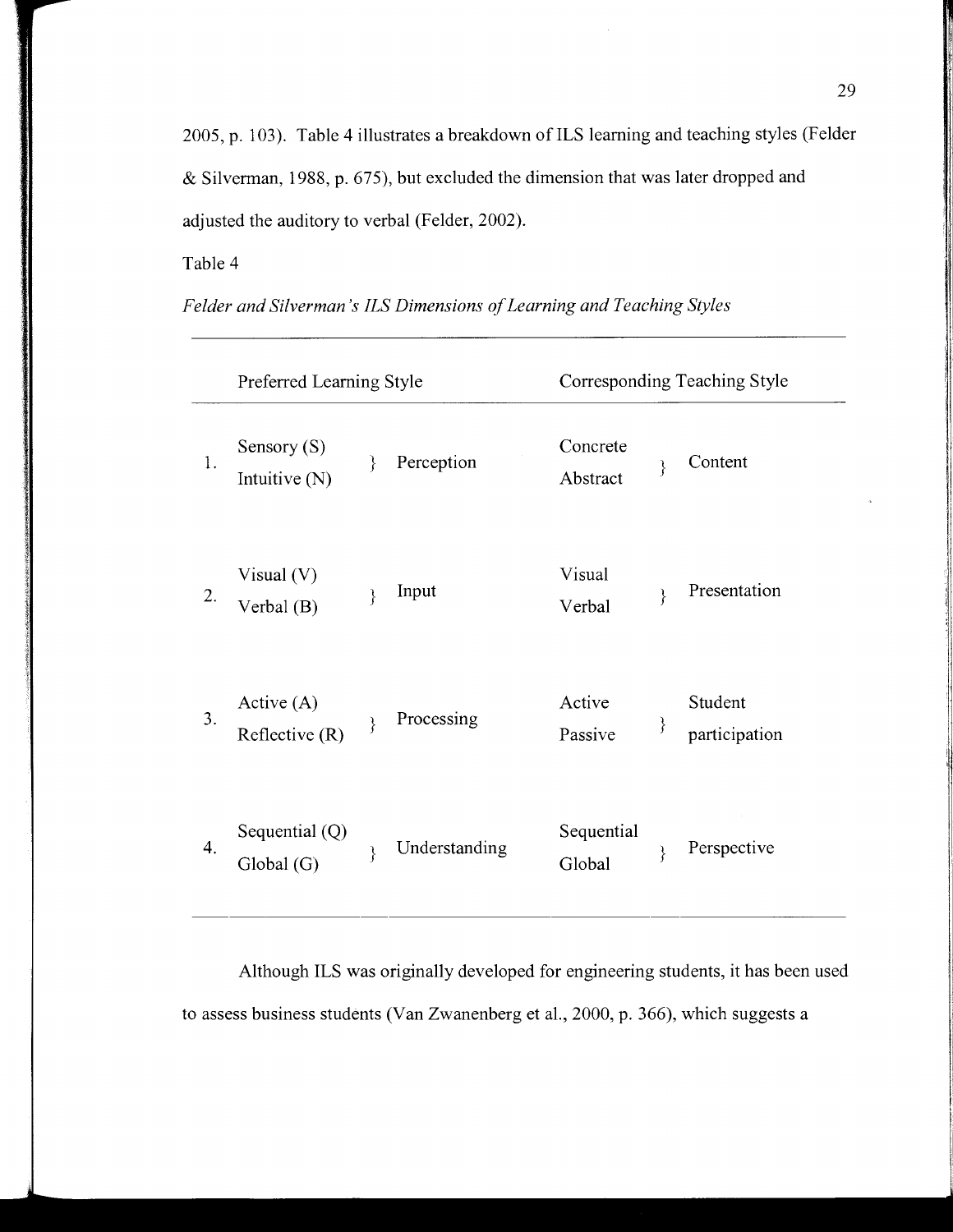2005, p. 103). Table 4 illustrates a breakdown of ILS learning and teaching styles (Felder & Silverman, 1988, p. 675), but excluded the dimension that was later dropped and adjusted the auditory to verbal (Felder, 2002).

Table 4

*Felder and Silverman's ILS Dimensions of Learning and Teaching Styles*

| | Preferred Learning Style | | Corresponding Teaching Style | |
|---|---|---|---|---|
| 1. | Sensory (S)<br>Intuitive (N) | } Perception | Concrete<br>Abstract | } Content |
| 2. | Visual (V)<br>Verbal (B) | } Input | Visual<br>Verbal | } Presentation |
| 3. | Active (A)<br>Reflective (R) | } Processing | Active<br>Passive | } Student participation |
| 4. | Sequential (Q)<br>Global (G) | } Understanding | Sequential<br>Global | } Perspective |

Although ILS was originally developed for engineering students, it has been used to assess business students (Van Zwanenberg et al., 2000, p. 366), which suggests a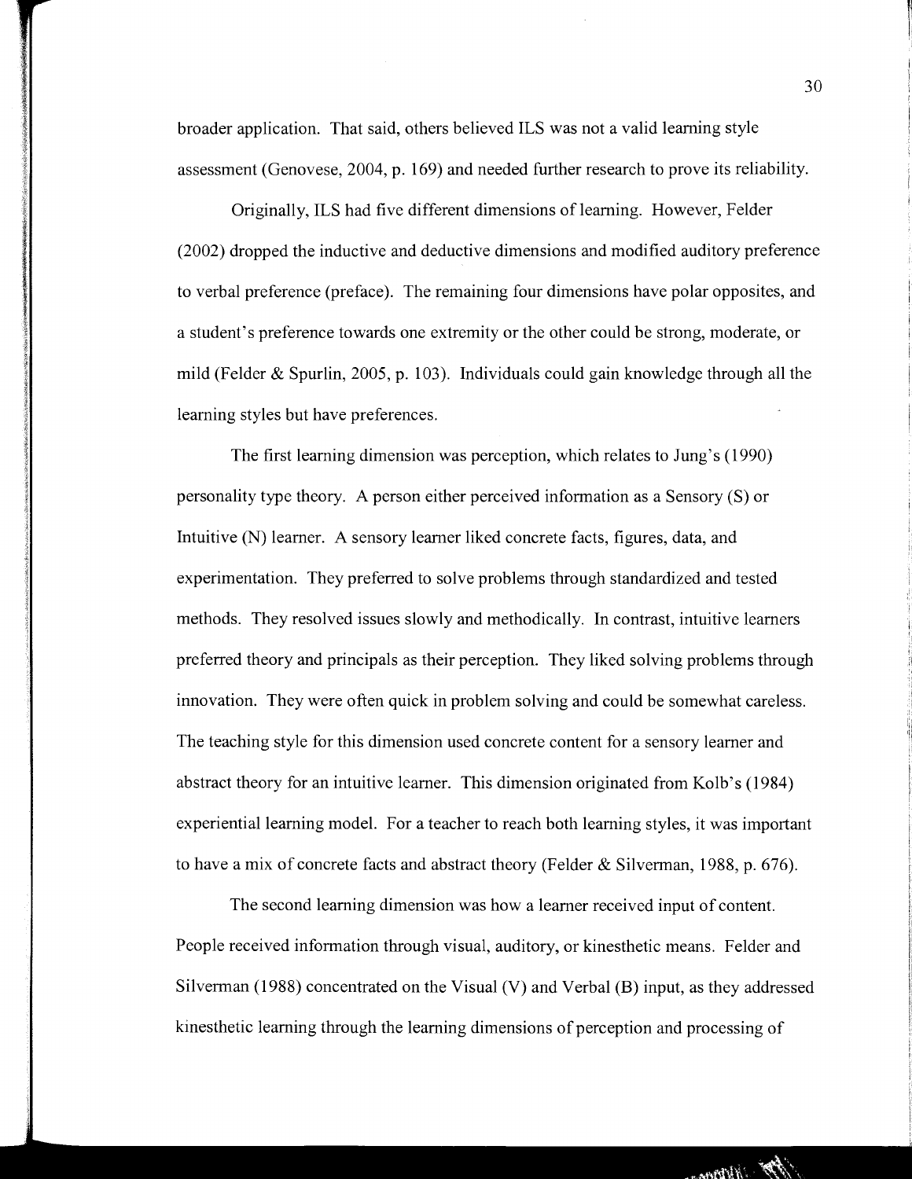broader application. That said, others believed ILS was not a valid learning style assessment (Genovese, 2004, p. 169) and needed further research to prove its reliability.

Originally, ILS had five different dimensions of learning. However, Felder (2002) dropped the inductive and deductive dimensions and modified auditory preference to verbal preference (preface). The remaining four dimensions have polar opposites, and a student's preference towards one extremity or the other could be strong, moderate, or mild (Felder & Spurlin, 2005, p. 103). Individuals could gain knowledge through all the learning styles but have preferences.

The first learning dimension was perception, which relates to Jung's (1990) personality type theory. A person either perceived information as a Sensory (S) or Intuitive (N) learner. A sensory learner liked concrete facts, figures, data, and experimentation. They preferred to solve problems through standardized and tested methods. They resolved issues slowly and methodically. In contrast, intuitive learners preferred theory and principals as their perception. They liked solving problems through innovation. They were often quick in problem solving and could be somewhat careless. The teaching style for this dimension used concrete content for a sensory learner and abstract theory for an intuitive learner. This dimension originated from Kolb's (1984) experiential learning model. For a teacher to reach both learning styles, it was important to have a mix of concrete facts and abstract theory (Felder & Silverman, 1988, p. 676).

The second learning dimension was how a learner received input of content. People received information through visual, auditory, or kinesthetic means. Felder and Silverman (1988) concentrated on the Visual (V) and Verbal (B) input, as they addressed kinesthetic learning through the learning dimensions of perception and processing of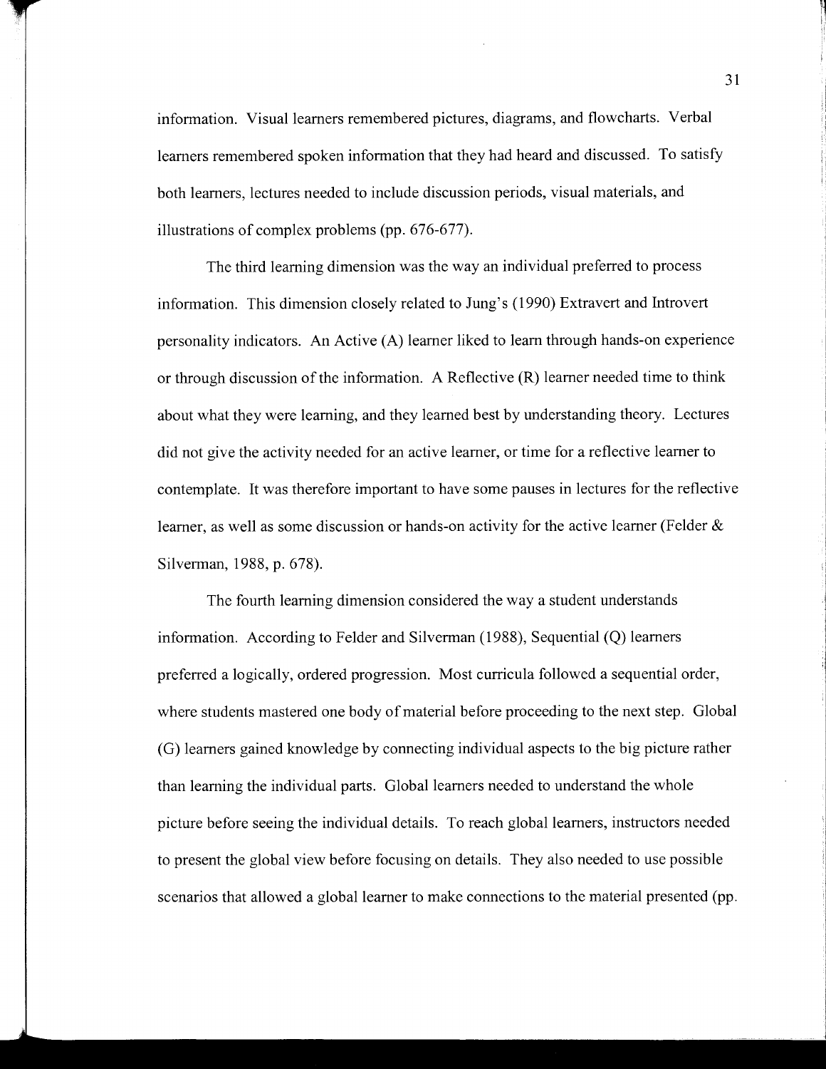information. Visual learners remembered pictures, diagrams, and flowcharts. Verbal learners remembered spoken information that they had heard and discussed. To satisfy both learners, lectures needed to include discussion periods, visual materials, and illustrations of complex problems (pp. 676-677).

The third learning dimension was the way an individual preferred to process information. This dimension closely related to Jung's (1990) Extravert and Introvert personality indicators. An Active (A) learner liked to learn through hands-on experience or through discussion of the information. A Reflective (R) learner needed time to think about what they were learning, and they learned best by understanding theory. Lectures did not give the activity needed for an active learner, or time for a reflective learner to contemplate. It was therefore important to have some pauses in lectures for the reflective learner, as well as some discussion or hands-on activity for the active learner (Felder & Silverman, 1988, p. 678).

The fourth learning dimension considered the way a student understands information. According to Felder and Silverman (1988), Sequential (Q) learners preferred a logically, ordered progression. Most curricula followed a sequential order, where students mastered one body of material before proceeding to the next step. Global (G) learners gained knowledge by connecting individual aspects to the big picture rather than learning the individual parts. Global learners needed to understand the whole picture before seeing the individual details. To reach global learners, instructors needed to present the global view before focusing on details. They also needed to use possible scenarios that allowed a global learner to make connections to the material presented (pp.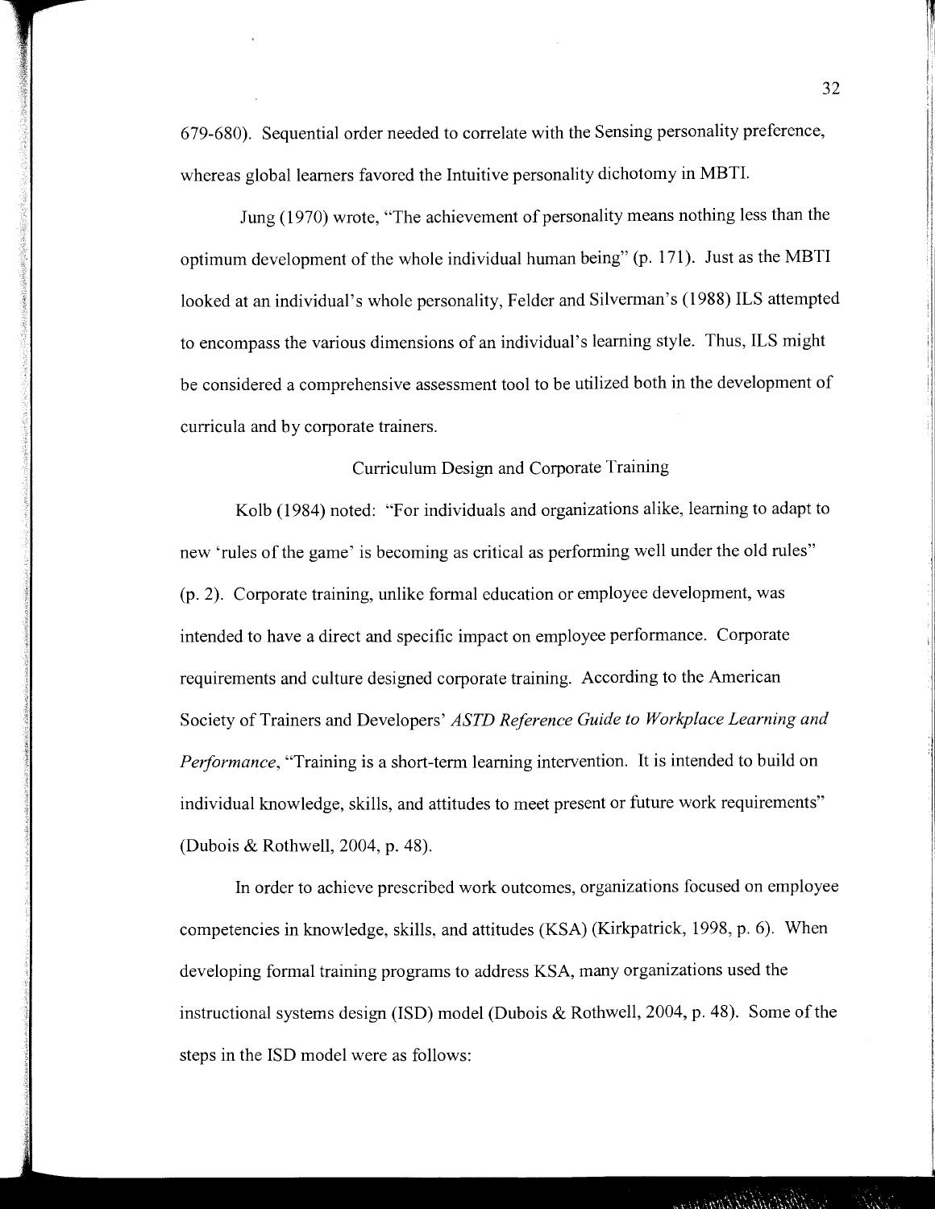679-680). Sequential order needed to correlate with the Sensing personality preference, whereas global learners favored the Intuitive personality dichotomy in MBTI.

Jung (1970) wrote, "The achievement of personality means nothing less than the optimum development of the whole individual human being" (p. 171). Just as the MBTI looked at an individual's whole personality, Felder and Silverman's (1988) ILS attempted to encompass the various dimensions of an individual's learning style. Thus, ILS might be considered a comprehensive assessment tool to be utilized both in the development of curricula and by corporate trainers.

## Curriculum Design and Corporate Training

Kolb (1984) noted: "For individuals and organizations alike, learning to adapt to new 'rules of the game' is becoming as critical as performing well under the old rules" (p. 2). Corporate training, unlike formal education or employee development, was intended to have a direct and specific impact on employee performance. Corporate requirements and culture designed corporate training. According to the American Society of Trainers and Developers' *ASTD Reference Guide to Workplace Learning and Performance*, "Training is a short-term learning intervention. It is intended to build on individual knowledge, skills, and attitudes to meet present or future work requirements" (Dubois & Rothwell, 2004, p. 48).

In order to achieve prescribed work outcomes, organizations focused on employee competencies in knowledge, skills, and attitudes (KSA) (Kirkpatrick, 1998, p. 6). When developing formal training programs to address KSA, many organizations used the instructional systems design (ISD) model (Dubois & Rothwell, 2004, p. 48). Some of the steps in the ISD model were as follows: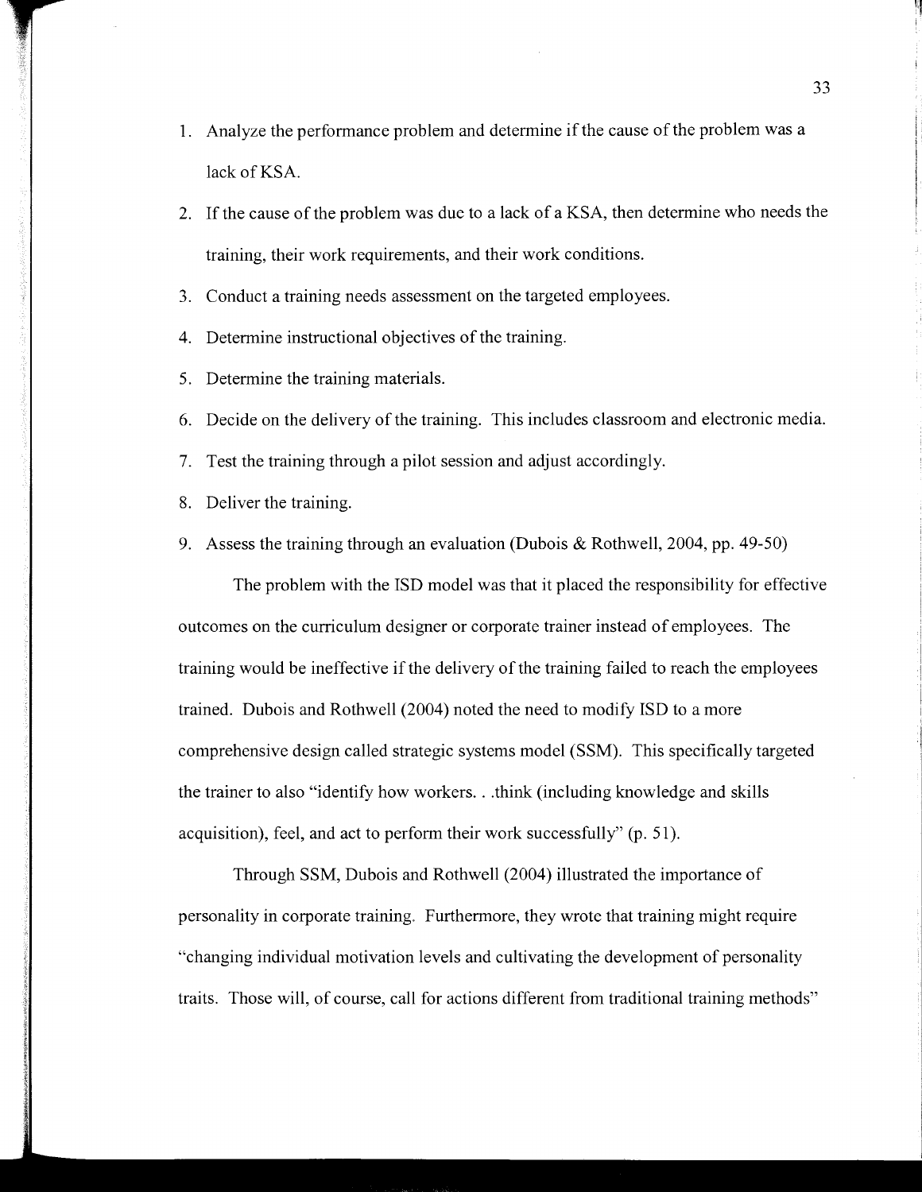1. Analyze the performance problem and determine if the cause of the problem was a lack of KSA.
2. If the cause of the problem was due to a lack of a KSA, then determine who needs the training, their work requirements, and their work conditions.
3. Conduct a training needs assessment on the targeted employees.
4. Determine instructional objectives of the training.
5. Determine the training materials.
6. Decide on the delivery of the training. This includes classroom and electronic media.
7. Test the training through a pilot session and adjust accordingly.
8. Deliver the training.
9. Assess the training through an evaluation (Dubois & Rothwell, 2004, pp. 49-50)

The problem with the ISD model was that it placed the responsibility for effective outcomes on the curriculum designer or corporate trainer instead of employees. The training would be ineffective if the delivery of the training failed to reach the employees trained. Dubois and Rothwell (2004) noted the need to modify ISD to a more comprehensive design called strategic systems model (SSM). This specifically targeted the trainer to also "identify how workers. . .think (including knowledge and skills acquisition), feel, and act to perform their work successfully" (p. 51).

Through SSM, Dubois and Rothwell (2004) illustrated the importance of personality in corporate training. Furthermore, they wrote that training might require "changing individual motivation levels and cultivating the development of personality traits. Those will, of course, call for actions different from traditional training methods"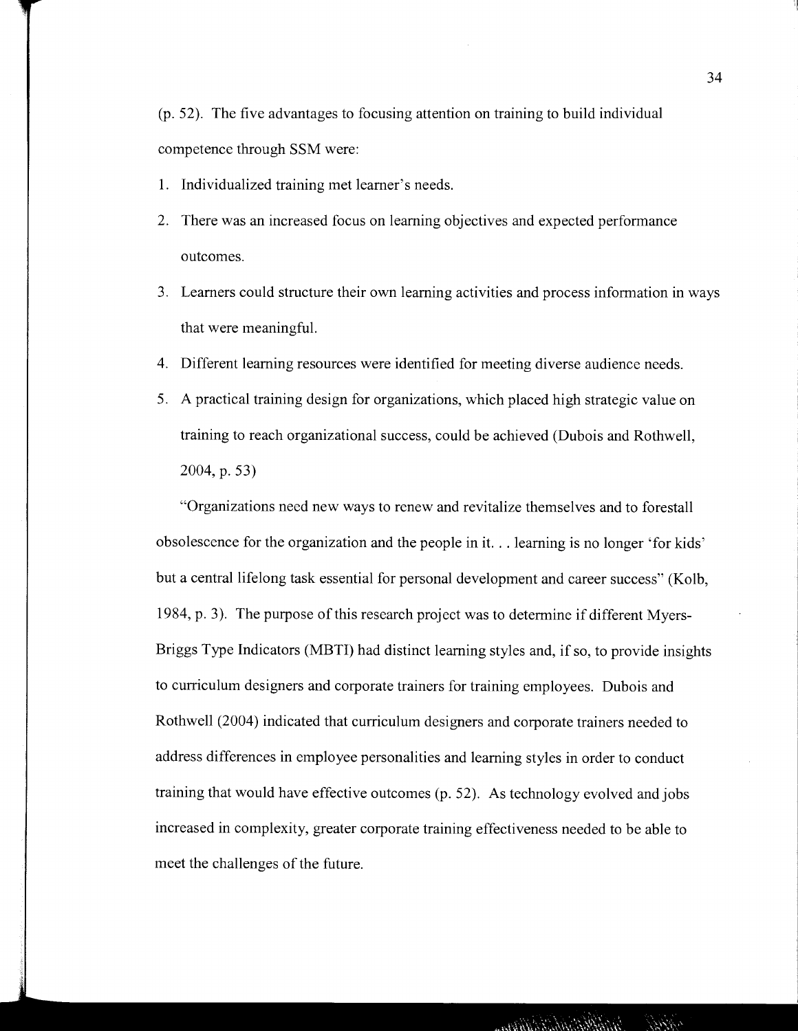(p. 52). The five advantages to focusing attention on training to build individual competence through SSM were:

1. Individualized training met learner's needs.
2. There was an increased focus on learning objectives and expected performance outcomes.
3. Learners could structure their own learning activities and process information in ways that were meaningful.
4. Different learning resources were identified for meeting diverse audience needs.
5. A practical training design for organizations, which placed high strategic value on training to reach organizational success, could be achieved (Dubois and Rothwell, 2004, p. 53)

"Organizations need new ways to renew and revitalize themselves and to forestall obsolescence for the organization and the people in it. . . learning is no longer 'for kids' but a central lifelong task essential for personal development and career success" (Kolb, 1984, p. 3). The purpose of this research project was to determine if different Myers-Briggs Type Indicators (MBTI) had distinct learning styles and, if so, to provide insights to curriculum designers and corporate trainers for training employees. Dubois and Rothwell (2004) indicated that curriculum designers and corporate trainers needed to address differences in employee personalities and learning styles in order to conduct training that would have effective outcomes (p. 52). As technology evolved and jobs increased in complexity, greater corporate training effectiveness needed to be able to meet the challenges of the future.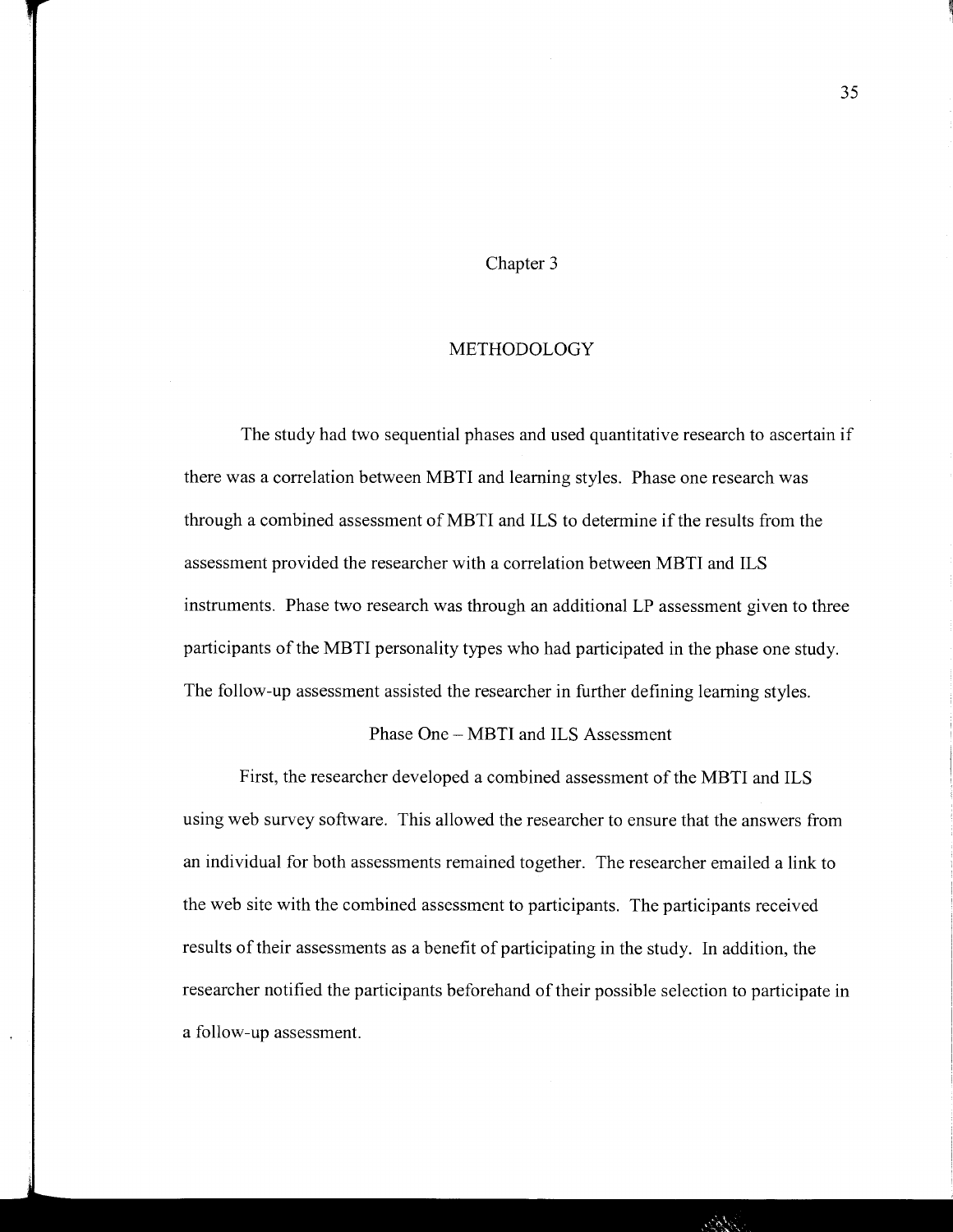# Chapter 3

## METHODOLOGY

The study had two sequential phases and used quantitative research to ascertain if there was a correlation between MBTI and learning styles. Phase one research was through a combined assessment of MBTI and ILS to determine if the results from the assessment provided the researcher with a correlation between MBTI and ILS instruments. Phase two research was through an additional LP assessment given to three participants of the MBTI personality types who had participated in the phase one study. The follow-up assessment assisted the researcher in further defining learning styles.

### Phase One – MBTI and ILS Assessment

First, the researcher developed a combined assessment of the MBTI and ILS using web survey software. This allowed the researcher to ensure that the answers from an individual for both assessments remained together. The researcher emailed a link to the web site with the combined assessment to participants. The participants received results of their assessments as a benefit of participating in the study. In addition, the researcher notified the participants beforehand of their possible selection to participate in a follow-up assessment.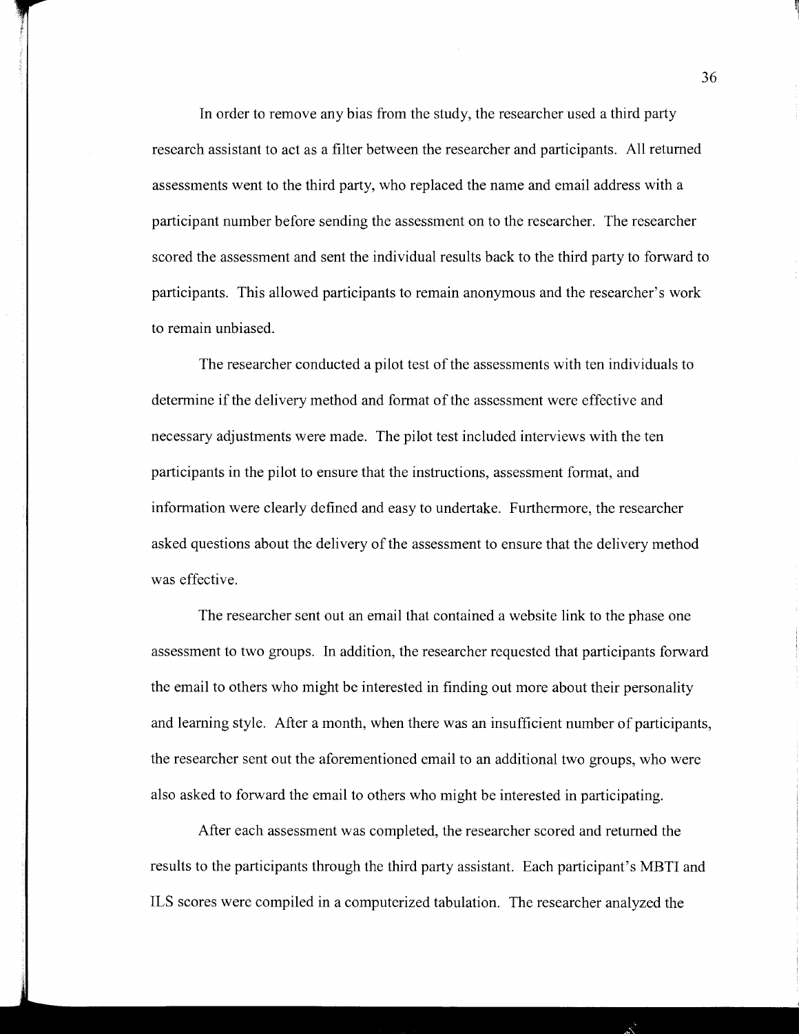In order to remove any bias from the study, the researcher used a third party research assistant to act as a filter between the researcher and participants. All returned assessments went to the third party, who replaced the name and email address with a participant number before sending the assessment on to the researcher. The researcher scored the assessment and sent the individual results back to the third party to forward to participants. This allowed participants to remain anonymous and the researcher's work to remain unbiased.

The researcher conducted a pilot test of the assessments with ten individuals to determine if the delivery method and format of the assessment were effective and necessary adjustments were made. The pilot test included interviews with the ten participants in the pilot to ensure that the instructions, assessment format, and information were clearly defined and easy to undertake. Furthermore, the researcher asked questions about the delivery of the assessment to ensure that the delivery method was effective.

The researcher sent out an email that contained a website link to the phase one assessment to two groups. In addition, the researcher requested that participants forward the email to others who might be interested in finding out more about their personality and learning style. After a month, when there was an insufficient number of participants, the researcher sent out the aforementioned email to an additional two groups, who were also asked to forward the email to others who might be interested in participating.

After each assessment was completed, the researcher scored and returned the results to the participants through the third party assistant. Each participant's MBTI and ILS scores were compiled in a computerized tabulation. The researcher analyzed the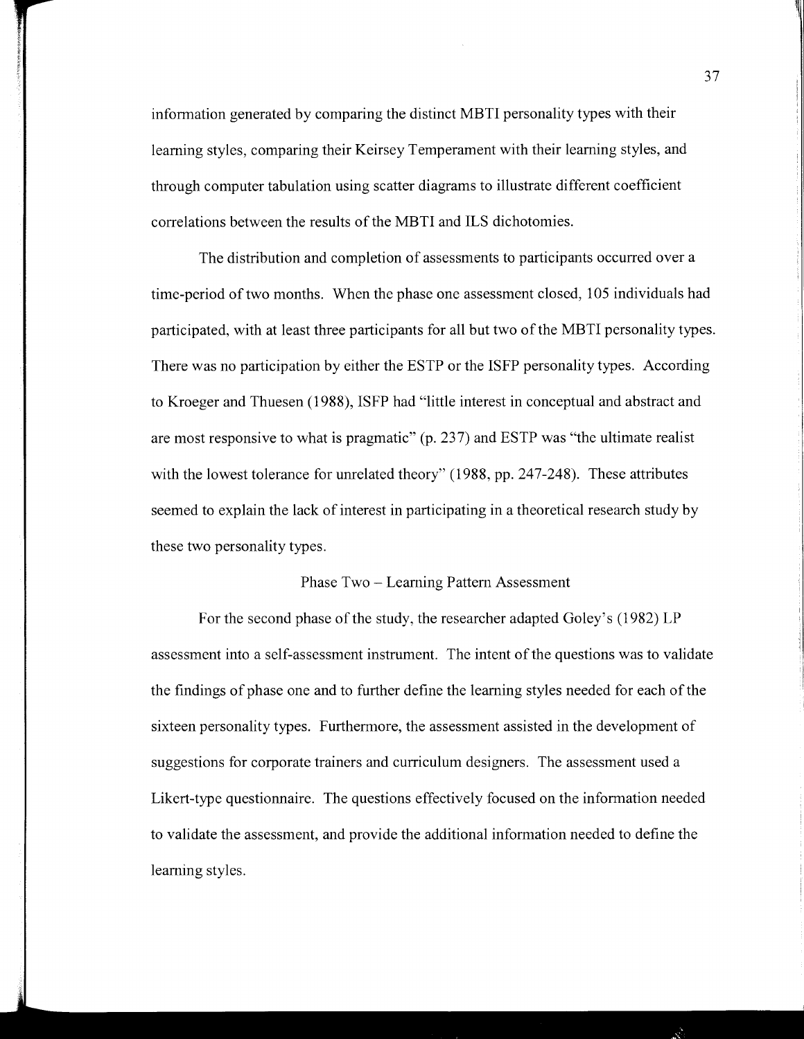information generated by comparing the distinct MBTI personality types with their learning styles, comparing their Keirsey Temperament with their learning styles, and through computer tabulation using scatter diagrams to illustrate different coefficient correlations between the results of the MBTI and ILS dichotomies.

The distribution and completion of assessments to participants occurred over a time-period of two months. When the phase one assessment closed, 105 individuals had participated, with at least three participants for all but two of the MBTI personality types. There was no participation by either the ESTP or the ISFP personality types. According to Kroeger and Thuesen (1988), ISFP had "little interest in conceptual and abstract and are most responsive to what is pragmatic" (p. 237) and ESTP was "the ultimate realist with the lowest tolerance for unrelated theory" (1988, pp. 247-248). These attributes seemed to explain the lack of interest in participating in a theoretical research study by these two personality types.

## Phase Two – Learning Pattern Assessment

For the second phase of the study, the researcher adapted Goley's (1982) LP assessment into a self-assessment instrument. The intent of the questions was to validate the findings of phase one and to further define the learning styles needed for each of the sixteen personality types. Furthermore, the assessment assisted in the development of suggestions for corporate trainers and curriculum designers. The assessment used a Likert-type questionnaire. The questions effectively focused on the information needed to validate the assessment, and provide the additional information needed to define the learning styles.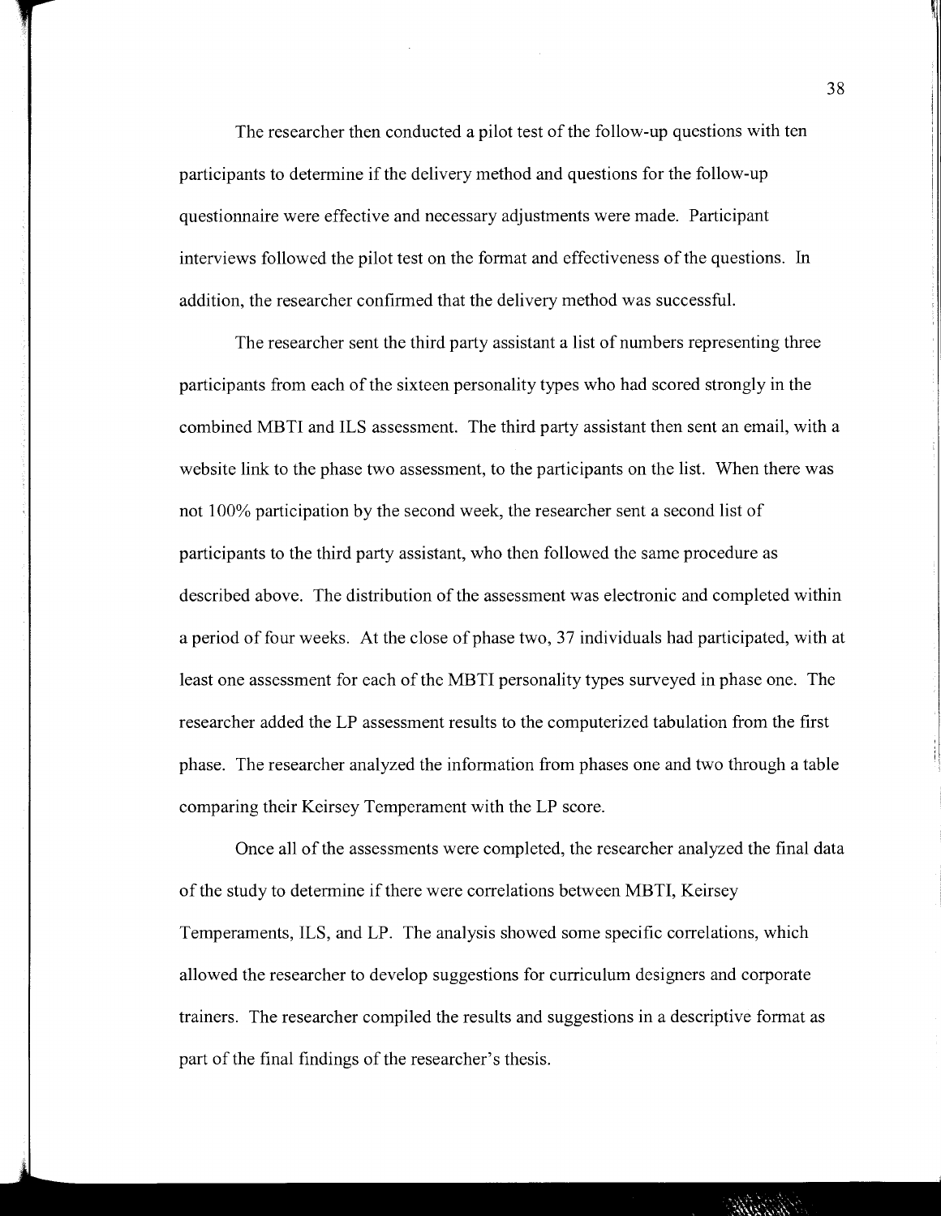The researcher then conducted a pilot test of the follow-up questions with ten participants to determine if the delivery method and questions for the follow-up questionnaire were effective and necessary adjustments were made. Participant interviews followed the pilot test on the format and effectiveness of the questions. In addition, the researcher confirmed that the delivery method was successful.

The researcher sent the third party assistant a list of numbers representing three participants from each of the sixteen personality types who had scored strongly in the combined MBTI and ILS assessment. The third party assistant then sent an email, with a website link to the phase two assessment, to the participants on the list. When there was not 100% participation by the second week, the researcher sent a second list of participants to the third party assistant, who then followed the same procedure as described above. The distribution of the assessment was electronic and completed within a period of four weeks. At the close of phase two, 37 individuals had participated, with at least one assessment for each of the MBTI personality types surveyed in phase one. The researcher added the LP assessment results to the computerized tabulation from the first phase. The researcher analyzed the information from phases one and two through a table comparing their Keirsey Temperament with the LP score.

Once all of the assessments were completed, the researcher analyzed the final data of the study to determine if there were correlations between MBTI, Keirsey Temperaments, ILS, and LP. The analysis showed some specific correlations, which allowed the researcher to develop suggestions for curriculum designers and corporate trainers. The researcher compiled the results and suggestions in a descriptive format as part of the final findings of the researcher's thesis.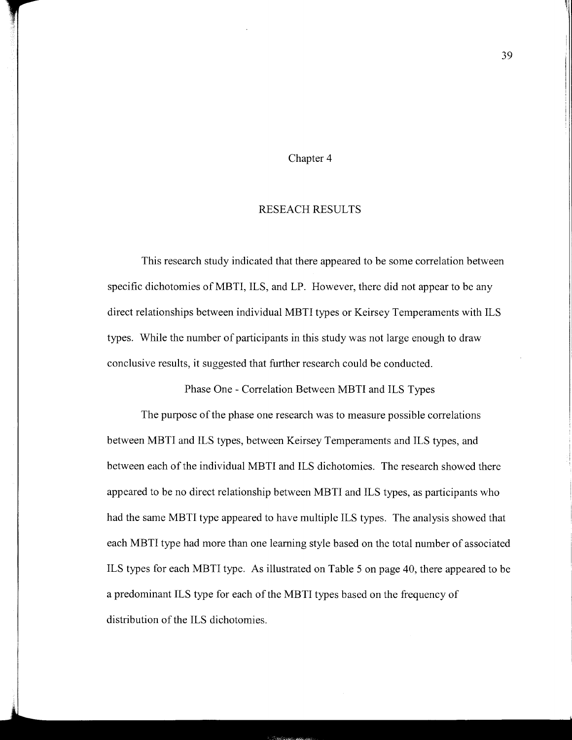# Chapter 4

## RESEACH RESULTS

This research study indicated that there appeared to be some correlation between specific dichotomies of MBTI, ILS, and LP. However, there did not appear to be any direct relationships between individual MBTI types or Keirsey Temperaments with ILS types. While the number of participants in this study was not large enough to draw conclusive results, it suggested that further research could be conducted.

### Phase One - Correlation Between MBTI and ILS Types

The purpose of the phase one research was to measure possible correlations between MBTI and ILS types, between Keirsey Temperaments and ILS types, and between each of the individual MBTI and ILS dichotomies. The research showed there appeared to be no direct relationship between MBTI and ILS types, as participants who had the same MBTI type appeared to have multiple ILS types. The analysis showed that each MBTI type had more than one learning style based on the total number of associated ILS types for each MBTI type. As illustrated on Table 5 on page 40, there appeared to be a predominant ILS type for each of the MBTI types based on the frequency of distribution of the ILS dichotomies.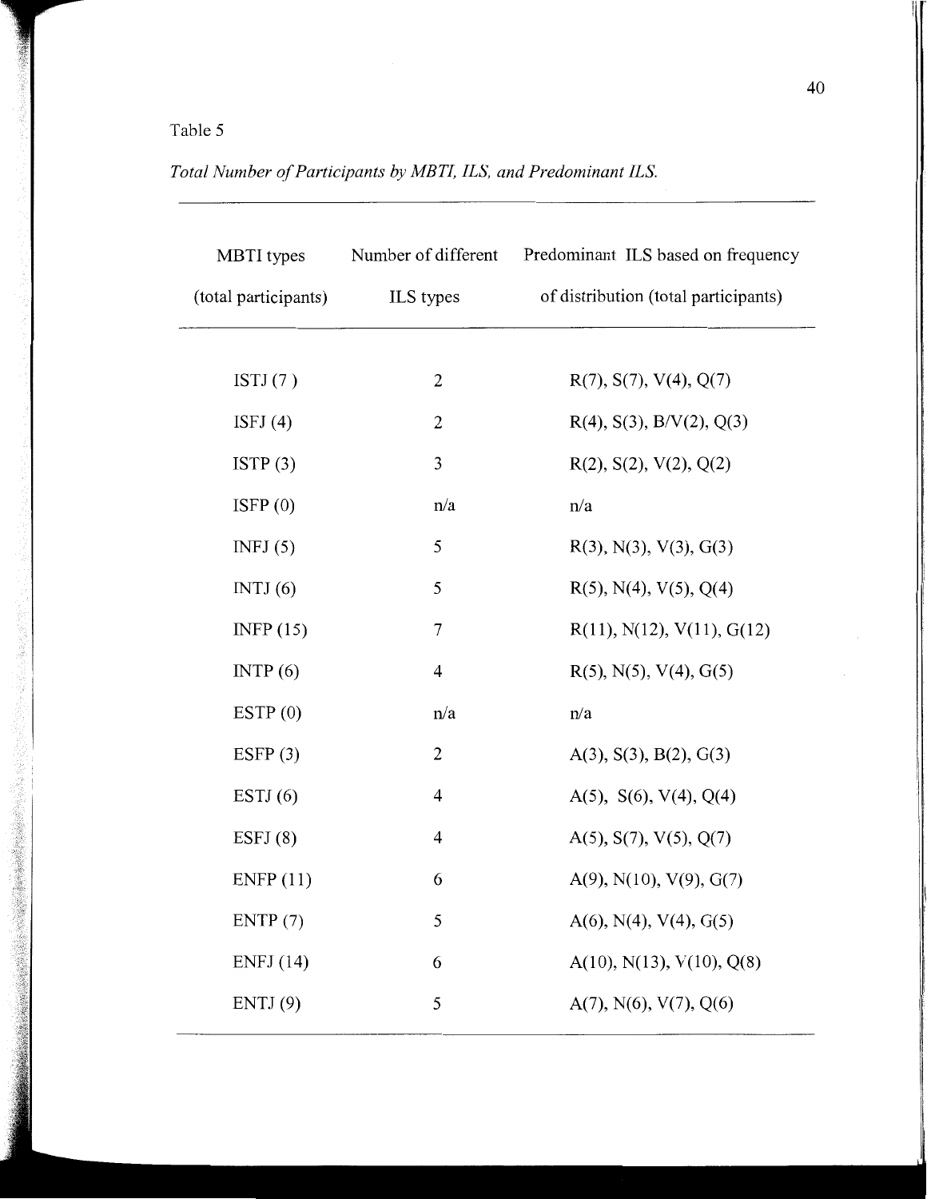Table 5

*Total Number of Participants by MBTI, ILS, and Predominant ILS.*

| MBTI types (total participants) | Number of different ILS types | Predominant ILS based on frequency of distribution (total participants) |
|---|---|---|
| ISTJ (7 ) | 2 | R(7), S(7), V(4), Q(7) |
| ISFJ (4) | 2 | R(4), S(3), B/V(2), Q(3) |
| ISTP (3) | 3 | R(2), S(2), V(2), Q(2) |
| ISFP (0) | n/a | n/a |
| INFJ (5) | 5 | R(3), N(3), V(3), G(3) |
| INTJ (6) | 5 | R(5), N(4), V(5), Q(4) |
| INFP (15) | 7 | R(11), N(12), V(11), G(12) |
| INTP (6) | 4 | R(5), N(5), V(4), G(5) |
| ESTP (0) | n/a | n/a |
| ESFP (3) | 2 | A(3), S(3), B(2), G(3) |
| ESTJ (6) | 4 | A(5), S(6), V(4), Q(4) |
| ESFJ (8) | 4 | A(5), S(7), V(5), Q(7) |
| ENFP (11) | 6 | A(9), N(10), V(9), G(7) |
| ENTP (7) | 5 | A(6), N(4), V(4), G(5) |
| ENFJ (14) | 6 | A(10), N(13), V(10), Q(8) |
| ENTJ (9) | 5 | A(7), N(6), V(7), Q(6) |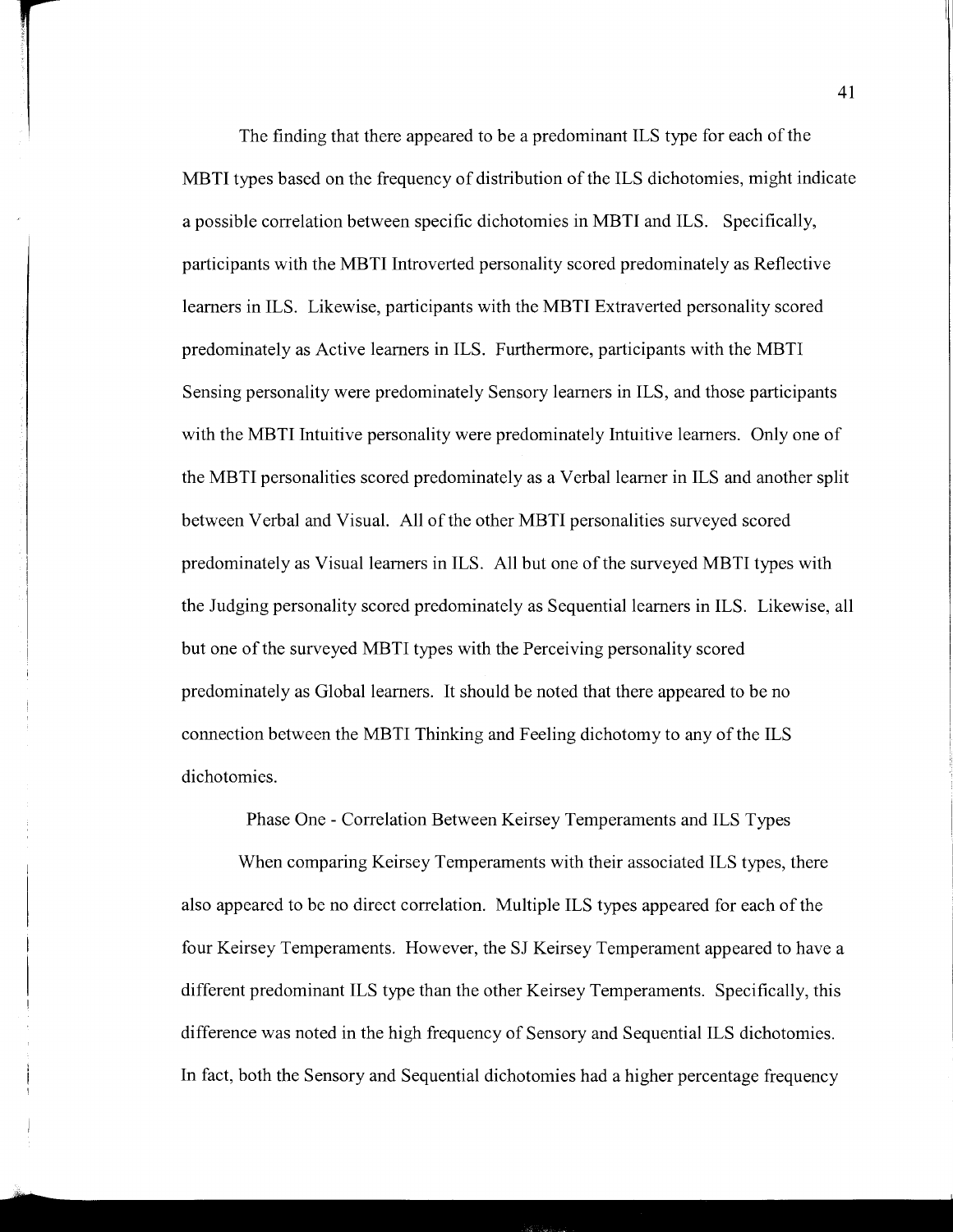The finding that there appeared to be a predominant ILS type for each of the MBTI types based on the frequency of distribution of the ILS dichotomies, might indicate a possible correlation between specific dichotomies in MBTI and ILS. Specifically, participants with the MBTI Introverted personality scored predominately as Reflective learners in ILS. Likewise, participants with the MBTI Extraverted personality scored predominately as Active learners in ILS. Furthermore, participants with the MBTI Sensing personality were predominately Sensory learners in ILS, and those participants with the MBTI Intuitive personality were predominately Intuitive learners. Only one of the MBTI personalities scored predominately as a Verbal learner in ILS and another split between Verbal and Visual. All of the other MBTI personalities surveyed scored predominately as Visual learners in ILS. All but one of the surveyed MBTI types with the Judging personality scored predominately as Sequential learners in ILS. Likewise, all but one of the surveyed MBTI types with the Perceiving personality scored predominately as Global learners. It should be noted that there appeared to be no connection between the MBTI Thinking and Feeling dichotomy to any of the ILS dichotomies.

## Phase One - Correlation Between Keirsey Temperaments and ILS Types

When comparing Keirsey Temperaments with their associated ILS types, there also appeared to be no direct correlation. Multiple ILS types appeared for each of the four Keirsey Temperaments. However, the SJ Keirsey Temperament appeared to have a different predominant ILS type than the other Keirsey Temperaments. Specifically, this difference was noted in the high frequency of Sensory and Sequential ILS dichotomies. In fact, both the Sensory and Sequential dichotomies had a higher percentage frequency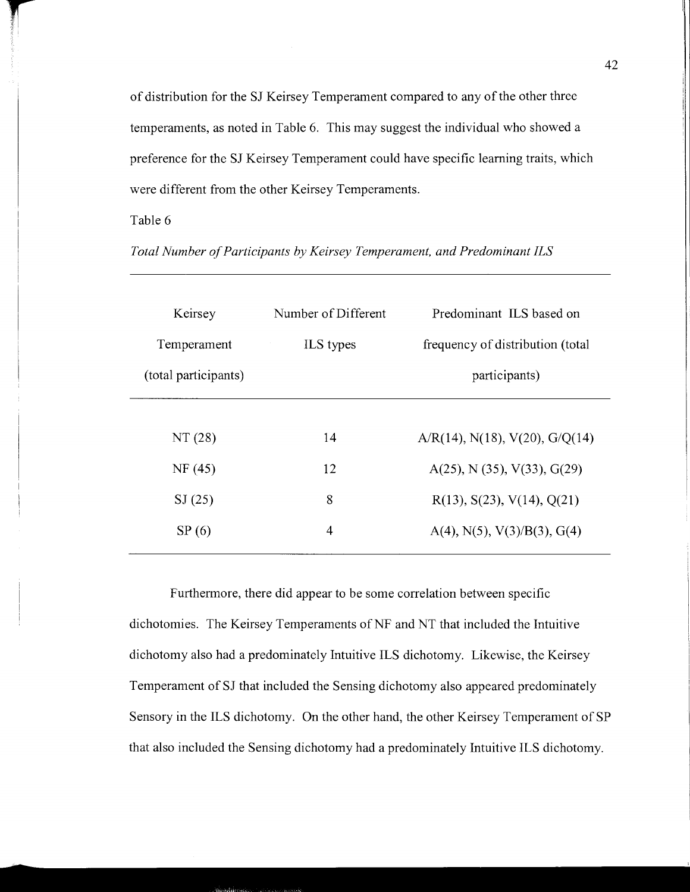of distribution for the SJ Keirsey Temperament compared to any of the other three temperaments, as noted in Table 6. This may suggest the individual who showed a preference for the SJ Keirsey Temperament could have specific learning traits, which were different from the other Keirsey Temperaments.

Table 6

*Total Number of Participants by Keirsey Temperament, and Predominant ILS*

| Keirsey Temperament (total participants) | Number of Different ILS types | Predominant ILS based on frequency of distribution (total participants) |
|---|---|---|
| NT (28) | 14 | A/R(14), N(18), V(20), G/Q(14) |
| NF (45) | 12 | A(25), N (35), V(33), G(29) |
| SJ (25) | 8 | R(13), S(23), V(14), Q(21) |
| SP (6) | 4 | A(4), N(5), V(3)/B(3), G(4) |

Furthermore, there did appear to be some correlation between specific dichotomies. The Keirsey Temperaments of NF and NT that included the Intuitive dichotomy also had a predominately Intuitive ILS dichotomy. Likewise, the Keirsey Temperament of SJ that included the Sensing dichotomy also appeared predominately Sensory in the ILS dichotomy. On the other hand, the other Keirsey Temperament of SP that also included the Sensing dichotomy had a predominately Intuitive ILS dichotomy.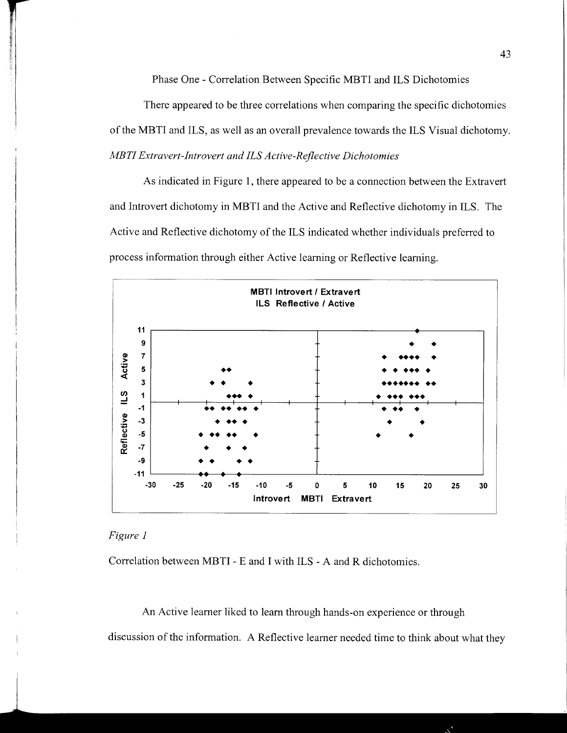Phase One - Correlation Between Specific MBTI and ILS Dichotomies

There appeared to be three correlations when comparing the specific dichotomies of the MBTI and ILS, as well as an overall prevalence towards the ILS Visual dichotomy.

*MBTI Extravert-Introvert and ILS Active-Reflective Dichotomies*

As indicated in Figure 1, there appeared to be a connection between the Extravert and Introvert dichotomy in MBTI and the Active and Reflective dichotomy in ILS. The Active and Reflective dichotomy of the ILS indicated whether individuals preferred to process information through either Active learning or Reflective learning.

*Figure 1*

Correlation between MBTI - E and I with ILS - A and R dichotomies.

An Active learner liked to learn through hands-on experience or through discussion of the information. A Reflective learner needed time to think about what they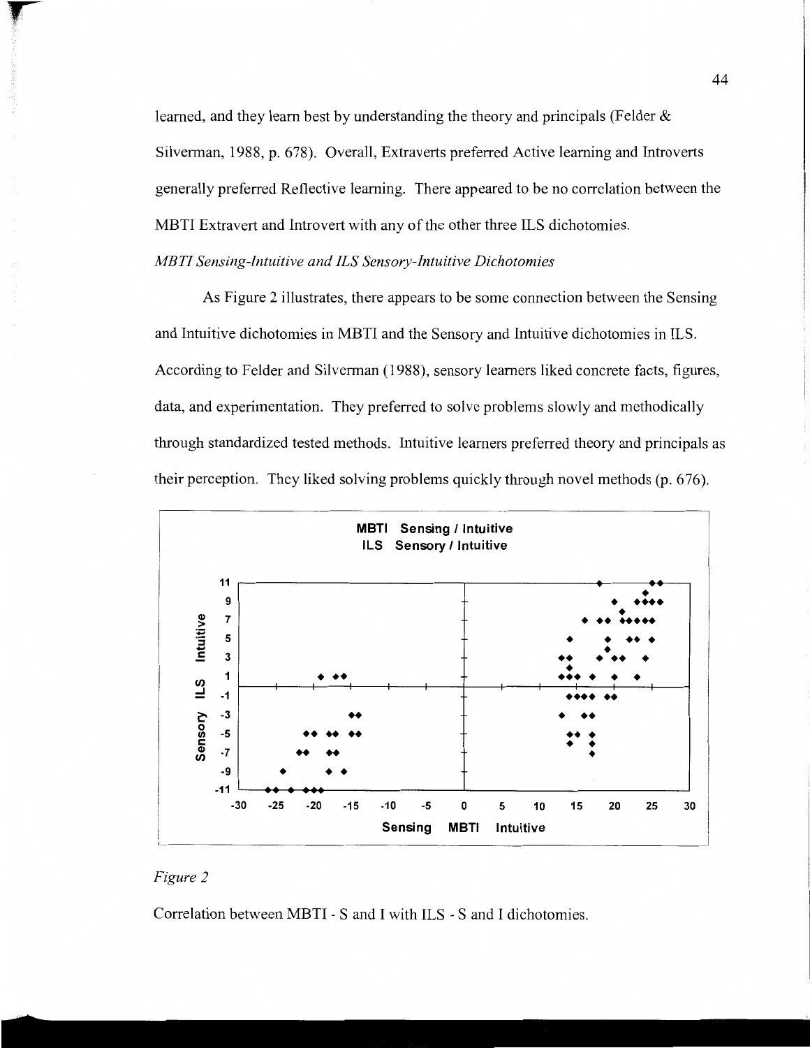learned, and they learn best by understanding the theory and principals (Felder & Silverman, 1988, p. 678). Overall, Extraverts preferred Active learning and Introverts generally preferred Reflective learning. There appeared to be no correlation between the MBTI Extravert and Introvert with any of the other three ILS dichotomies.

*MBTI Sensing-Intuitive and ILS Sensory-Intuitive Dichotomies*

As Figure 2 illustrates, there appears to be some connection between the Sensing and Intuitive dichotomies in MBTI and the Sensory and Intuitive dichotomies in ILS. According to Felder and Silverman (1988), sensory learners liked concrete facts, figures, data, and experimentation. They preferred to solve problems slowly and methodically through standardized tested methods. Intuitive learners preferred theory and principals as their perception. They liked solving problems quickly through novel methods (p. 676).

*Figure 2*

Correlation between MBTI - S and I with ILS - S and I dichotomies.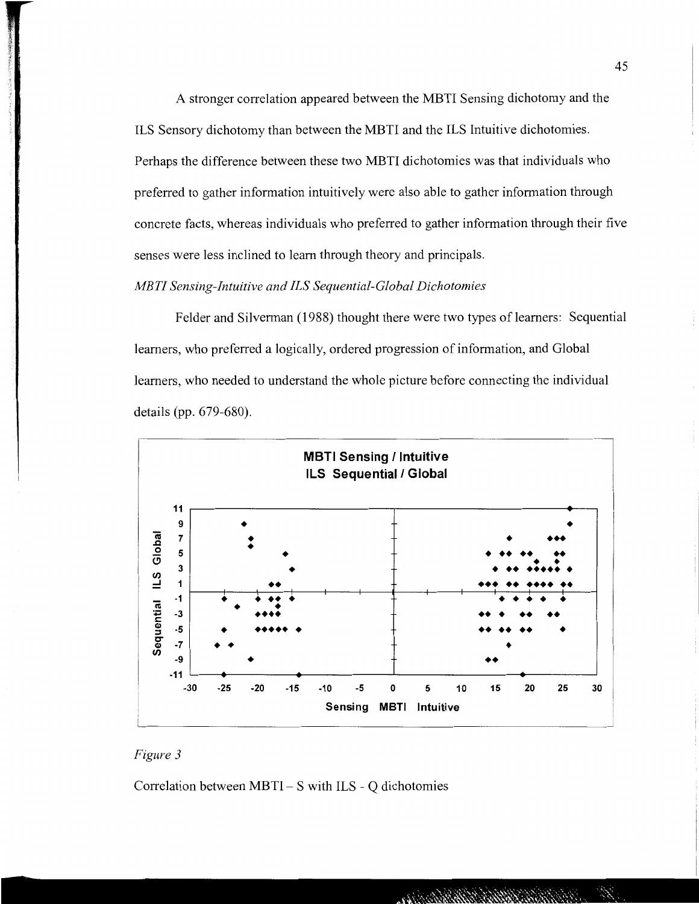A stronger correlation appeared between the MBTI Sensing dichotomy and the ILS Sensory dichotomy than between the MBTI and the ILS Intuitive dichotomies. Perhaps the difference between these two MBTI dichotomies was that individuals who preferred to gather information intuitively were also able to gather information through concrete facts, whereas individuals who preferred to gather information through their five senses were less inclined to learn through theory and principals.

*MBTI Sensing-Intuitive and ILS Sequential-Global Dichotomies*

Felder and Silverman (1988) thought there were two types of learners: Sequential learners, who preferred a logically, ordered progression of information, and Global learners, who needed to understand the whole picture before connecting the individual details (pp. 679-680).

*Figure 3*

Correlation between MBTI – S with ILS - Q dichotomies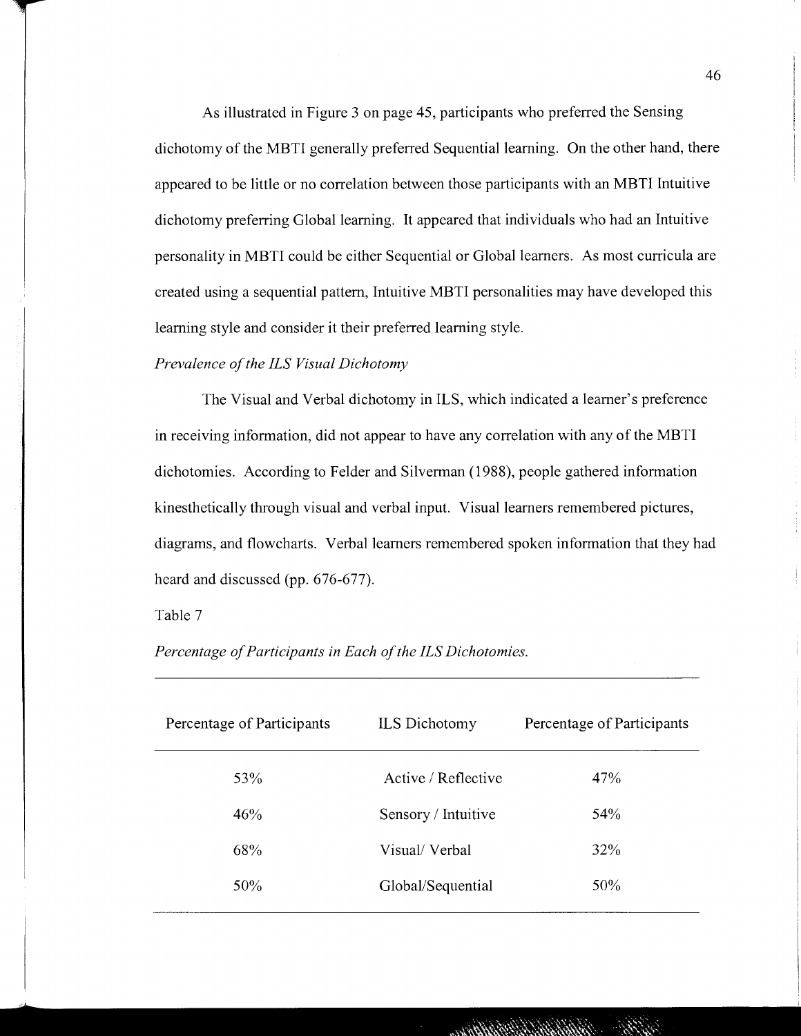As illustrated in Figure 3 on page 45, participants who preferred the Sensing dichotomy of the MBTI generally preferred Sequential learning. On the other hand, there appeared to be little or no correlation between those participants with an MBTI Intuitive dichotomy preferring Global learning. It appeared that individuals who had an Intuitive personality in MBTI could be either Sequential or Global learners. As most curricula are created using a sequential pattern, Intuitive MBTI personalities may have developed this learning style and consider it their preferred learning style.

*Prevalence of the ILS Visual Dichotomy*

The Visual and Verbal dichotomy in ILS, which indicated a learner's preference in receiving information, did not appear to have any correlation with any of the MBTI dichotomies. According to Felder and Silverman (1988), people gathered information kinesthetically through visual and verbal input. Visual learners remembered pictures, diagrams, and flowcharts. Verbal learners remembered spoken information that they had heard and discussed (pp. 676-677).

Table 7

*Percentage of Participants in Each of the ILS Dichotomies.*

| Percentage of Participants | ILS Dichotomy | Percentage of Participants |
|---|---|---|
| 53% | Active / Reflective | 47% |
| 46% | Sensory / Intuitive | 54% |
| 68% | Visual/ Verbal | 32% |
| 50% | Global/Sequential | 50% |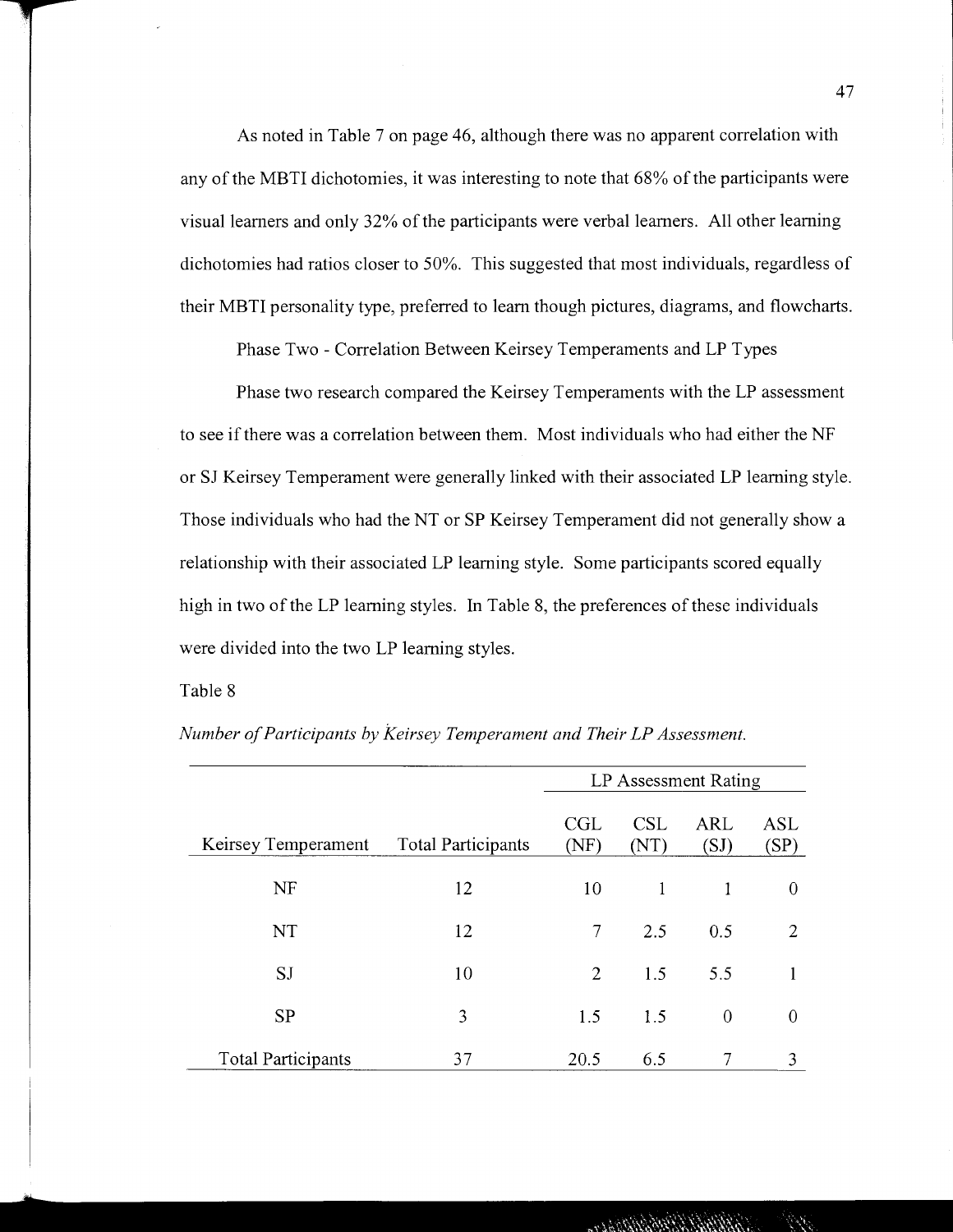As noted in Table 7 on page 46, although there was no apparent correlation with any of the MBTI dichotomies, it was interesting to note that 68% of the participants were visual learners and only 32% of the participants were verbal learners. All other learning dichotomies had ratios closer to 50%. This suggested that most individuals, regardless of their MBTI personality type, preferred to learn though pictures, diagrams, and flowcharts.

## Phase Two - Correlation Between Keirsey Temperaments and LP Types

Phase two research compared the Keirsey Temperaments with the LP assessment to see if there was a correlation between them. Most individuals who had either the NF or SJ Keirsey Temperament were generally linked with their associated LP learning style. Those individuals who had the NT or SP Keirsey Temperament did not generally show a relationship with their associated LP learning style. Some participants scored equally high in two of the LP learning styles. In Table 8, the preferences of these individuals were divided into the two LP learning styles.

Table 8

*Number of Participants by Keirsey Temperament and Their LP Assessment.*

| | | LP Assessment Rating | | | |
|---|---|---|---|---|---|
| Keirsey Temperament | Total Participants | CGL (NF) | CSL (NT) | ARL (SJ) | ASL (SP) |
| NF | 12 | 10 | 1 | 1 | 0 |
| NT | 12 | 7 | 2.5 | 0.5 | 2 |
| SJ | 10 | 2 | 1.5 | 5.5 | 1 |
| SP | 3 | 1.5 | 1.5 | 0 | 0 |
| Total Participants | 37 | 20.5 | 6.5 | 7 | 3 |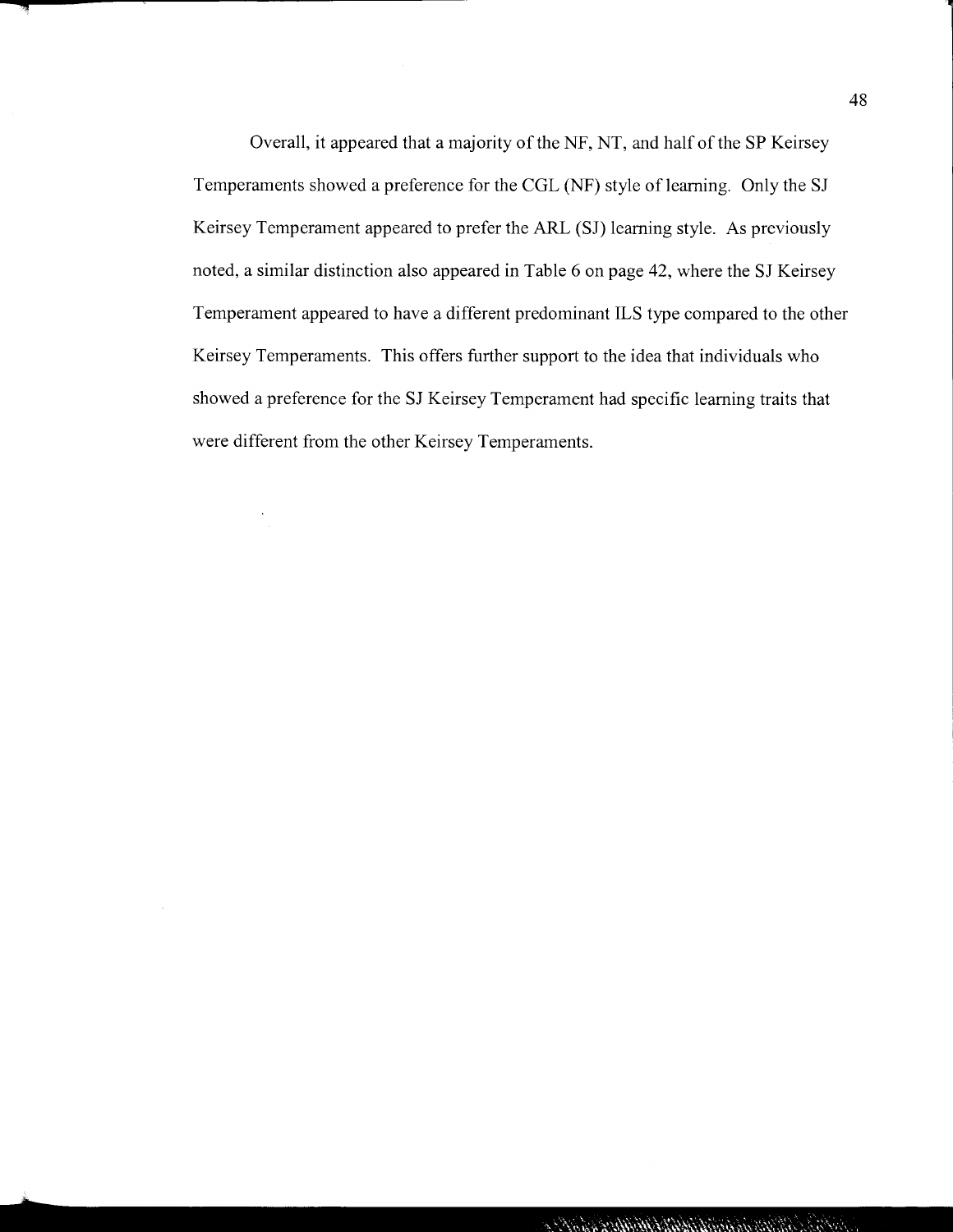Overall, it appeared that a majority of the NF, NT, and half of the SP Keirsey Temperaments showed a preference for the CGL (NF) style of learning. Only the SJ Keirsey Temperament appeared to prefer the ARL (SJ) learning style. As previously noted, a similar distinction also appeared in Table 6 on page 42, where the SJ Keirsey Temperament appeared to have a different predominant ILS type compared to the other Keirsey Temperaments. This offers further support to the idea that individuals who showed a preference for the SJ Keirsey Temperament had specific learning traits that were different from the other Keirsey Temperaments.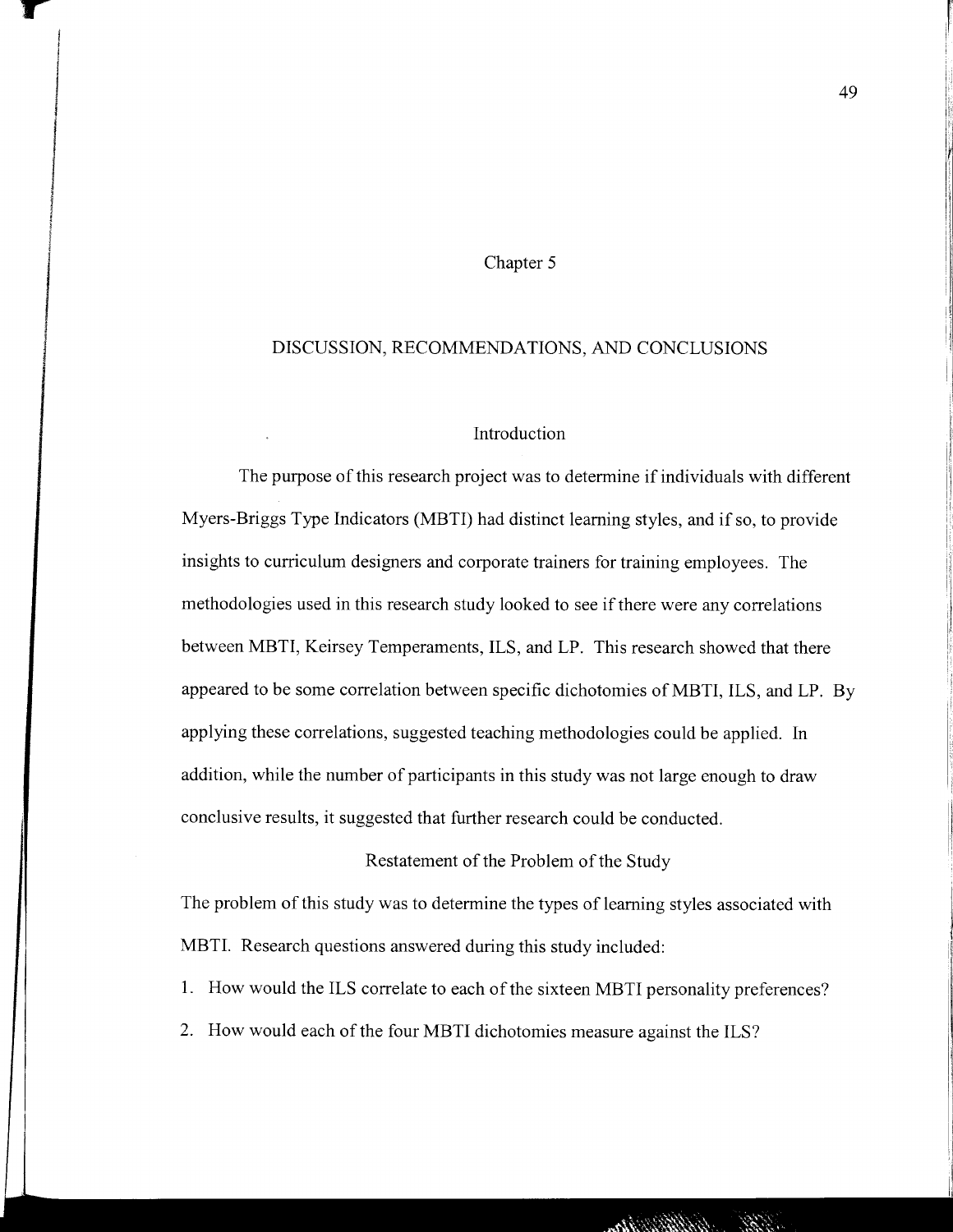# Chapter 5

## DISCUSSION, RECOMMENDATIONS, AND CONCLUSIONS

### Introduction

The purpose of this research project was to determine if individuals with different Myers-Briggs Type Indicators (MBTI) had distinct learning styles, and if so, to provide insights to curriculum designers and corporate trainers for training employees. The methodologies used in this research study looked to see if there were any correlations between MBTI, Keirsey Temperaments, ILS, and LP. This research showed that there appeared to be some correlation between specific dichotomies of MBTI, ILS, and LP. By applying these correlations, suggested teaching methodologies could be applied. In addition, while the number of participants in this study was not large enough to draw conclusive results, it suggested that further research could be conducted.

### Restatement of the Problem of the Study

The problem of this study was to determine the types of learning styles associated with MBTI. Research questions answered during this study included:

1. How would the ILS correlate to each of the sixteen MBTI personality preferences?
2. How would each of the four MBTI dichotomies measure against the ILS?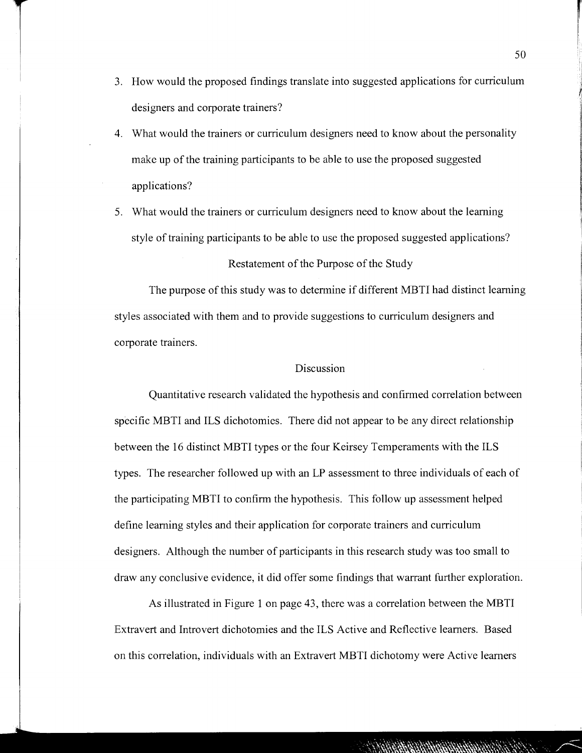3. How would the proposed findings translate into suggested applications for curriculum designers and corporate trainers?
4. What would the trainers or curriculum designers need to know about the personality make up of the training participants to be able to use the proposed suggested applications?
5. What would the trainers or curriculum designers need to know about the learning style of training participants to be able to use the proposed suggested applications?

## Restatement of the Purpose of the Study

The purpose of this study was to determine if different MBTI had distinct learning styles associated with them and to provide suggestions to curriculum designers and corporate trainers.

## Discussion

Quantitative research validated the hypothesis and confirmed correlation between specific MBTI and ILS dichotomies. There did not appear to be any direct relationship between the 16 distinct MBTI types or the four Keirsey Temperaments with the ILS types. The researcher followed up with an LP assessment to three individuals of each of the participating MBTI to confirm the hypothesis. This follow up assessment helped define learning styles and their application for corporate trainers and curriculum designers. Although the number of participants in this research study was too small to draw any conclusive evidence, it did offer some findings that warrant further exploration.

As illustrated in Figure 1 on page 43, there was a correlation between the MBTI Extravert and Introvert dichotomies and the ILS Active and Reflective learners. Based on this correlation, individuals with an Extravert MBTI dichotomy were Active learners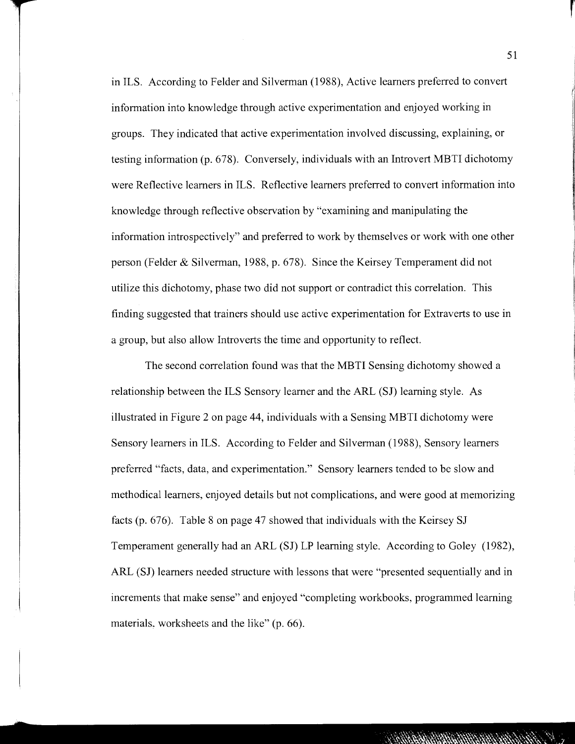in ILS. According to Felder and Silverman (1988), Active learners preferred to convert information into knowledge through active experimentation and enjoyed working in groups. They indicated that active experimentation involved discussing, explaining, or testing information (p. 678). Conversely, individuals with an Introvert MBTI dichotomy were Reflective learners in ILS. Reflective learners preferred to convert information into knowledge through reflective observation by "examining and manipulating the information introspectively" and preferred to work by themselves or work with one other person (Felder & Silverman, 1988, p. 678). Since the Keirsey Temperament did not utilize this dichotomy, phase two did not support or contradict this correlation. This finding suggested that trainers should use active experimentation for Extraverts to use in a group, but also allow Introverts the time and opportunity to reflect.

The second correlation found was that the MBTI Sensing dichotomy showed a relationship between the ILS Sensory learner and the ARL (SJ) learning style. As illustrated in Figure 2 on page 44, individuals with a Sensing MBTI dichotomy were Sensory learners in ILS. According to Felder and Silverman (1988), Sensory learners preferred "facts, data, and experimentation." Sensory learners tended to be slow and methodical learners, enjoyed details but not complications, and were good at memorizing facts (p. 676). Table 8 on page 47 showed that individuals with the Keirsey SJ Temperament generally had an ARL (SJ) LP learning style. According to Goley (1982), ARL (SJ) learners needed structure with lessons that were "presented sequentially and in increments that make sense" and enjoyed "completing workbooks, programmed learning materials, worksheets and the like" (p. 66).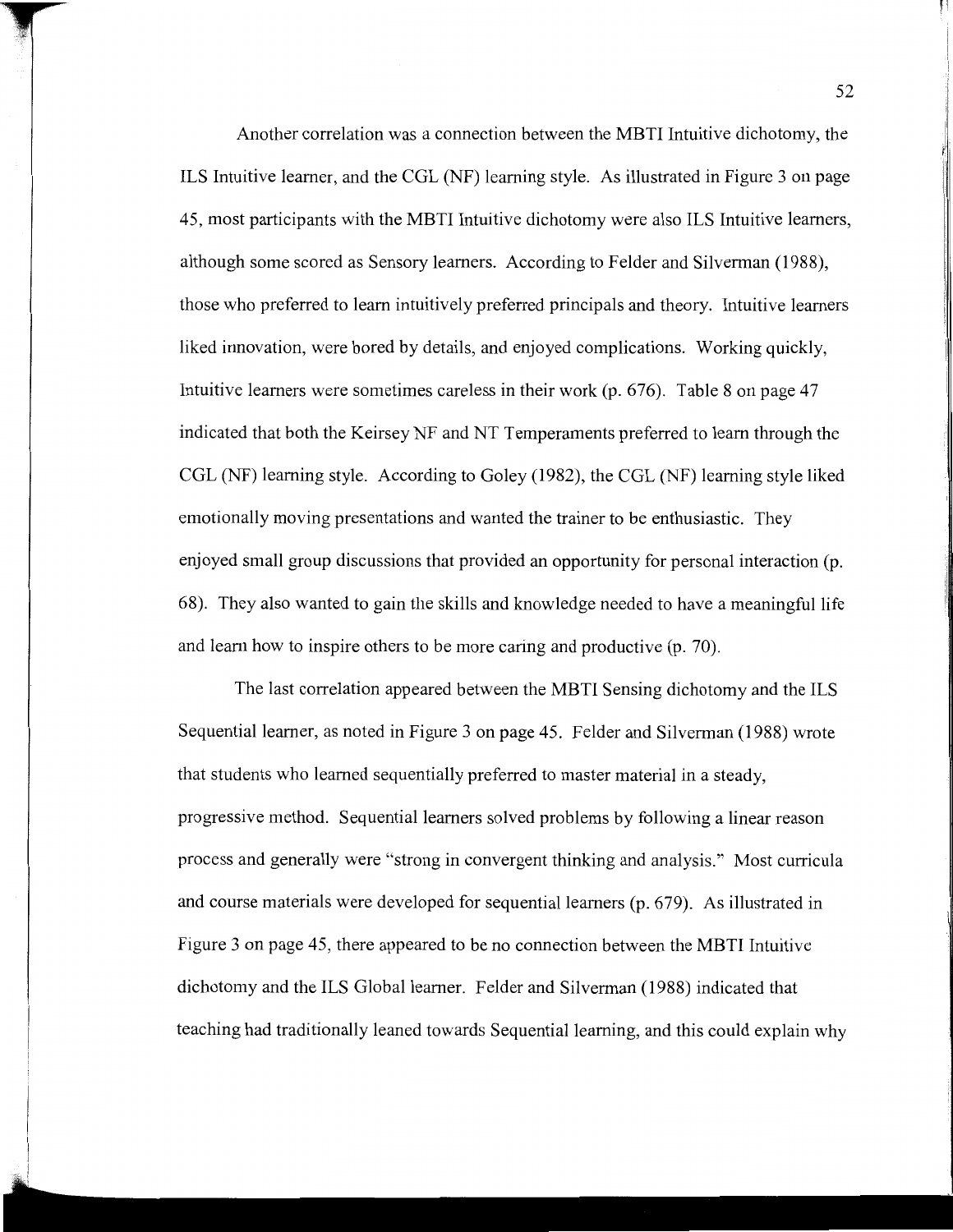Another correlation was a connection between the MBTI Intuitive dichotomy, the ILS Intuitive learner, and the CGL (NF) learning style. As illustrated in Figure 3 on page 45, most participants with the MBTI Intuitive dichotomy were also ILS Intuitive learners, although some scored as Sensory learners. According to Felder and Silverman (1988), those who preferred to learn intuitively preferred principals and theory. Intuitive learners liked innovation, were bored by details, and enjoyed complications. Working quickly, Intuitive learners were sometimes careless in their work (p. 676). Table 8 on page 47 indicated that both the Keirsey NF and NT Temperaments preferred to learn through the CGL (NF) learning style. According to Goley (1982), the CGL (NF) learning style liked emotionally moving presentations and wanted the trainer to be enthusiastic. They enjoyed small group discussions that provided an opportunity for personal interaction (p. 68). They also wanted to gain the skills and knowledge needed to have a meaningful life and learn how to inspire others to be more caring and productive (p. 70).

The last correlation appeared between the MBTI Sensing dichotomy and the ILS Sequential learner, as noted in Figure 3 on page 45. Felder and Silverman (1988) wrote that students who learned sequentially preferred to master material in a steady, progressive method. Sequential learners solved problems by following a linear reason process and generally were "strong in convergent thinking and analysis." Most curricula and course materials were developed for sequential learners (p. 679). As illustrated in Figure 3 on page 45, there appeared to be no connection between the MBTI Intuitive dichotomy and the ILS Global learner. Felder and Silverman (1988) indicated that teaching had traditionally leaned towards Sequential learning, and this could explain why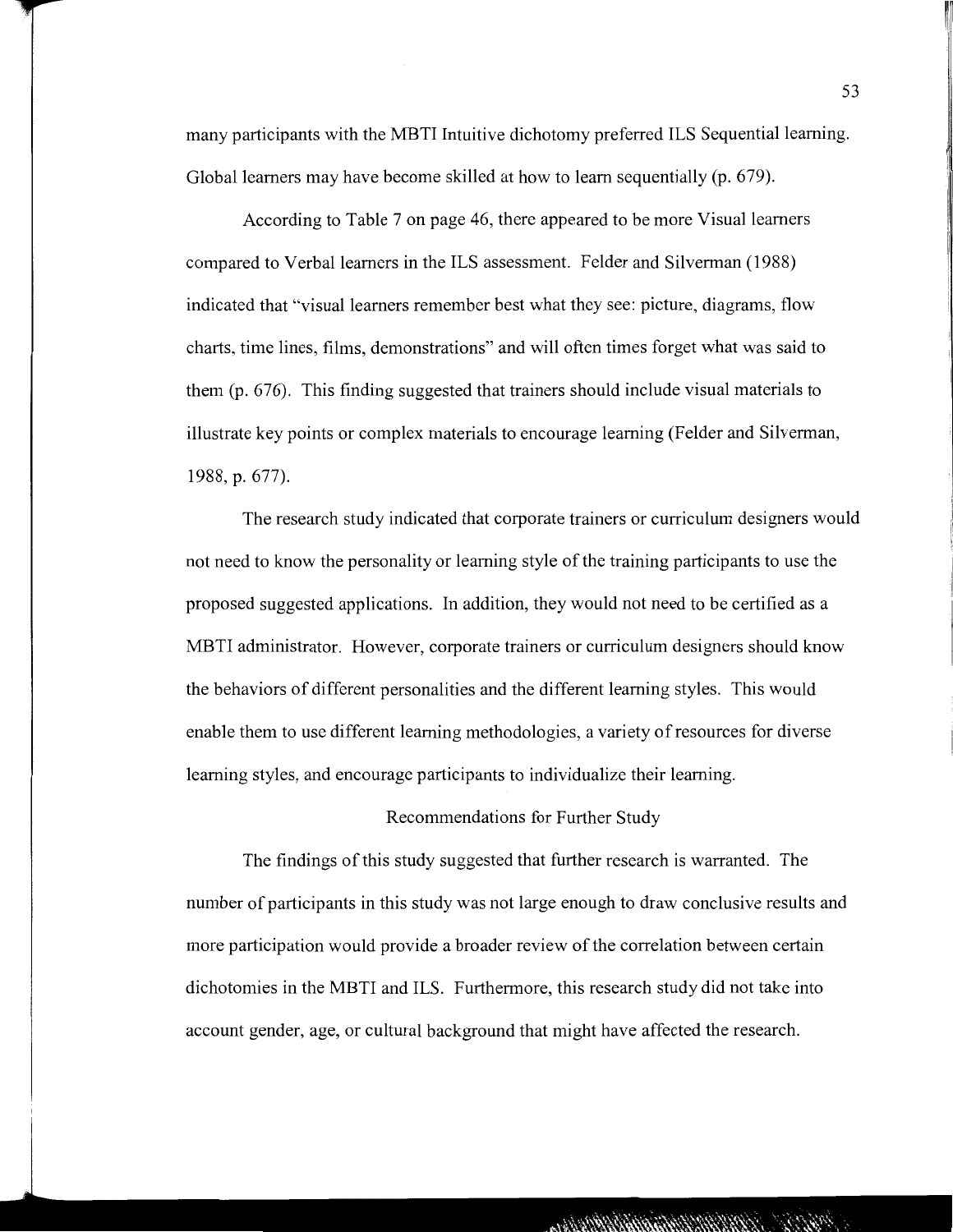many participants with the MBTI Intuitive dichotomy preferred ILS Sequential learning. Global learners may have become skilled at how to learn sequentially (p. 679).

According to Table 7 on page 46, there appeared to be more Visual learners compared to Verbal learners in the ILS assessment. Felder and Silverman (1988) indicated that "visual learners remember best what they see: picture, diagrams, flow charts, time lines, films, demonstrations" and will often times forget what was said to them (p. 676). This finding suggested that trainers should include visual materials to illustrate key points or complex materials to encourage learning (Felder and Silverman, 1988, p. 677).

The research study indicated that corporate trainers or curriculum designers would not need to know the personality or learning style of the training participants to use the proposed suggested applications. In addition, they would not need to be certified as a MBTI administrator. However, corporate trainers or curriculum designers should know the behaviors of different personalities and the different learning styles. This would enable them to use different learning methodologies, a variety of resources for diverse learning styles, and encourage participants to individualize their learning.

## Recommendations for Further Study

The findings of this study suggested that further research is warranted. The number of participants in this study was not large enough to draw conclusive results and more participation would provide a broader review of the correlation between certain dichotomies in the MBTI and ILS. Furthermore, this research study did not take into account gender, age, or cultural background that might have affected the research.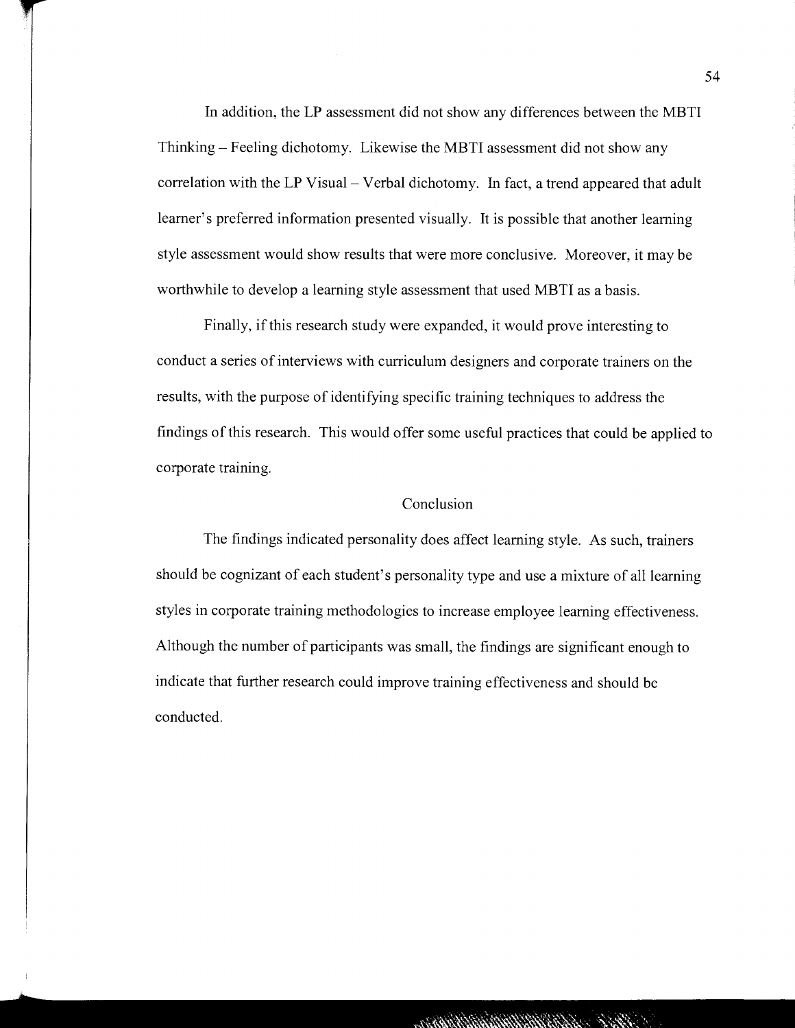In addition, the LP assessment did not show any differences between the MBTI Thinking – Feeling dichotomy. Likewise the MBTI assessment did not show any correlation with the LP Visual – Verbal dichotomy. In fact, a trend appeared that adult learner's preferred information presented visually. It is possible that another learning style assessment would show results that were more conclusive. Moreover, it may be worthwhile to develop a learning style assessment that used MBTI as a basis.

Finally, if this research study were expanded, it would prove interesting to conduct a series of interviews with curriculum designers and corporate trainers on the results, with the purpose of identifying specific training techniques to address the findings of this research. This would offer some useful practices that could be applied to corporate training.

## Conclusion

The findings indicated personality does affect learning style. As such, trainers should be cognizant of each student's personality type and use a mixture of all learning styles in corporate training methodologies to increase employee learning effectiveness. Although the number of participants was small, the findings are significant enough to indicate that further research could improve training effectiveness and should be conducted.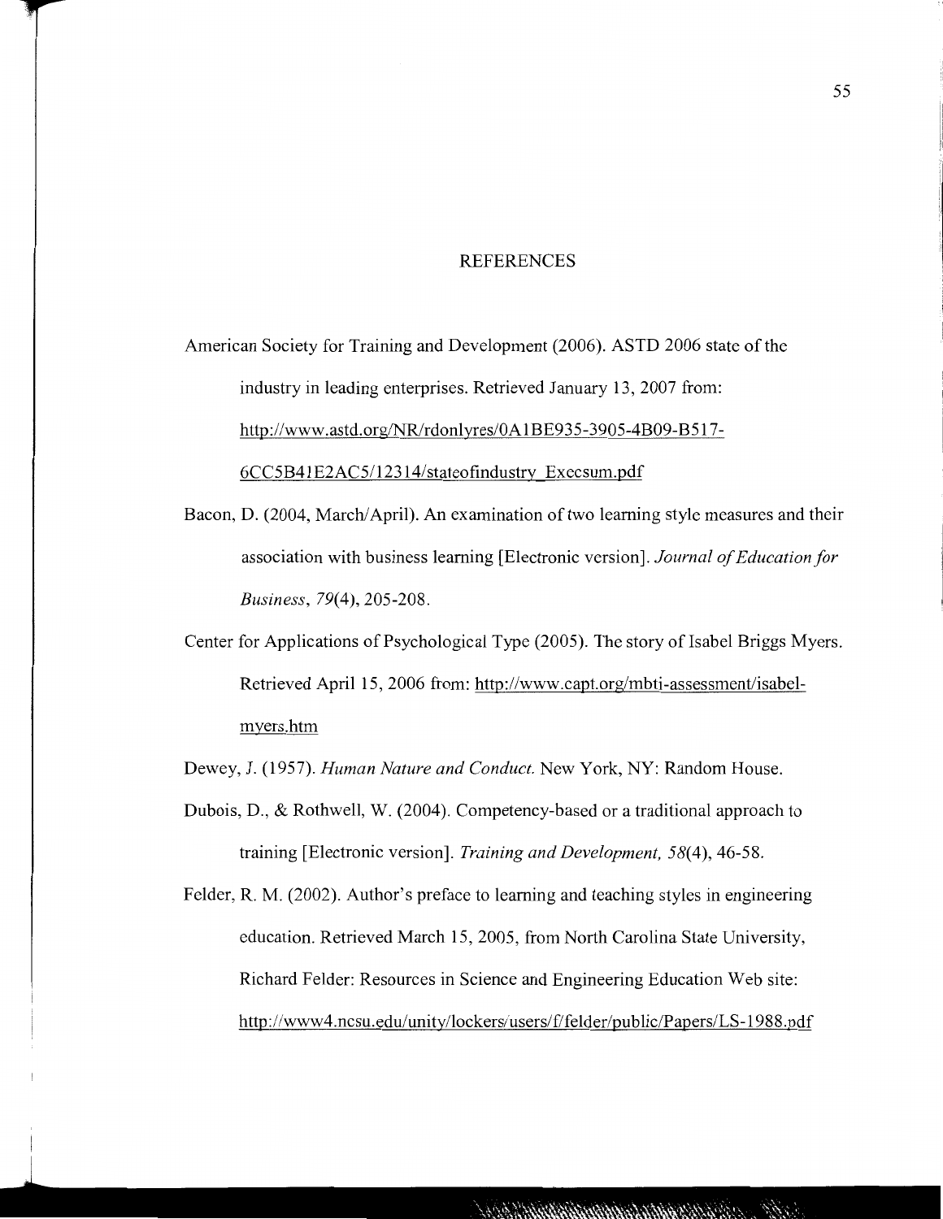# REFERENCES

American Society for Training and Development (2006). ASTD 2006 state of the industry in leading enterprises. Retrieved January 13, 2007 from: http://www.astd.org/NR/rdonlyres/0A1BE935-3905-4B09-B517-6CC5B41E2AC5/12314/stateofindustry_Execsum.pdf

Bacon, D. (2004, March/April). An examination of two learning style measures and their association with business learning [Electronic version]. *Journal of Education for Business*, *79*(4), 205-208.

Center for Applications of Psychological Type (2005). The story of Isabel Briggs Myers. Retrieved April 15, 2006 from: http://www.capt.org/mbti-assessment/isabel-myers.htm

Dewey, J. (1957). *Human Nature and Conduct.* New York, NY: Random House.

Dubois, D., & Rothwell, W. (2004). Competency-based or a traditional approach to training [Electronic version]. *Training and Development, 58*(4), 46-58.

Felder, R. M. (2002). Author's preface to learning and teaching styles in engineering education. Retrieved March 15, 2005, from North Carolina State University, Richard Felder: Resources in Science and Engineering Education Web site: http://www4.ncsu.edu/unity/lockers/users/f/felder/public/Papers/LS-1988.pdf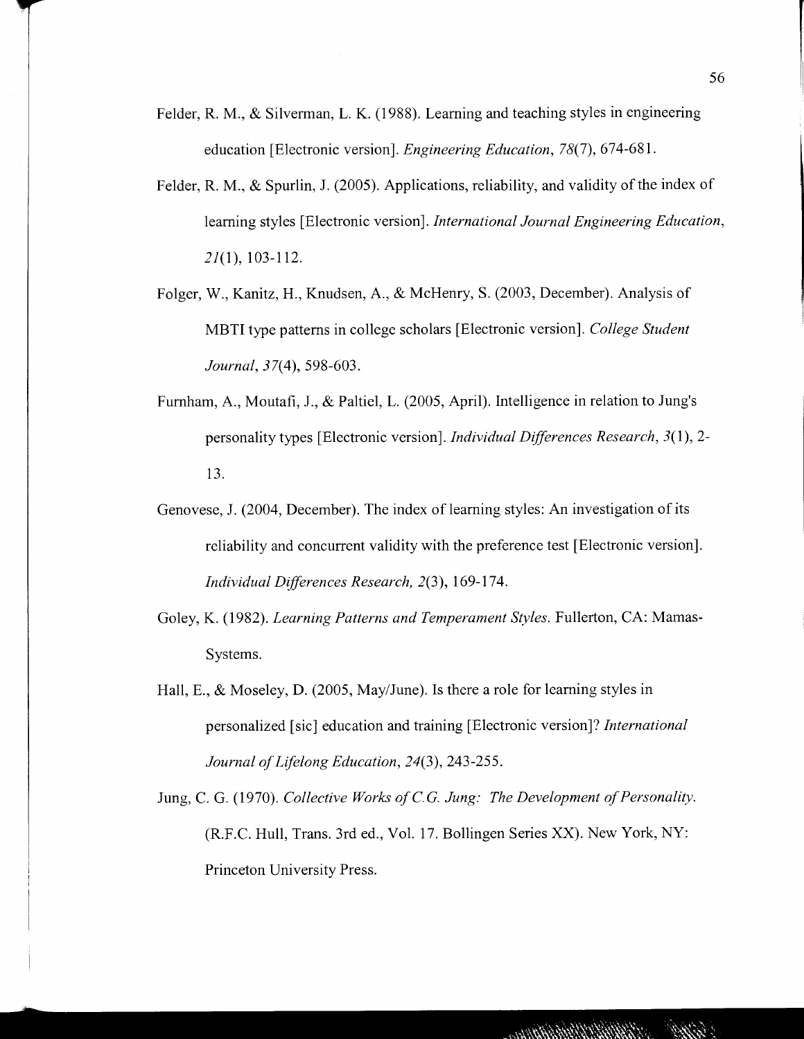Felder, R. M., & Silverman, L. K. (1988). Learning and teaching styles in engineering education [Electronic version]. *Engineering Education, 78*(7), 674-681.

Felder, R. M., & Spurlin, J. (2005). Applications, reliability, and validity of the index of learning styles [Electronic version]. *International Journal Engineering Education, 21*(1), 103-112.

Folger, W., Kanitz, H., Knudsen, A., & McHenry, S. (2003, December). Analysis of MBTI type patterns in college scholars [Electronic version]. *College Student Journal, 37*(4), 598-603.

Furnham, A., Moutafi, J., & Paltiel, L. (2005, April). Intelligence in relation to Jung's personality types [Electronic version]. *Individual Differences Research, 3*(1), 2-13.

Genovese, J. (2004, December). The index of learning styles: An investigation of its reliability and concurrent validity with the preference test [Electronic version]. *Individual Differences Research, 2*(3), 169-174.

Goley, K. (1982). *Learning Patterns and Temperament Styles.* Fullerton, CA: Mamas-Systems.

Hall, E., & Moseley, D. (2005, May/June). Is there a role for learning styles in personalized [sic] education and training [Electronic version]? *International Journal of Lifelong Education, 24*(3), 243-255.

Jung, C. G. (1970). *Collective Works of C.G. Jung: The Development of Personality.* (R.F.C. Hull, Trans. 3rd ed., Vol. 17. Bollingen Series XX). New York, NY: Princeton University Press.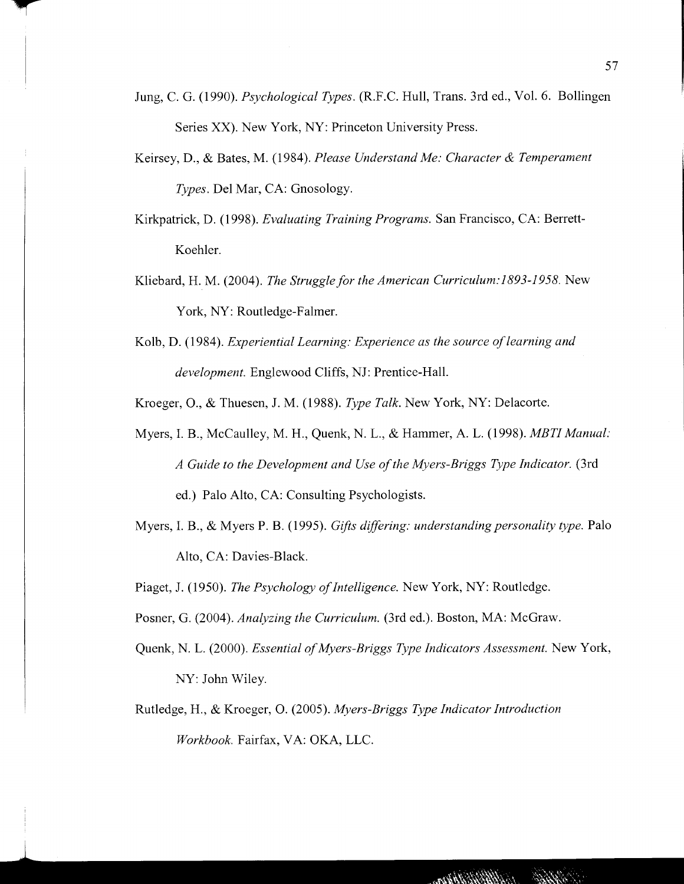Jung, C. G. (1990). *Psychological Types*. (R.F.C. Hull, Trans. 3rd ed., Vol. 6. Bollingen Series XX). New York, NY: Princeton University Press.

Keirsey, D., & Bates, M. (1984). *Please Understand Me: Character & Temperament Types*. Del Mar, CA: Gnosology.

Kirkpatrick, D. (1998). *Evaluating Training Programs.* San Francisco, CA: Berrett-Koehler.

Kliebard, H. M. (2004). *The Struggle for the American Curriculum:1893-1958.* New York, NY: Routledge-Falmer.

Kolb, D. (1984). *Experiential Learning: Experience as the source of learning and development.* Englewood Cliffs, NJ: Prentice-Hall.

Kroeger, O., & Thuesen, J. M. (1988). *Type Talk.* New York, NY: Delacorte.

Myers, I. B., McCaulley, M. H., Quenk, N. L., & Hammer, A. L. (1998). *MBTI Manual: A Guide to the Development and Use of the Myers-Briggs Type Indicator.* (3rd ed.) Palo Alto, CA: Consulting Psychologists.

Myers, I. B., & Myers P. B. (1995). *Gifts differing: understanding personality type.* Palo Alto, CA: Davies-Black.

Piaget, J. (1950). *The Psychology of Intelligence.* New York, NY: Routledge.

Posner, G. (2004). *Analyzing the Curriculum.* (3rd ed.). Boston, MA: McGraw.

Quenk, N. L. (2000). *Essential of Myers-Briggs Type Indicators Assessment.* New York, NY: John Wiley.

Rutledge, H., & Kroeger, O. (2005). *Myers-Briggs Type Indicator Introduction Workbook.* Fairfax, VA: OKA, LLC.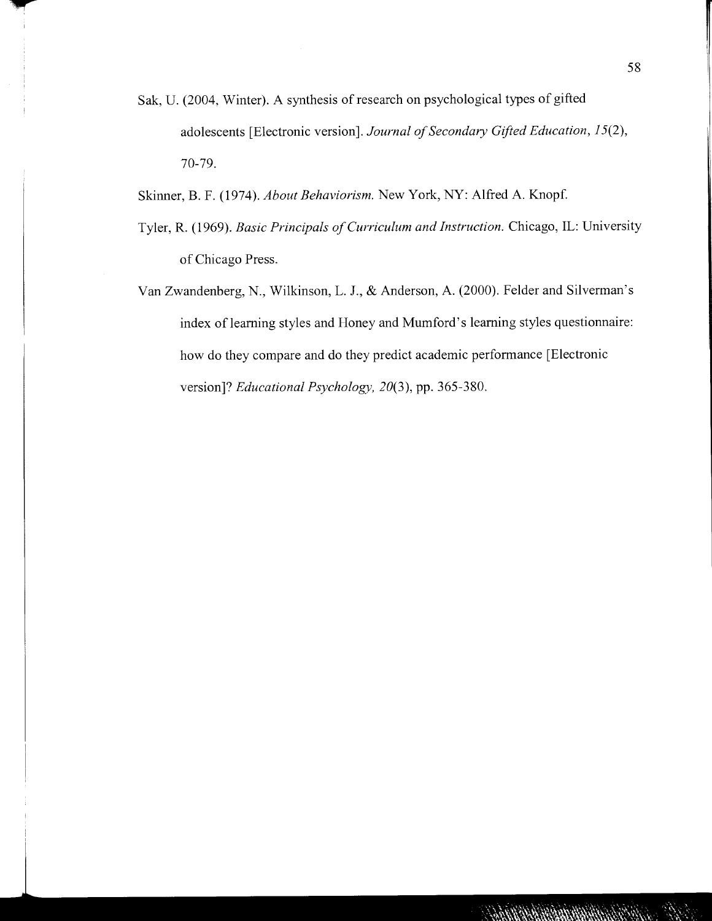Sak, U. (2004, Winter). A synthesis of research on psychological types of gifted adolescents [Electronic version]. *Journal of Secondary Gifted Education, 15*(2), 70-79.

Skinner, B. F. (1974). *About Behaviorism.* New York, NY: Alfred A. Knopf.

Tyler, R. (1969). *Basic Principals of Curriculum and Instruction.* Chicago, IL: University of Chicago Press.

Van Zwandenberg, N., Wilkinson, L. J., & Anderson, A. (2000). Felder and Silverman's index of learning styles and Honey and Mumford's learning styles questionnaire: how do they compare and do they predict academic performance [Electronic version]? *Educational Psychology, 20*(3), pp. 365-380.